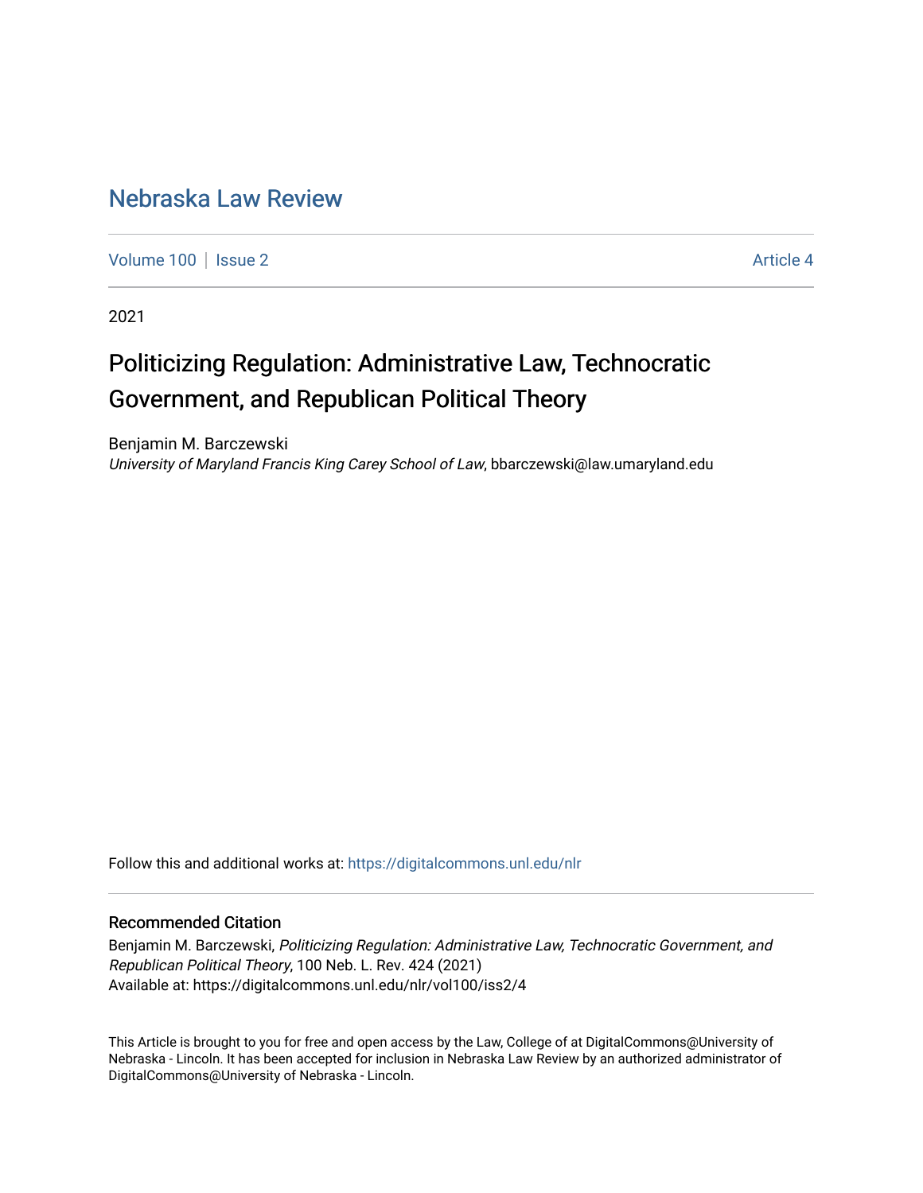# Nebraska Law Review

Volume 100 | Issue 2 | Article 4

2021

## Politicizing Regulation: Administrative Law, Technocratic Government, and Republican Political Theory

Benjamin M. Barczewski
*University of Maryland Francis King Carey School of Law*, bbarczewski@law.umaryland.edu

Follow this and additional works at: https://digitalcommons.unl.edu/nlr

### Recommended Citation

Benjamin M. Barczewski, *Politicizing Regulation: Administrative Law, Technocratic Government, and Republican Political Theory*, 100 Neb. L. Rev. 424 (2021)
Available at: https://digitalcommons.unl.edu/nlr/vol100/iss2/4

This Article is brought to you for free and open access by the Law, College of at DigitalCommons@University of Nebraska - Lincoln. It has been accepted for inclusion in Nebraska Law Review by an authorized administrator of DigitalCommons@University of Nebraska - Lincoln.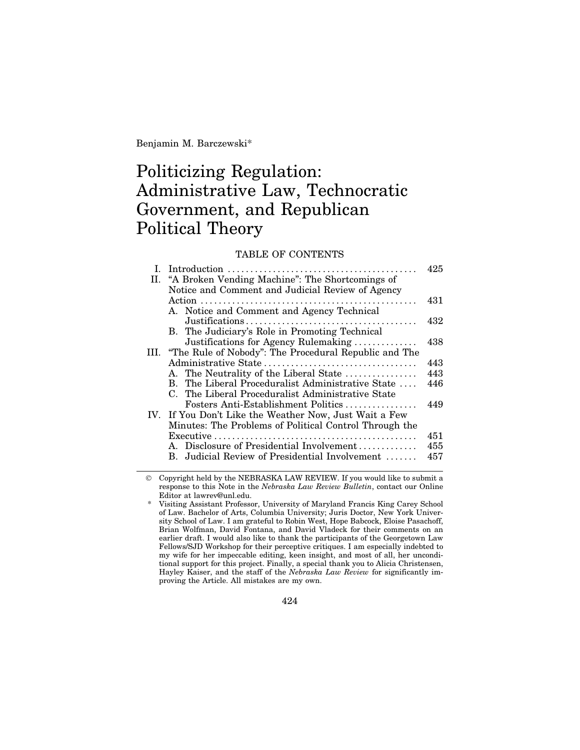Benjamin M. Barczewski*

# Politicizing Regulation: Administrative Law, Technocratic Government, and Republican Political Theory

TABLE OF CONTENTS

| | | |
|---|---|---|
| I. | Introduction | 425 |
| II. | "A Broken Vending Machine": The Shortcomings of Notice and Comment and Judicial Review of Agency Action | 431 |
| | A. Notice and Comment and Agency Technical Justifications | 432 |
| | B. The Judiciary's Role in Promoting Technical Justifications for Agency Rulemaking | 438 |
| III. | "The Rule of Nobody": The Procedural Republic and The Administrative State | 443 |
| | A. The Neutrality of the Liberal State | 443 |
| | B. The Liberal Proceduralist Administrative State | 446 |
| | C. The Liberal Proceduralist Administrative State Fosters Anti-Establishment Politics | 449 |
| IV. | If You Don't Like the Weather Now, Just Wait a Few Minutes: The Problems of Political Control Through the Executive | 451 |
| | A. Disclosure of Presidential Involvement | 455 |
| | B. Judicial Review of Presidential Involvement | 457 |

© Copyright held by the NEBRASKA LAW REVIEW. If you would like to submit a response to this Note in the *Nebraska Law Review Bulletin*, contact our Online Editor at lawrev@unl.edu.

\* Visiting Assistant Professor, University of Maryland Francis King Carey School of Law. Bachelor of Arts, Columbia University; Juris Doctor, New York University School of Law. I am grateful to Robin West, Hope Babcock, Eloise Pasachoff, Brian Wolfman, David Fontana, and David Vladeck for their comments on an earlier draft. I would also like to thank the participants of the Georgetown Law Fellows/SJD Workshop for their perceptive critiques. I am especially indebted to my wife for her impeccable editing, keen insight, and most of all, her unconditional support for this project. Finally, a special thank you to Alicia Christensen, Hayley Kaiser, and the staff of the *Nebraska Law Review* for significantly improving the Article. All mistakes are my own.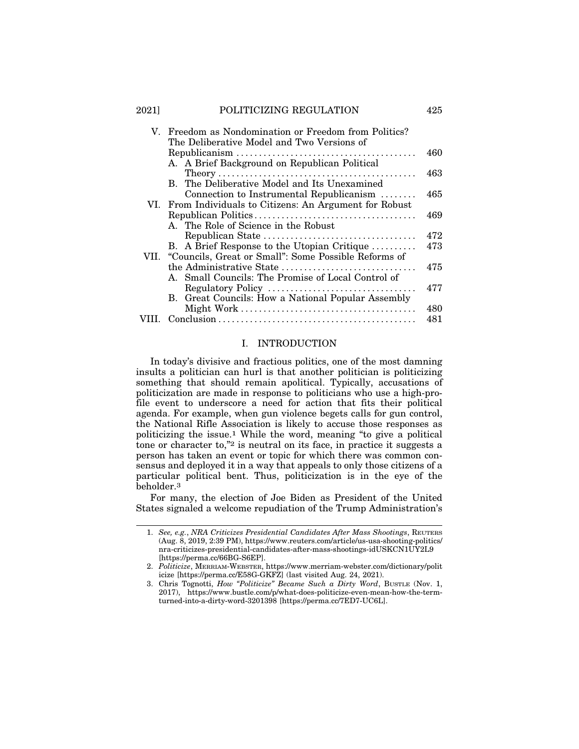| | | |
|---|---|---|
| V. | Freedom as Nondomination or Freedom from Politics? The Deliberative Model and Two Versions of Republicanism | 460 |
| | A. A Brief Background on Republican Political Theory | 463 |
| | B. The Deliberative Model and Its Unexamined Connection to Instrumental Republicanism | 465 |
| VI. | From Individuals to Citizens: An Argument for Robust Republican Politics | 469 |
| | A. The Role of Science in the Robust Republican State | 472 |
| | B. A Brief Response to the Utopian Critique | 473 |
| VII. | "Councils, Great or Small": Some Possible Reforms of the Administrative State | 475 |
| | A. Small Councils: The Promise of Local Control of Regulatory Policy | 477 |
| | B. Great Councils: How a National Popular Assembly Might Work | 480 |
| VIII. | Conclusion | 481 |

## I. INTRODUCTION

In today's divisive and fractious politics, one of the most damning insults a politician can hurl is that another politician is politicizing something that should remain apolitical. Typically, accusations of politicization are made in response to politicians who use a high-profile event to underscore a need for action that fits their political agenda. For example, when gun violence begets calls for gun control, the National Rifle Association is likely to accuse those responses as politicizing the issue.[1] While the word, meaning "to give a political tone or character to,"[2] is neutral on its face, in practice it suggests a person has taken an event or topic for which there was common consensus and deployed it in a way that appeals to only those citizens of a particular political bent. Thus, politicization is in the eye of the beholder.[3]

For many, the election of Joe Biden as President of the United States signaled a welcome repudiation of the Trump Administration's

1. *See, e.g.*, *NRA Criticizes Presidential Candidates After Mass Shootings*, REUTERS (Aug. 8, 2019, 2:39 PM), https://www.reuters.com/article/us-usa-shooting-politics/nra-criticizes-presidential-candidates-after-mass-shootings-idUSKCN1UY2L9 [https://perma.cc/66BG-S6EP].

2. *Politicize*, MERRIAM-WEBSTER, https://www.merriam-webster.com/dictionary/politicize [https://perma.cc/E58G-GKFZ] (last visited Aug. 24, 2021).

3. Chris Tognotti, *How "Politicize" Became Such a Dirty Word*, BUSTLE (Nov. 1, 2017), https://www.bustle.com/p/what-does-politicize-even-mean-how-the-term-turned-into-a-dirty-word-3201398 [https://perma.cc/7ED7-UC6L].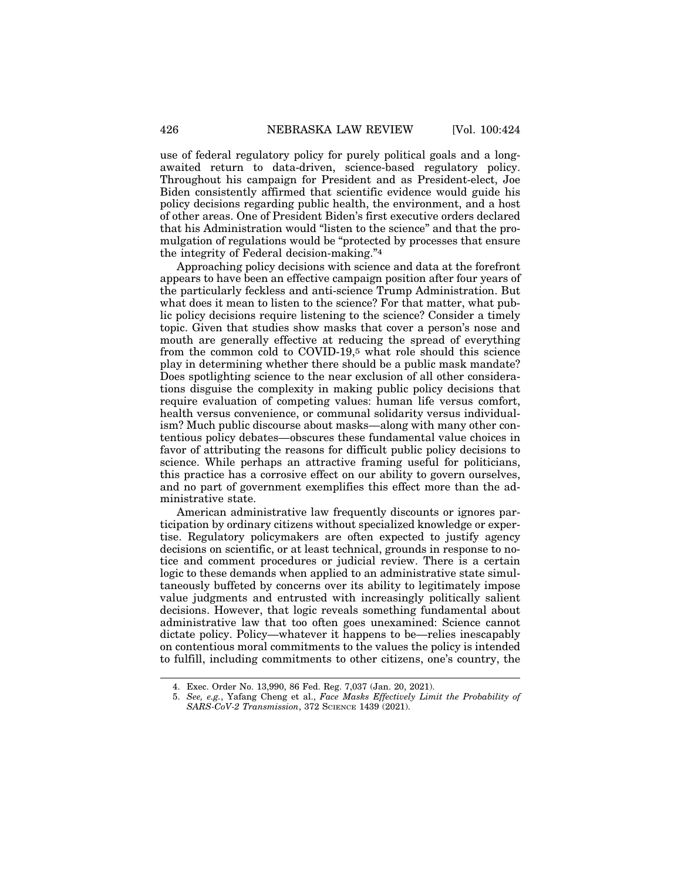use of federal regulatory policy for purely political goals and a long-awaited return to data-driven, science-based regulatory policy. Throughout his campaign for President and as President-elect, Joe Biden consistently affirmed that scientific evidence would guide his policy decisions regarding public health, the environment, and a host of other areas. One of President Biden's first executive orders declared that his Administration would "listen to the science" and that the promulgation of regulations would be "protected by processes that ensure the integrity of Federal decision-making."[4]

Approaching policy decisions with science and data at the forefront appears to have been an effective campaign position after four years of the particularly feckless and anti-science Trump Administration. But what does it mean to listen to the science? For that matter, what public policy decisions require listening to the science? Consider a timely topic. Given that studies show masks that cover a person's nose and mouth are generally effective at reducing the spread of everything from the common cold to COVID-19,[5] what role should this science play in determining whether there should be a public mask mandate? Does spotlighting science to the near exclusion of all other considerations disguise the complexity in making public policy decisions that require evaluation of competing values: human life versus comfort, health versus convenience, or communal solidarity versus individualism? Much public discourse about masks—along with many other contentious policy debates—obscures these fundamental value choices in favor of attributing the reasons for difficult public policy decisions to science. While perhaps an attractive framing useful for politicians, this practice has a corrosive effect on our ability to govern ourselves, and no part of government exemplifies this effect more than the administrative state.

American administrative law frequently discounts or ignores participation by ordinary citizens without specialized knowledge or expertise. Regulatory policymakers are often expected to justify agency decisions on scientific, or at least technical, grounds in response to notice and comment procedures or judicial review. There is a certain logic to these demands when applied to an administrative state simultaneously buffeted by concerns over its ability to legitimately impose value judgments and entrusted with increasingly politically salient decisions. However, that logic reveals something fundamental about administrative law that too often goes unexamined: Science cannot dictate policy. Policy—whatever it happens to be—relies inescapably on contentious moral commitments to the values the policy is intended to fulfill, including commitments to other citizens, one's country, the

---

4. Exec. Order No. 13,990, 86 Fed. Reg. 7,037 (Jan. 20, 2021).

5. *See, e.g.*, Yafang Cheng et al., *Face Masks Effectively Limit the Probability of SARS-CoV-2 Transmission*, 372 SCIENCE 1439 (2021).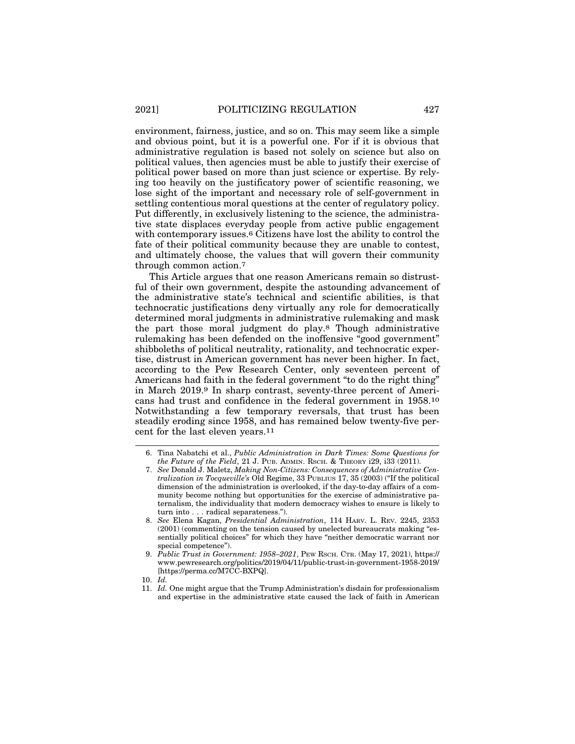environment, fairness, justice, and so on. This may seem like a simple and obvious point, but it is a powerful one. For if it is obvious that administrative regulation is based not solely on science but also on political values, then agencies must be able to justify their exercise of political power based on more than just science or expertise. By relying too heavily on the justificatory power of scientific reasoning, we lose sight of the important and necessary role of self-government in settling contentious moral questions at the center of regulatory policy. Put differently, in exclusively listening to the science, the administrative state displaces everyday people from active public engagement with contemporary issues.[6] Citizens have lost the ability to control the fate of their political community because they are unable to contest, and ultimately choose, the values that will govern their community through common action.[7]

This Article argues that one reason Americans remain so distrustful of their own government, despite the astounding advancement of the administrative state's technical and scientific abilities, is that technocratic justifications deny virtually any role for democratically determined moral judgments in administrative rulemaking and mask the part those moral judgment do play.[8] Though administrative rulemaking has been defended on the inoffensive "good government" shibboleths of political neutrality, rationality, and technocratic expertise, distrust in American government has never been higher. In fact, according to the Pew Research Center, only seventeen percent of Americans had faith in the federal government "to do the right thing" in March 2019.[9] In sharp contrast, seventy-three percent of Americans had trust and confidence in the federal government in 1958.[10] Notwithstanding a few temporary reversals, that trust has been steadily eroding since 1958, and has remained below twenty-five percent for the last eleven years.[11]

---

6. Tina Nabatchi et al., *Public Administration in Dark Times: Some Questions for the Future of the Field*, 21 J. PUB. ADMIN. RSCH. & THEORY i29, i33 (2011).

7. *See* Donald J. Maletz, *Making Non-Citizens: Consequences of Administrative Centralization in Tocqueville's* Old Regime, 33 PUBLIUS 17, 35 (2003) ("If the political dimension of the administration is overlooked, if the day-to-day affairs of a community become nothing but opportunities for the exercise of administrative paternalism, the individuality that modern democracy wishes to ensure is likely to turn into . . . radical separateness.").

8. *See* Elena Kagan, *Presidential Administration*, 114 HARV. L. REV. 2245, 2353 (2001) (commenting on the tension caused by unelected bureaucrats making "essentially political choices" for which they have "neither democratic warrant nor special competence").

9. *Public Trust in Government: 1958–2021*, PEW RSCH. CTR. (May 17, 2021), https://www.pewresearch.org/politics/2019/04/11/public-trust-in-government-1958-2019/ [https://perma.cc/M7CC-BXPQ].

10. *Id.*

11. *Id.* One might argue that the Trump Administration's disdain for professionalism and expertise in the administrative state caused the lack of faith in American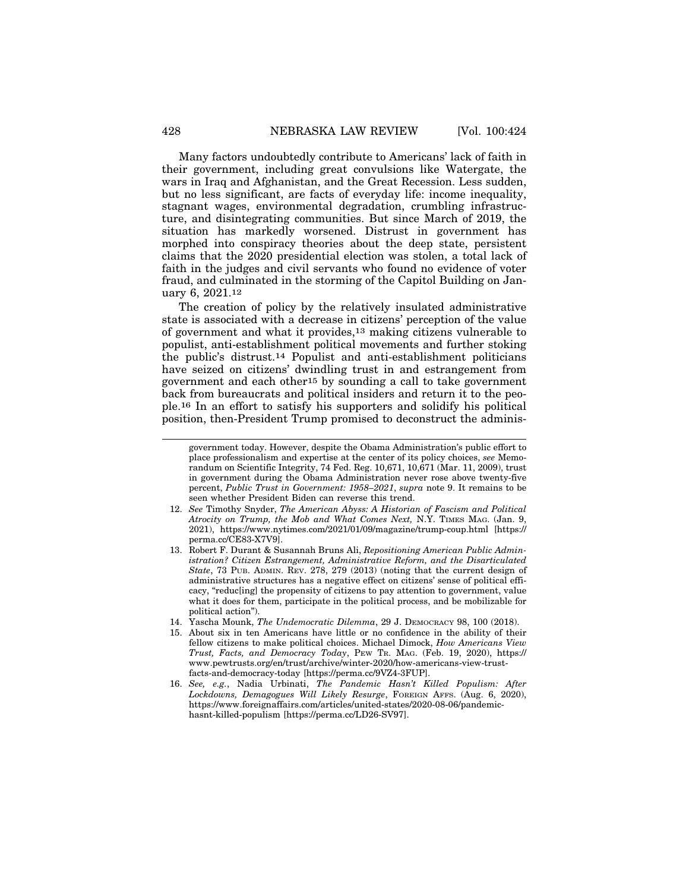Many factors undoubtedly contribute to Americans' lack of faith in their government, including great convulsions like Watergate, the wars in Iraq and Afghanistan, and the Great Recession. Less sudden, but no less significant, are facts of everyday life: income inequality, stagnant wages, environmental degradation, crumbling infrastructure, and disintegrating communities. But since March of 2019, the situation has markedly worsened. Distrust in government has morphed into conspiracy theories about the deep state, persistent claims that the 2020 presidential election was stolen, a total lack of faith in the judges and civil servants who found no evidence of voter fraud, and culminated in the storming of the Capitol Building on January 6, 2021.[12]

The creation of policy by the relatively insulated administrative state is associated with a decrease in citizens' perception of the value of government and what it provides,[13] making citizens vulnerable to populist, anti-establishment political movements and further stoking the public's distrust.[14] Populist and anti-establishment politicians have seized on citizens' dwindling trust in and estrangement from government and each other[15] by sounding a call to take government back from bureaucrats and political insiders and return it to the people.[16] In an effort to satisfy his supporters and solidify his political position, then-President Trump promised to deconstruct the adminis-

---

government today. However, despite the Obama Administration's public effort to place professionalism and expertise at the center of its policy choices, *see* Memorandum on Scientific Integrity, 74 Fed. Reg. 10,671, 10,671 (Mar. 11, 2009), trust in government during the Obama Administration never rose above twenty-five percent, *Public Trust in Government: 1958–2021*, *supra* note 9. It remains to be seen whether President Biden can reverse this trend.

12. *See* Timothy Snyder, *The American Abyss: A Historian of Fascism and Political Atrocity on Trump, the Mob and What Comes Next,* N.Y. TIMES MAG. (Jan. 9, 2021), https://www.nytimes.com/2021/01/09/magazine/trump-coup.html [https://perma.cc/CE83-X7V9].
13. Robert F. Durant & Susannah Bruns Ali, *Repositioning American Public Administration? Citizen Estrangement, Administrative Reform, and the Disarticulated State*, 73 PUB. ADMIN. REV. 278, 279 (2013) (noting that the current design of administrative structures has a negative effect on citizens' sense of political efficacy, "reduc[ing] the propensity of citizens to pay attention to government, value what it does for them, participate in the political process, and be mobilizable for political action").
14. Yascha Mounk, *The Undemocratic Dilemma*, 29 J. DEMOCRACY 98, 100 (2018).
15. About six in ten Americans have little or no confidence in the ability of their fellow citizens to make political choices. Michael Dimock, *How Americans View Trust, Facts, and Democracy Today*, PEW TR. MAG. (Feb. 19, 2020), https://www.pewtrusts.org/en/trust/archive/winter-2020/how-americans-view-trust-facts-and-democracy-today [https://perma.cc/9VZ4-3FUP].
16. *See, e.g.*, Nadia Urbinati, *The Pandemic Hasn't Killed Populism: After Lockdowns, Demagogues Will Likely Resurge*, FOREIGN AFFS. (Aug. 6, 2020), https://www.foreignaffairs.com/articles/united-states/2020-08-06/pandemic-hasnt-killed-populism [https://perma.cc/LD26-SV97].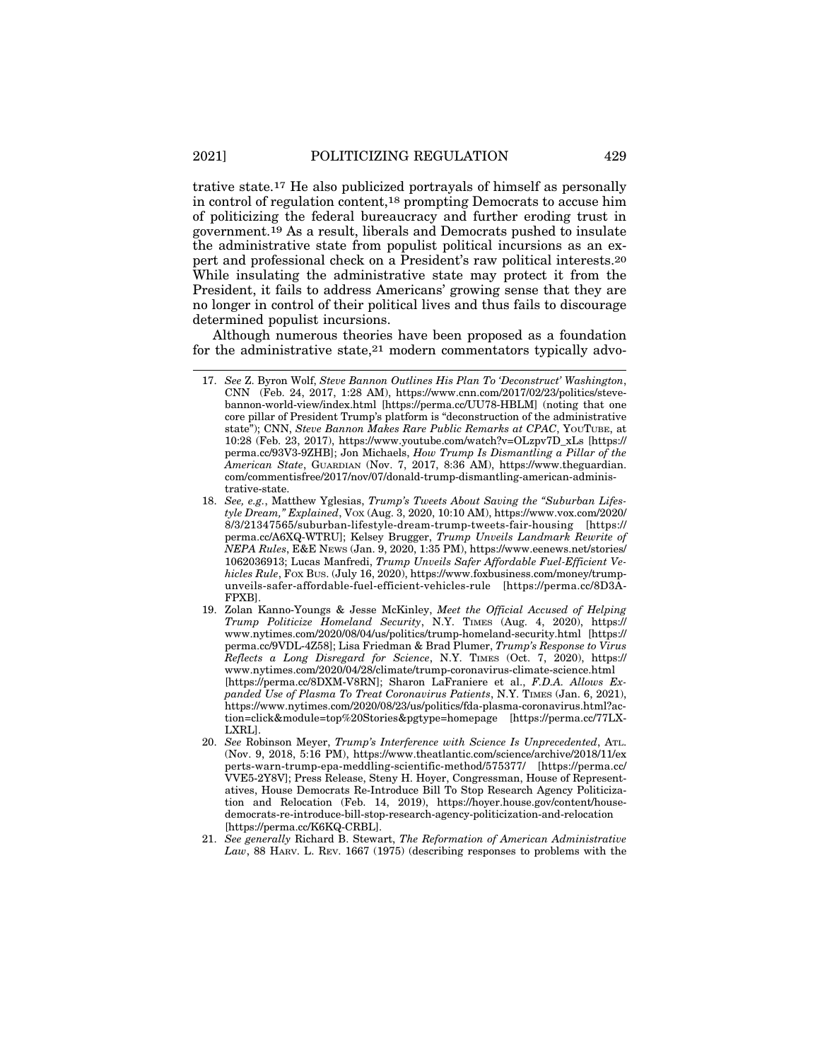trative state.[17] He also publicized portrayals of himself as personally in control of regulation content,[18] prompting Democrats to accuse him of politicizing the federal bureaucracy and further eroding trust in government.[19] As a result, liberals and Democrats pushed to insulate the administrative state from populist political incursions as an expert and professional check on a President's raw political interests.[20] While insulating the administrative state may protect it from the President, it fails to address Americans' growing sense that they are no longer in control of their political lives and thus fails to discourage determined populist incursions.

Although numerous theories have been proposed as a foundation for the administrative state,[21] modern commentators typically advo-

---

17. *See* Z. Byron Wolf, *Steve Bannon Outlines His Plan To 'Deconstruct' Washington*, CNN (Feb. 24, 2017, 1:28 AM), https://www.cnn.com/2017/02/23/politics/steve-bannon-world-view/index.html [https://perma.cc/UU78-HBLM] (noting that one core pillar of President Trump's platform is "deconstruction of the administrative state"); CNN, *Steve Bannon Makes Rare Public Remarks at CPAC*, YOUTUBE, at 10:28 (Feb. 23, 2017), https://www.youtube.com/watch?v=OLzpv7D_xLs [https://perma.cc/93V3-9ZHB]; Jon Michaels, *How Trump Is Dismantling a Pillar of the American State*, GUARDIAN (Nov. 7, 2017, 8:36 AM), https://www.theguardian.com/commentisfree/2017/nov/07/donald-trump-dismantling-american-administrative-state.

18. *See, e.g.*, Matthew Yglesias, *Trump's Tweets About Saving the "Suburban Lifestyle Dream," Explained*, VOX (Aug. 3, 2020, 10:10 AM), https://www.vox.com/2020/8/3/21347565/suburban-lifestyle-dream-trump-tweets-fair-housing [https://perma.cc/A6XQ-WTRU]; Kelsey Brugger, *Trump Unveils Landmark Rewrite of NEPA Rules*, E&E NEWS (Jan. 9, 2020, 1:35 PM), https://www.eenews.net/stories/1062036913; Lucas Manfredi, *Trump Unveils Safer Affordable Fuel-Efficient Vehicles Rule*, FOX BUS. (July 16, 2020), https://www.foxbusiness.com/money/trump-unveils-safer-affordable-fuel-efficient-vehicles-rule [https://perma.cc/8D3A-FPXB].

19. Zolan Kanno-Youngs & Jesse McKinley, *Meet the Official Accused of Helping Trump Politicize Homeland Security*, N.Y. TIMES (Aug. 4, 2020), https://www.nytimes.com/2020/08/04/us/politics/trump-homeland-security.html [https://perma.cc/9VDL-4Z58]; Lisa Friedman & Brad Plumer, *Trump's Response to Virus Reflects a Long Disregard for Science*, N.Y. TIMES (Oct. 7, 2020), https://www.nytimes.com/2020/04/28/climate/trump-coronavirus-climate-science.html [https://perma.cc/8DXM-V8RN]; Sharon LaFraniere et al., *F.D.A. Allows Expanded Use of Plasma To Treat Coronavirus Patients*, N.Y. TIMES (Jan. 6, 2021), https://www.nytimes.com/2020/08/23/us/politics/fda-plasma-coronavirus.html?action=click&module=top%20Stories&pgtype=homepage [https://perma.cc/77LX-LXRL].

20. *See* Robinson Meyer, *Trump's Interference with Science Is Unprecedented*, ATL. (Nov. 9, 2018, 5:16 PM), https://www.theatlantic.com/science/archive/2018/11/experts-warn-trump-epa-meddling-scientific-method/575377/ [https://perma.cc/VVE5-2Y8V]; Press Release, Steny H. Hoyer, Congressman, House of Representatives, House Democrats Re-Introduce Bill To Stop Research Agency Politicization and Relocation (Feb. 14, 2019), https://hoyer.house.gov/content/house-democrats-re-introduce-bill-stop-research-agency-politicization-and-relocation [https://perma.cc/K6KQ-CRBL].

21. *See generally* Richard B. Stewart, *The Reformation of American Administrative Law*, 88 HARV. L. REV. 1667 (1975) (describing responses to problems with the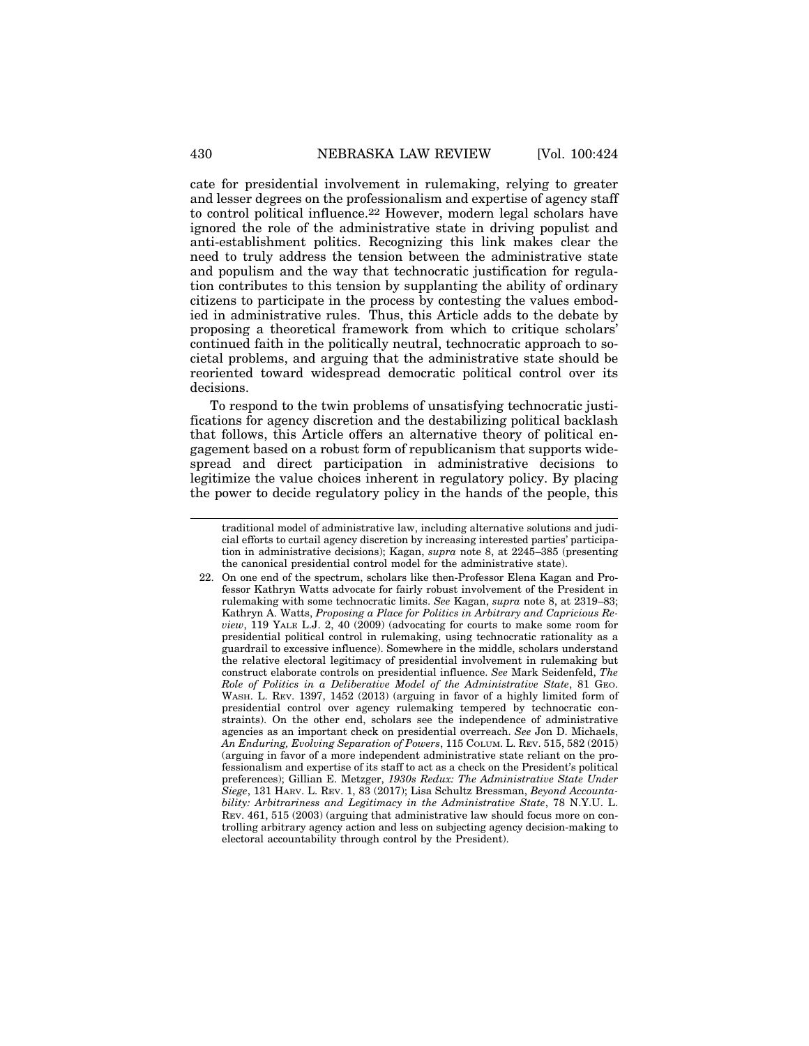cate for presidential involvement in rulemaking, relying to greater and lesser degrees on the professionalism and expertise of agency staff to control political influence.[22] However, modern legal scholars have ignored the role of the administrative state in driving populist and anti-establishment politics. Recognizing this link makes clear the need to truly address the tension between the administrative state and populism and the way that technocratic justification for regulation contributes to this tension by supplanting the ability of ordinary citizens to participate in the process by contesting the values embodied in administrative rules. Thus, this Article adds to the debate by proposing a theoretical framework from which to critique scholars' continued faith in the politically neutral, technocratic approach to societal problems, and arguing that the administrative state should be reoriented toward widespread democratic political control over its decisions.

To respond to the twin problems of unsatisfying technocratic justifications for agency discretion and the destabilizing political backlash that follows, this Article offers an alternative theory of political engagement based on a robust form of republicanism that supports widespread and direct participation in administrative decisions to legitimize the value choices inherent in regulatory policy. By placing the power to decide regulatory policy in the hands of the people, this

---

traditional model of administrative law, including alternative solutions and judicial efforts to curtail agency discretion by increasing interested parties' participation in administrative decisions); Kagan, *supra* note 8, at 2245–385 (presenting the canonical presidential control model for the administrative state).

22. On one end of the spectrum, scholars like then-Professor Elena Kagan and Professor Kathryn Watts advocate for fairly robust involvement of the President in rulemaking with some technocratic limits. *See* Kagan, *supra* note 8, at 2319–83; Kathryn A. Watts, *Proposing a Place for Politics in Arbitrary and Capricious Review*, 119 YALE L.J. 2, 40 (2009) (advocating for courts to make some room for presidential political control in rulemaking, using technocratic rationality as a guardrail to excessive influence). Somewhere in the middle, scholars understand the relative electoral legitimacy of presidential involvement in rulemaking but construct elaborate controls on presidential influence. *See* Mark Seidenfeld, *The Role of Politics in a Deliberative Model of the Administrative State*, 81 GEO. WASH. L. REV. 1397, 1452 (2013) (arguing in favor of a highly limited form of presidential control over agency rulemaking tempered by technocratic constraints). On the other end, scholars see the independence of administrative agencies as an important check on presidential overreach. *See* Jon D. Michaels, *An Enduring, Evolving Separation of Powers*, 115 COLUM. L. REV. 515, 582 (2015) (arguing in favor of a more independent administrative state reliant on the professionalism and expertise of its staff to act as a check on the President's political preferences); Gillian E. Metzger, *1930s Redux: The Administrative State Under Siege*, 131 HARV. L. REV. 1, 83 (2017); Lisa Schultz Bressman, *Beyond Accountability: Arbitrariness and Legitimacy in the Administrative State*, 78 N.Y.U. L. REV. 461, 515 (2003) (arguing that administrative law should focus more on controlling arbitrary agency action and less on subjecting agency decision-making to electoral accountability through control by the President).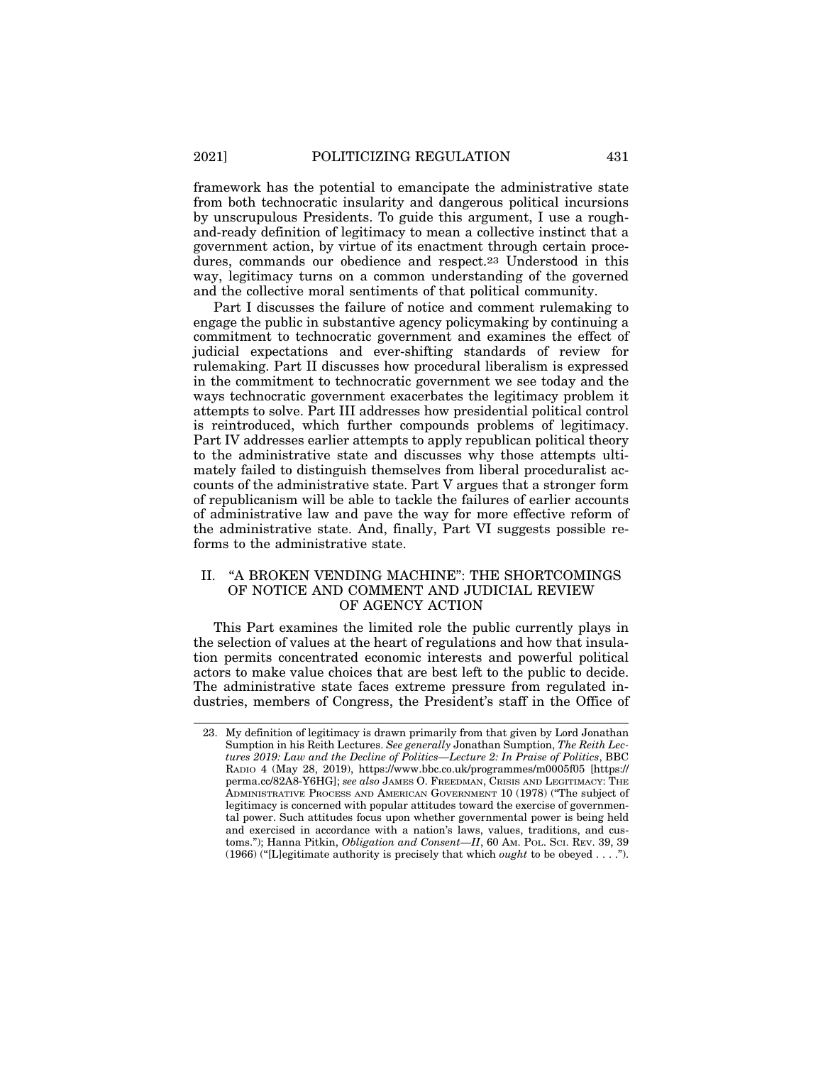framework has the potential to emancipate the administrative state from both technocratic insularity and dangerous political incursions by unscrupulous Presidents. To guide this argument, I use a rough-and-ready definition of legitimacy to mean a collective instinct that a government action, by virtue of its enactment through certain procedures, commands our obedience and respect.[23] Understood in this way, legitimacy turns on a common understanding of the governed and the collective moral sentiments of that political community.

Part I discusses the failure of notice and comment rulemaking to engage the public in substantive agency policymaking by continuing a commitment to technocratic government and examines the effect of judicial expectations and ever-shifting standards of review for rulemaking. Part II discusses how procedural liberalism is expressed in the commitment to technocratic government we see today and the ways technocratic government exacerbates the legitimacy problem it attempts to solve. Part III addresses how presidential political control is reintroduced, which further compounds problems of legitimacy. Part IV addresses earlier attempts to apply republican political theory to the administrative state and discusses why those attempts ultimately failed to distinguish themselves from liberal proceduralist accounts of the administrative state. Part V argues that a stronger form of republicanism will be able to tackle the failures of earlier accounts of administrative law and pave the way for more effective reform of the administrative state. And, finally, Part VI suggests possible reforms to the administrative state.

## II. "A BROKEN VENDING MACHINE": THE SHORTCOMINGS OF NOTICE AND COMMENT AND JUDICIAL REVIEW OF AGENCY ACTION

This Part examines the limited role the public currently plays in the selection of values at the heart of regulations and how that insulation permits concentrated economic interests and powerful political actors to make value choices that are best left to the public to decide. The administrative state faces extreme pressure from regulated industries, members of Congress, the President's staff in the Office of

---

23. My definition of legitimacy is drawn primarily from that given by Lord Jonathan Sumption in his Reith Lectures. *See generally* Jonathan Sumption, *The Reith Lectures 2019: Law and the Decline of Politics—Lecture 2: In Praise of Politics*, BBC RADIO 4 (May 28, 2019), https://www.bbc.co.uk/programmes/m0005f05 [https://perma.cc/82A8-Y6HG]; *see also* JAMES O. FREEDMAN, CRISIS AND LEGITIMACY: THE ADMINISTRATIVE PROCESS AND AMERICAN GOVERNMENT 10 (1978) ("The subject of legitimacy is concerned with popular attitudes toward the exercise of governmental power. Such attitudes focus upon whether governmental power is being held and exercised in accordance with a nation's laws, values, traditions, and customs."); Hanna Pitkin, *Obligation and Consent—II*, 60 AM. POL. SCI. REV. 39, 39 (1966) ("[L]egitimate authority is precisely that which *ought* to be obeyed . . . .").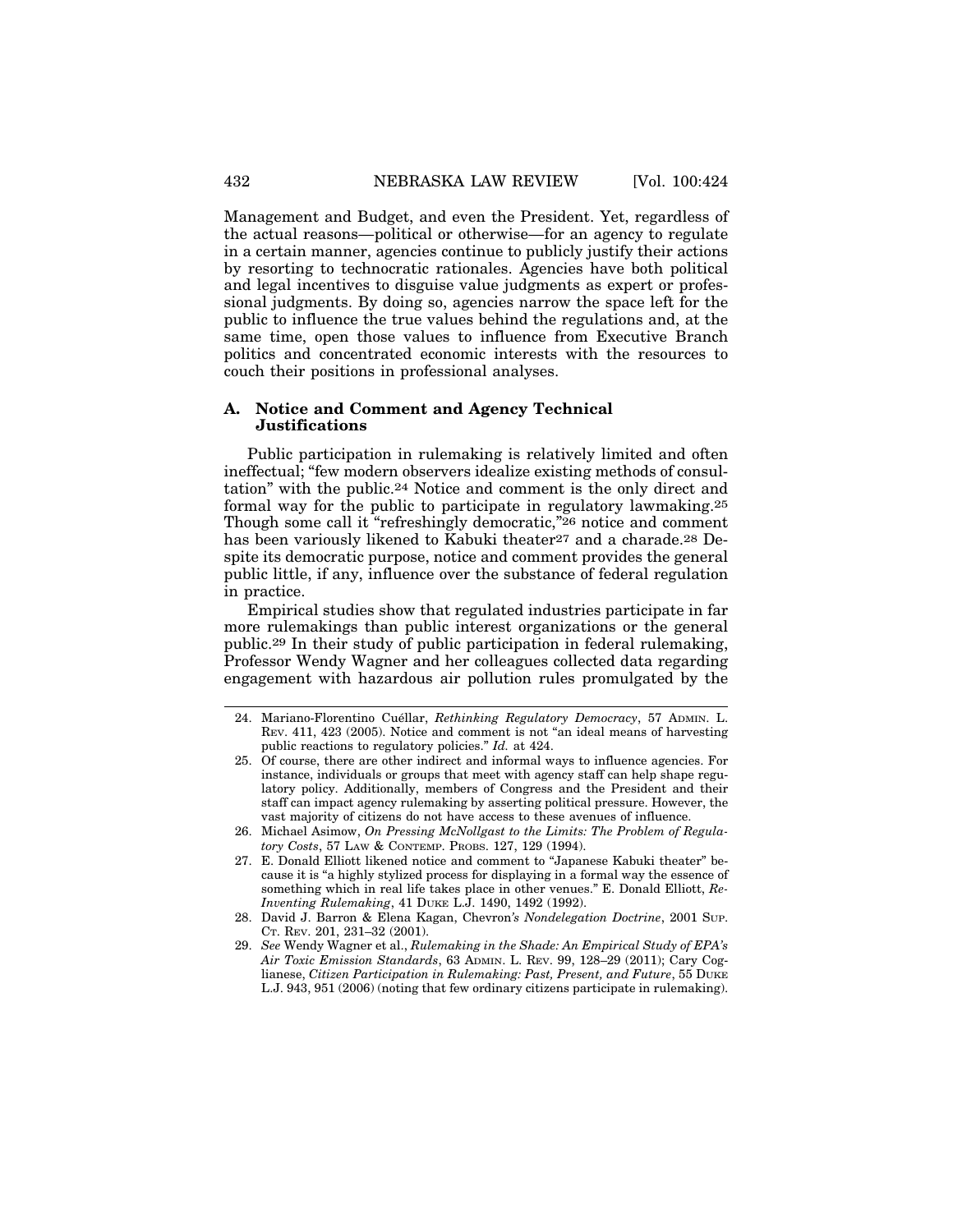Management and Budget, and even the President. Yet, regardless of the actual reasons—political or otherwise—for an agency to regulate in a certain manner, agencies continue to publicly justify their actions by resorting to technocratic rationales. Agencies have both political and legal incentives to disguise value judgments as expert or professional judgments. By doing so, agencies narrow the space left for the public to influence the true values behind the regulations and, at the same time, open those values to influence from Executive Branch politics and concentrated economic interests with the resources to couch their positions in professional analyses.

### A. Notice and Comment and Agency Technical Justifications

Public participation in rulemaking is relatively limited and often ineffectual; "few modern observers idealize existing methods of consultation" with the public.[24] Notice and comment is the only direct and formal way for the public to participate in regulatory lawmaking.[25] Though some call it "refreshingly democratic,"[26] notice and comment has been variously likened to Kabuki theater[27] and a charade.[28] Despite its democratic purpose, notice and comment provides the general public little, if any, influence over the substance of federal regulation in practice.

Empirical studies show that regulated industries participate in far more rulemakings than public interest organizations or the general public.[29] In their study of public participation in federal rulemaking, Professor Wendy Wagner and her colleagues collected data regarding engagement with hazardous air pollution rules promulgated by the

---

24. Mariano-Florentino Cuéllar, *Rethinking Regulatory Democracy*, 57 ADMIN. L. REV. 411, 423 (2005). Notice and comment is not "an ideal means of harvesting public reactions to regulatory policies." *Id.* at 424.

25. Of course, there are other indirect and informal ways to influence agencies. For instance, individuals or groups that meet with agency staff can help shape regulatory policy. Additionally, members of Congress and the President and their staff can impact agency rulemaking by asserting political pressure. However, the vast majority of citizens do not have access to these avenues of influence.

26. Michael Asimow, *On Pressing McNollgast to the Limits: The Problem of Regulatory Costs*, 57 LAW & CONTEMP. PROBS. 127, 129 (1994).

27. E. Donald Elliott likened notice and comment to "Japanese Kabuki theater" because it is "a highly stylized process for displaying in a formal way the essence of something which in real life takes place in other venues." E. Donald Elliott, *Re-Inventing Rulemaking*, 41 DUKE L.J. 1490, 1492 (1992).

28. David J. Barron & Elena Kagan, Chevron*'s Nondelegation Doctrine*, 2001 SUP. CT. REV. 201, 231–32 (2001).

29. *See* Wendy Wagner et al., *Rulemaking in the Shade: An Empirical Study of EPA's Air Toxic Emission Standards*, 63 ADMIN. L. REV. 99, 128–29 (2011); Cary Coglianese, *Citizen Participation in Rulemaking: Past, Present, and Future*, 55 DUKE L.J. 943, 951 (2006) (noting that few ordinary citizens participate in rulemaking).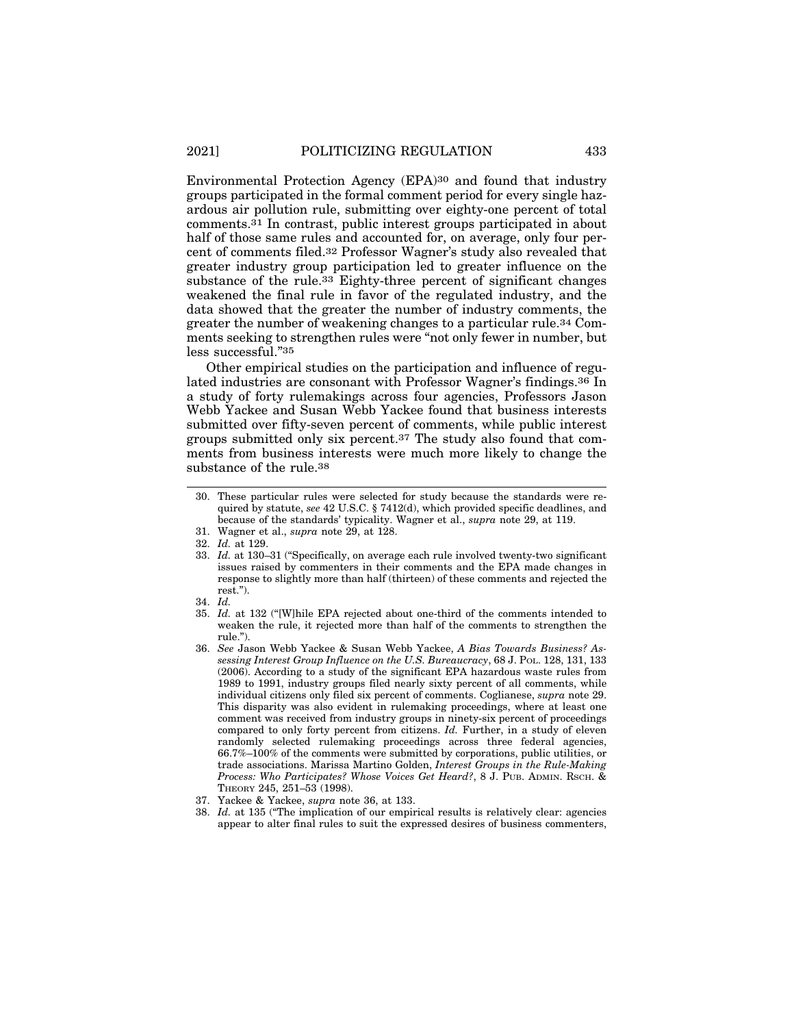Environmental Protection Agency (EPA)[30] and found that industry groups participated in the formal comment period for every single hazardous air pollution rule, submitting over eighty-one percent of total comments.[31] In contrast, public interest groups participated in about half of those same rules and accounted for, on average, only four percent of comments filed.[32] Professor Wagner's study also revealed that greater industry group participation led to greater influence on the substance of the rule.[33] Eighty-three percent of significant changes weakened the final rule in favor of the regulated industry, and the data showed that the greater the number of industry comments, the greater the number of weakening changes to a particular rule.[34] Comments seeking to strengthen rules were "not only fewer in number, but less successful."[35]

Other empirical studies on the participation and influence of regulated industries are consonant with Professor Wagner's findings.[36] In a study of forty rulemakings across four agencies, Professors Jason Webb Yackee and Susan Webb Yackee found that business interests submitted over fifty-seven percent of comments, while public interest groups submitted only six percent.[37] The study also found that comments from business interests were much more likely to change the substance of the rule.[38]

---

30. These particular rules were selected for study because the standards were required by statute, *see* 42 U.S.C. § 7412(d), which provided specific deadlines, and because of the standards' typicality. Wagner et al., *supra* note 29, at 119.

31. Wagner et al., *supra* note 29, at 128.

32. *Id.* at 129.

33. *Id.* at 130–31 ("Specifically, on average each rule involved twenty-two significant issues raised by commenters in their comments and the EPA made changes in response to slightly more than half (thirteen) of these comments and rejected the rest.").

34. *Id.*

35. *Id.* at 132 ("[W]hile EPA rejected about one-third of the comments intended to weaken the rule, it rejected more than half of the comments to strengthen the rule.").

36. *See* Jason Webb Yackee & Susan Webb Yackee, *A Bias Towards Business? Assessing Interest Group Influence on the U.S. Bureaucracy*, 68 J. POL. 128, 131, 133 (2006). According to a study of the significant EPA hazardous waste rules from 1989 to 1991, industry groups filed nearly sixty percent of all comments, while individual citizens only filed six percent of comments. Coglianese, *supra* note 29. This disparity was also evident in rulemaking proceedings, where at least one comment was received from industry groups in ninety-six percent of proceedings compared to only forty percent from citizens. *Id.* Further, in a study of eleven randomly selected rulemaking proceedings across three federal agencies, 66.7%–100% of the comments were submitted by corporations, public utilities, or trade associations. Marissa Martino Golden, *Interest Groups in the Rule-Making Process: Who Participates? Whose Voices Get Heard?*, 8 J. PUB. ADMIN. RSCH. & THEORY 245, 251–53 (1998).

37. Yackee & Yackee, *supra* note 36, at 133.

38. *Id.* at 135 ("The implication of our empirical results is relatively clear: agencies appear to alter final rules to suit the expressed desires of business commenters,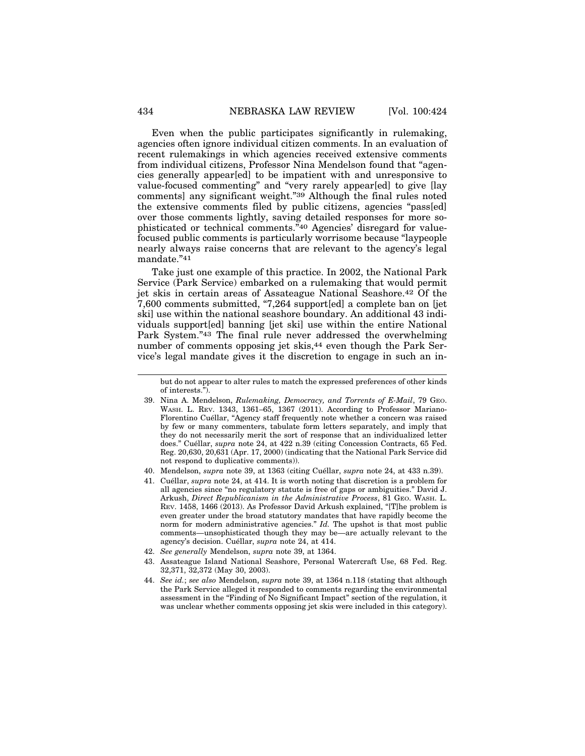Even when the public participates significantly in rulemaking, agencies often ignore individual citizen comments. In an evaluation of recent rulemakings in which agencies received extensive comments from individual citizens, Professor Nina Mendelson found that "agencies generally appear[ed] to be impatient with and unresponsive to value-focused commenting" and "very rarely appear[ed] to give [lay comments] any significant weight."[39] Although the final rules noted the extensive comments filed by public citizens, agencies "pass[ed] over those comments lightly, saving detailed responses for more sophisticated or technical comments."[40] Agencies' disregard for value-focused public comments is particularly worrisome because "laypeople nearly always raise concerns that are relevant to the agency's legal mandate."[41]

Take just one example of this practice. In 2002, the National Park Service (Park Service) embarked on a rulemaking that would permit jet skis in certain areas of Assateague National Seashore.[42] Of the 7,600 comments submitted, "7,264 support[ed] a complete ban on [jet ski] use within the national seashore boundary. An additional 43 individuals support[ed] banning [jet ski] use within the entire National Park System."[43] The final rule never addressed the overwhelming number of comments opposing jet skis,[44] even though the Park Service's legal mandate gives it the discretion to engage in such an in-

---

but do not appear to alter rules to match the expressed preferences of other kinds of interests.").

39. Nina A. Mendelson, *Rulemaking, Democracy, and Torrents of E-Mail*, 79 GEO. WASH. L. REV. 1343, 1361–65, 1367 (2011). According to Professor Mariano-Florentino Cuéllar, "Agency staff frequently note whether a concern was raised by few or many commenters, tabulate form letters separately, and imply that they do not necessarily merit the sort of response that an individualized letter does." Cuéllar, *supra* note 24, at 422 n.39 (citing Concession Contracts, 65 Fed. Reg. 20,630, 20,631 (Apr. 17, 2000) (indicating that the National Park Service did not respond to duplicative comments)).

40. Mendelson, *supra* note 39, at 1363 (citing Cuéllar, *supra* note 24, at 433 n.39).

41. Cuéllar, *supra* note 24, at 414. It is worth noting that discretion is a problem for all agencies since "no regulatory statute is free of gaps or ambiguities." David J. Arkush, *Direct Republicanism in the Administrative Process*, 81 GEO. WASH. L. REV. 1458, 1466 (2013). As Professor David Arkush explained, "[T]he problem is even greater under the broad statutory mandates that have rapidly become the norm for modern administrative agencies." *Id.* The upshot is that most public comments—unsophisticated though they may be—are actually relevant to the agency's decision. Cuéllar, *supra* note 24, at 414.

42. *See generally* Mendelson, *supra* note 39, at 1364.

43. Assateague Island National Seashore, Personal Watercraft Use, 68 Fed. Reg. 32,371, 32,372 (May 30, 2003).

44. *See id.*; *see also* Mendelson, *supra* note 39, at 1364 n.118 (stating that although the Park Service alleged it responded to comments regarding the environmental assessment in the "Finding of No Significant Impact" section of the regulation, it was unclear whether comments opposing jet skis were included in this category).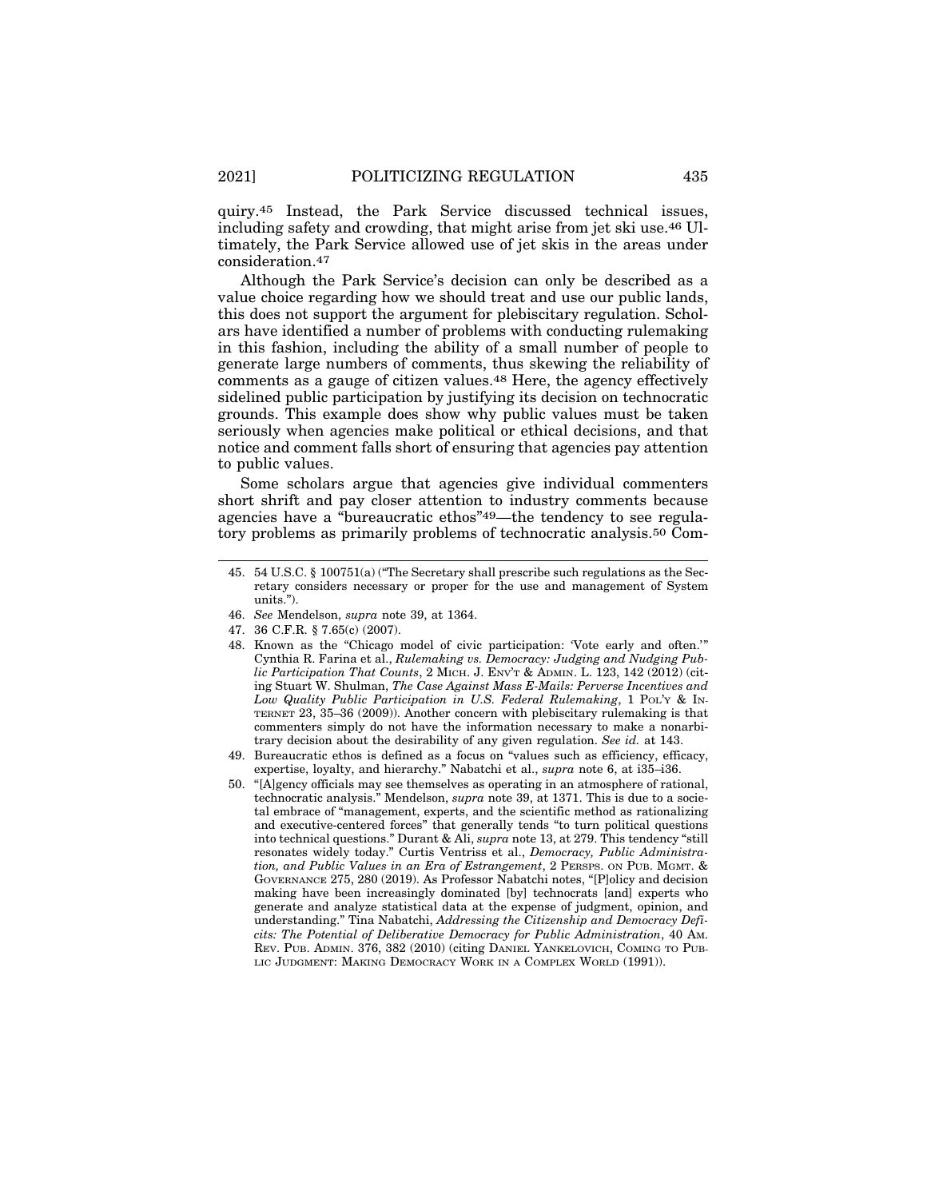quiry.[45] Instead, the Park Service discussed technical issues, including safety and crowding, that might arise from jet ski use.[46] Ultimately, the Park Service allowed use of jet skis in the areas under consideration.[47]

Although the Park Service's decision can only be described as a value choice regarding how we should treat and use our public lands, this does not support the argument for plebiscitary regulation. Scholars have identified a number of problems with conducting rulemaking in this fashion, including the ability of a small number of people to generate large numbers of comments, thus skewing the reliability of comments as a gauge of citizen values.[48] Here, the agency effectively sidelined public participation by justifying its decision on technocratic grounds. This example does show why public values must be taken seriously when agencies make political or ethical decisions, and that notice and comment falls short of ensuring that agencies pay attention to public values.

Some scholars argue that agencies give individual commenters short shrift and pay closer attention to industry comments because agencies have a "bureaucratic ethos"[49]—the tendency to see regulatory problems as primarily problems of technocratic analysis.[50] Com-

---

45. 54 U.S.C. § 100751(a) ("The Secretary shall prescribe such regulations as the Secretary considers necessary or proper for the use and management of System units.").

46. *See* Mendelson, *supra* note 39, at 1364.

47. 36 C.F.R. § 7.65(c) (2007).

48. Known as the "Chicago model of civic participation: 'Vote early and often.'" Cynthia R. Farina et al., *Rulemaking vs. Democracy: Judging and Nudging Public Participation That Counts*, 2 MICH. J. ENV'T & ADMIN. L. 123, 142 (2012) (citing Stuart W. Shulman, *The Case Against Mass E-Mails: Perverse Incentives and Low Quality Public Participation in U.S. Federal Rulemaking*, 1 POL'Y & INTERNET 23, 35–36 (2009)). Another concern with plebiscitary rulemaking is that commenters simply do not have the information necessary to make a nonarbitrary decision about the desirability of any given regulation. *See id.* at 143.

49. Bureaucratic ethos is defined as a focus on "values such as efficiency, efficacy, expertise, loyalty, and hierarchy." Nabatchi et al., *supra* note 6, at i35–i36.

50. "[A]gency officials may see themselves as operating in an atmosphere of rational, technocratic analysis." Mendelson, *supra* note 39, at 1371. This is due to a societal embrace of "management, experts, and the scientific method as rationalizing and executive-centered forces" that generally tends "to turn political questions into technical questions." Durant & Ali, *supra* note 13, at 279. This tendency "still resonates widely today." Curtis Ventriss et al., *Democracy, Public Administration, and Public Values in an Era of Estrangement*, 2 PERSPS. ON PUB. MGMT. & GOVERNANCE 275, 280 (2019). As Professor Nabatchi notes, "[P]olicy and decision making have been increasingly dominated [by] technocrats [and] experts who generate and analyze statistical data at the expense of judgment, opinion, and understanding." Tina Nabatchi, *Addressing the Citizenship and Democracy Deficits: The Potential of Deliberative Democracy for Public Administration*, 40 AM. REV. PUB. ADMIN. 376, 382 (2010) (citing DANIEL YANKELOVICH, COMING TO PUBLIC JUDGMENT: MAKING DEMOCRACY WORK IN A COMPLEX WORLD (1991)).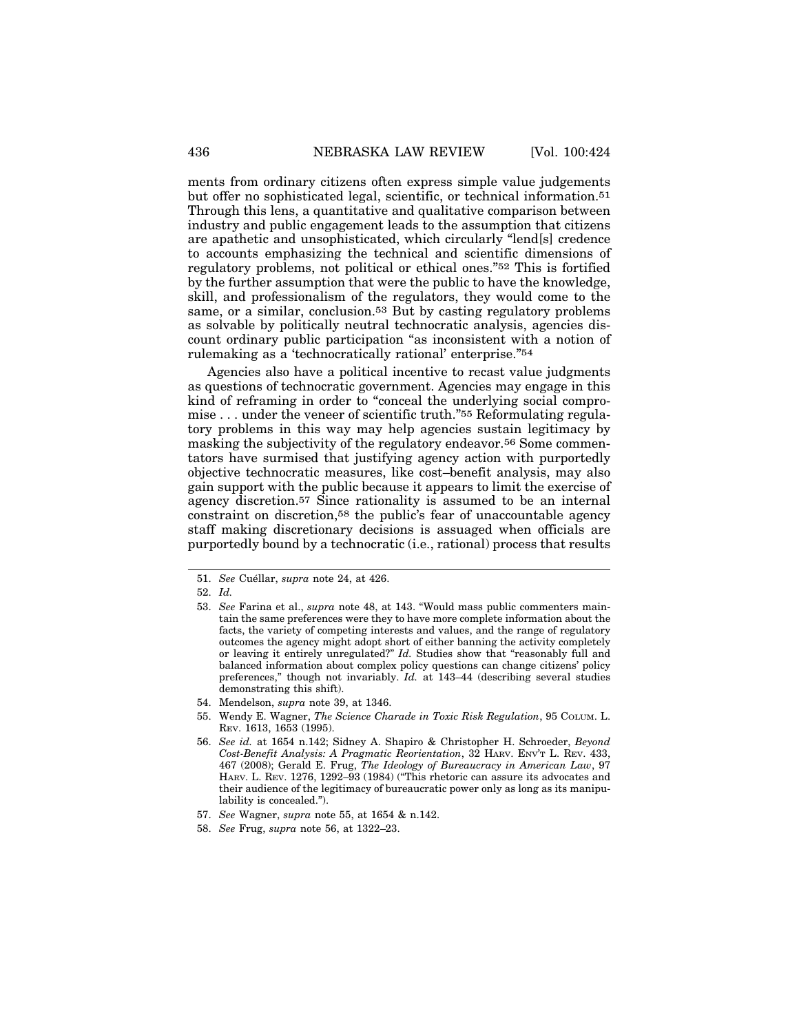ments from ordinary citizens often express simple value judgements but offer no sophisticated legal, scientific, or technical information.[51] Through this lens, a quantitative and qualitative comparison between industry and public engagement leads to the assumption that citizens are apathetic and unsophisticated, which circularly "lend[s] credence to accounts emphasizing the technical and scientific dimensions of regulatory problems, not political or ethical ones."[52] This is fortified by the further assumption that were the public to have the knowledge, skill, and professionalism of the regulators, they would come to the same, or a similar, conclusion.[53] But by casting regulatory problems as solvable by politically neutral technocratic analysis, agencies discount ordinary public participation "as inconsistent with a notion of rulemaking as a 'technocratically rational' enterprise."[54]

Agencies also have a political incentive to recast value judgments as questions of technocratic government. Agencies may engage in this kind of reframing in order to "conceal the underlying social compromise . . . under the veneer of scientific truth."[55] Reformulating regulatory problems in this way may help agencies sustain legitimacy by masking the subjectivity of the regulatory endeavor.[56] Some commentators have surmised that justifying agency action with purportedly objective technocratic measures, like cost–benefit analysis, may also gain support with the public because it appears to limit the exercise of agency discretion.[57] Since rationality is assumed to be an internal constraint on discretion,[58] the public's fear of unaccountable agency staff making discretionary decisions is assuaged when officials are purportedly bound by a technocratic (i.e., rational) process that results

---

51. *See* Cuéllar, *supra* note 24, at 426.

52. *Id.*

53. *See* Farina et al., *supra* note 48, at 143. "Would mass public commenters maintain the same preferences were they to have more complete information about the facts, the variety of competing interests and values, and the range of regulatory outcomes the agency might adopt short of either banning the activity completely or leaving it entirely unregulated?" *Id.* Studies show that "reasonably full and balanced information about complex policy questions can change citizens' policy preferences," though not invariably. *Id.* at 143–44 (describing several studies demonstrating this shift).

54. Mendelson, *supra* note 39, at 1346.

55. Wendy E. Wagner, *The Science Charade in Toxic Risk Regulation*, 95 COLUM. L. REV. 1613, 1653 (1995).

56. *See id.* at 1654 n.142; Sidney A. Shapiro & Christopher H. Schroeder, *Beyond Cost-Benefit Analysis: A Pragmatic Reorientation*, 32 HARV. ENV'T L. REV. 433, 467 (2008); Gerald E. Frug, *The Ideology of Bureaucracy in American Law*, 97 HARV. L. REV. 1276, 1292–93 (1984) ("This rhetoric can assure its advocates and their audience of the legitimacy of bureaucratic power only as long as its manipulability is concealed.").

57. *See* Wagner, *supra* note 55, at 1654 & n.142.

58. *See* Frug, *supra* note 56, at 1322–23.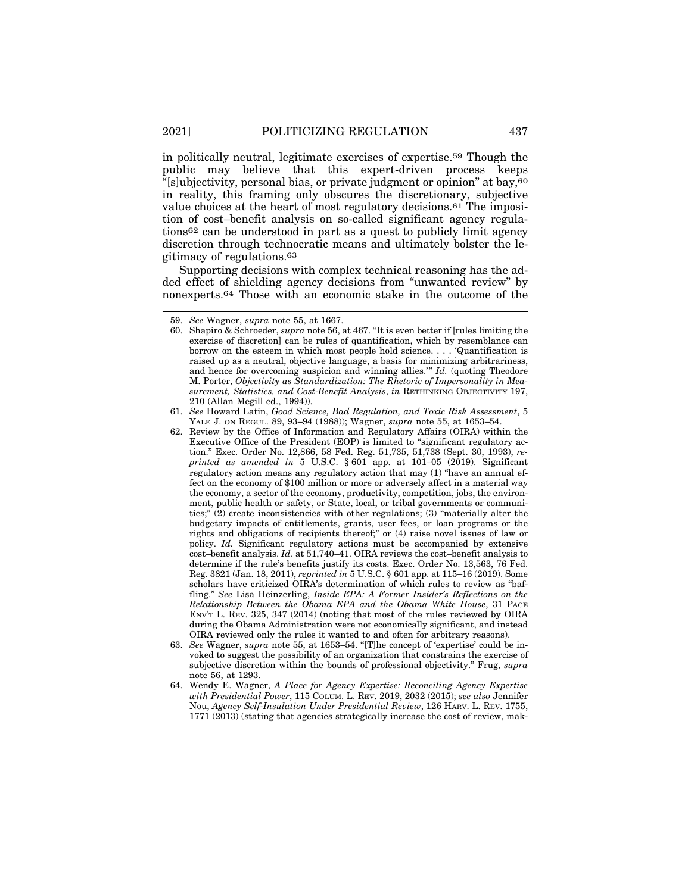in politically neutral, legitimate exercises of expertise.[59] Though the public may believe that this expert-driven process keeps "[s]ubjectivity, personal bias, or private judgment or opinion" at bay,[60] in reality, this framing only obscures the discretionary, subjective value choices at the heart of most regulatory decisions.[61] The imposition of cost–benefit analysis on so-called significant agency regulations[62] can be understood in part as a quest to publicly limit agency discretion through technocratic means and ultimately bolster the legitimacy of regulations.[63]

Supporting decisions with complex technical reasoning has the added effect of shielding agency decisions from "unwanted review" by nonexperts.[64] Those with an economic stake in the outcome of the

---

59. *See* Wagner, *supra* note 55, at 1667.

60. Shapiro & Schroeder, *supra* note 56, at 467. "It is even better if [rules limiting the exercise of discretion] can be rules of quantification, which by resemblance can borrow on the esteem in which most people hold science. . . . 'Quantification is raised up as a neutral, objective language, a basis for minimizing arbitrariness, and hence for overcoming suspicion and winning allies.'" *Id.* (quoting Theodore M. Porter, *Objectivity as Standardization: The Rhetoric of Impersonality in Measurement, Statistics, and Cost-Benefit Analysis*, *in* RETHINKING OBJECTIVITY 197, 210 (Allan Megill ed., 1994)).

61. *See* Howard Latin, *Good Science, Bad Regulation, and Toxic Risk Assessment*, 5 YALE J. ON REGUL. 89, 93–94 (1988)); Wagner, *supra* note 55, at 1653–54.

62. Review by the Office of Information and Regulatory Affairs (OIRA) within the Executive Office of the President (EOP) is limited to "significant regulatory action." Exec. Order No. 12,866, 58 Fed. Reg. 51,735, 51,738 (Sept. 30, 1993), *reprinted as amended in* 5 U.S.C. § 601 app. at 101–05 (2019). Significant regulatory action means any regulatory action that may (1) "have an annual effect on the economy of $100 million or more or adversely affect in a material way the economy, a sector of the economy, productivity, competition, jobs, the environment, public health or safety, or State, local, or tribal governments or communities;" (2) create inconsistencies with other regulations; (3) "materially alter the budgetary impacts of entitlements, grants, user fees, or loan programs or the rights and obligations of recipients thereof;" or (4) raise novel issues of law or policy. *Id.* Significant regulatory actions must be accompanied by extensive cost–benefit analysis. *Id.* at 51,740–41. OIRA reviews the cost–benefit analysis to determine if the rule's benefits justify its costs. Exec. Order No. 13,563, 76 Fed. Reg. 3821 (Jan. 18, 2011), *reprinted in* 5 U.S.C. § 601 app. at 115–16 (2019). Some scholars have criticized OIRA's determination of which rules to review as "baffling." *See* Lisa Heinzerling, *Inside EPA: A Former Insider's Reflections on the Relationship Between the Obama EPA and the Obama White House*, 31 PACE ENV'T L. REV. 325, 347 (2014) (noting that most of the rules reviewed by OIRA during the Obama Administration were not economically significant, and instead OIRA reviewed only the rules it wanted to and often for arbitrary reasons).

63. *See* Wagner, *supra* note 55, at 1653–54. "[T]he concept of 'expertise' could be invoked to suggest the possibility of an organization that constrains the exercise of subjective discretion within the bounds of professional objectivity." Frug, *supra* note 56, at 1293.

64. Wendy E. Wagner, *A Place for Agency Expertise: Reconciling Agency Expertise with Presidential Power*, 115 COLUM. L. REV. 2019, 2032 (2015); *see also* Jennifer Nou, *Agency Self-Insulation Under Presidential Review*, 126 HARV. L. REV. 1755, 1771 (2013) (stating that agencies strategically increase the cost of review, mak-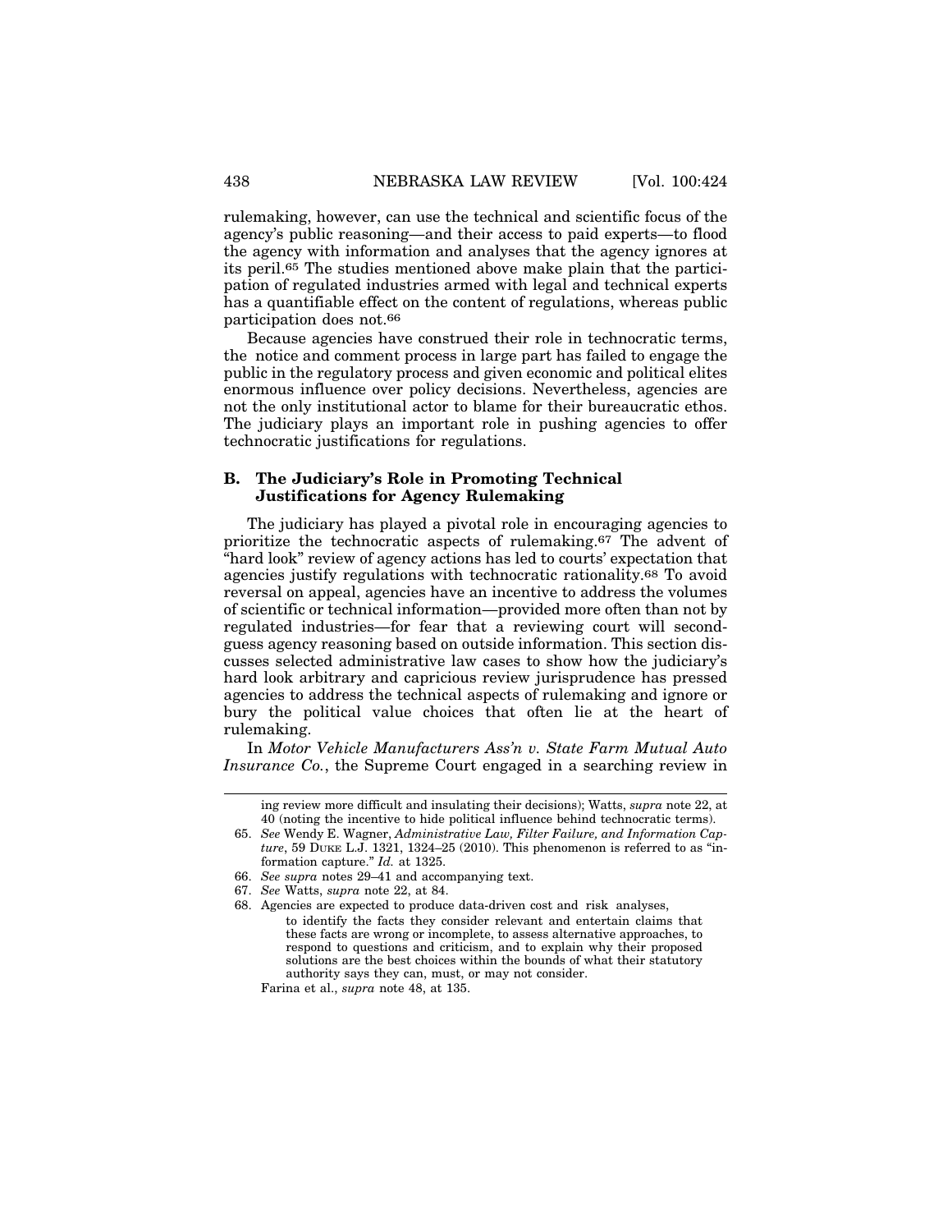rulemaking, however, can use the technical and scientific focus of the agency's public reasoning—and their access to paid experts—to flood the agency with information and analyses that the agency ignores at its peril.[65] The studies mentioned above make plain that the participation of regulated industries armed with legal and technical experts has a quantifiable effect on the content of regulations, whereas public participation does not.[66]

Because agencies have construed their role in technocratic terms, the notice and comment process in large part has failed to engage the public in the regulatory process and given economic and political elites enormous influence over policy decisions. Nevertheless, agencies are not the only institutional actor to blame for their bureaucratic ethos. The judiciary plays an important role in pushing agencies to offer technocratic justifications for regulations.

### B. The Judiciary's Role in Promoting Technical Justifications for Agency Rulemaking

The judiciary has played a pivotal role in encouraging agencies to prioritize the technocratic aspects of rulemaking.[67] The advent of "hard look" review of agency actions has led to courts' expectation that agencies justify regulations with technocratic rationality.[68] To avoid reversal on appeal, agencies have an incentive to address the volumes of scientific or technical information—provided more often than not by regulated industries—for fear that a reviewing court will second-guess agency reasoning based on outside information. This section discusses selected administrative law cases to show how the judiciary's hard look arbitrary and capricious review jurisprudence has pressed agencies to address the technical aspects of rulemaking and ignore or bury the political value choices that often lie at the heart of rulemaking.

In *Motor Vehicle Manufacturers Ass'n v. State Farm Mutual Auto Insurance Co.*, the Supreme Court engaged in a searching review in

---

ing review more difficult and insulating their decisions); Watts, *supra* note 22, at 40 (noting the incentive to hide political influence behind technocratic terms).

65. *See* Wendy E. Wagner, *Administrative Law, Filter Failure, and Information Capture*, 59 DUKE L.J. 1321, 1324–25 (2010). This phenomenon is referred to as "information capture." *Id.* at 1325.

66. *See supra* notes 29–41 and accompanying text.

67. *See* Watts, *supra* note 22, at 84.

68. Agencies are expected to produce data-driven cost and risk analyses,

> to identify the facts they consider relevant and entertain claims that these facts are wrong or incomplete, to assess alternative approaches, to respond to questions and criticism, and to explain why their proposed solutions are the best choices within the bounds of what their statutory authority says they can, must, or may not consider.

Farina et al., *supra* note 48, at 135.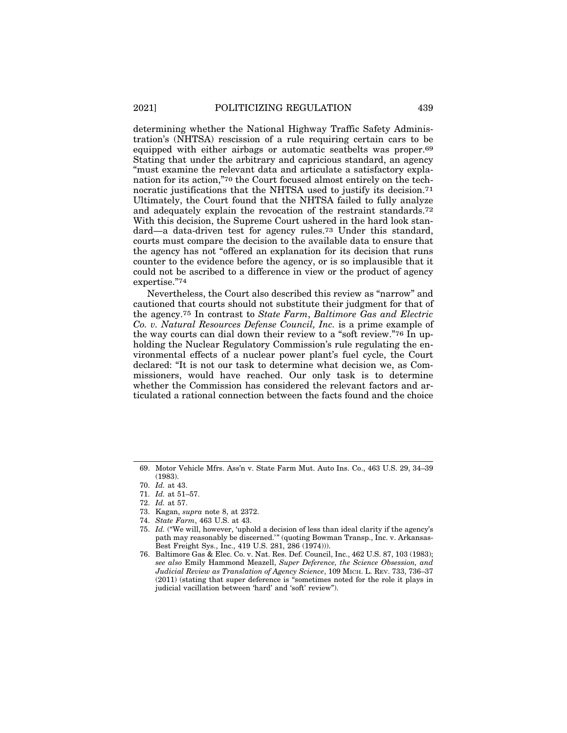determining whether the National Highway Traffic Safety Administration's (NHTSA) rescission of a rule requiring certain cars to be equipped with either airbags or automatic seatbelts was proper.[69] Stating that under the arbitrary and capricious standard, an agency "must examine the relevant data and articulate a satisfactory explanation for its action,"[70] the Court focused almost entirely on the technocratic justifications that the NHTSA used to justify its decision.[71] Ultimately, the Court found that the NHTSA failed to fully analyze and adequately explain the revocation of the restraint standards.[72] With this decision, the Supreme Court ushered in the hard look standard—a data-driven test for agency rules.[73] Under this standard, courts must compare the decision to the available data to ensure that the agency has not "offered an explanation for its decision that runs counter to the evidence before the agency, or is so implausible that it could not be ascribed to a difference in view or the product of agency expertise."[74]

Nevertheless, the Court also described this review as "narrow" and cautioned that courts should not substitute their judgment for that of the agency.[75] In contrast to *State Farm*, *Baltimore Gas and Electric Co. v. Natural Resources Defense Council, Inc.* is a prime example of the way courts can dial down their review to a "soft review."[76] In upholding the Nuclear Regulatory Commission's rule regulating the environmental effects of a nuclear power plant's fuel cycle, the Court declared: "It is not our task to determine what decision we, as Commissioners, would have reached. Our only task is to determine whether the Commission has considered the relevant factors and articulated a rational connection between the facts found and the choice

---

69. Motor Vehicle Mfrs. Ass'n v. State Farm Mut. Auto Ins. Co., 463 U.S. 29, 34–39 (1983).

70. *Id.* at 43.

71. *Id.* at 51–57.

72. *Id.* at 57.

73. Kagan, *supra* note 8, at 2372.

74. *State Farm*, 463 U.S. at 43.

75. *Id.* ("We will, however, 'uphold a decision of less than ideal clarity if the agency's path may reasonably be discerned.'" (quoting Bowman Transp., Inc. v. Arkansas-Best Freight Sys., Inc., 419 U.S. 281, 286 (1974))).

76. Baltimore Gas & Elec. Co. v. Nat. Res. Def. Council, Inc., 462 U.S. 87, 103 (1983); *see also* Emily Hammond Meazell, *Super Deference, the Science Obsession, and Judicial Review as Translation of Agency Science*, 109 MICH. L. REV. 733, 736–37 (2011) (stating that super deference is "sometimes noted for the role it plays in judicial vacillation between 'hard' and 'soft' review").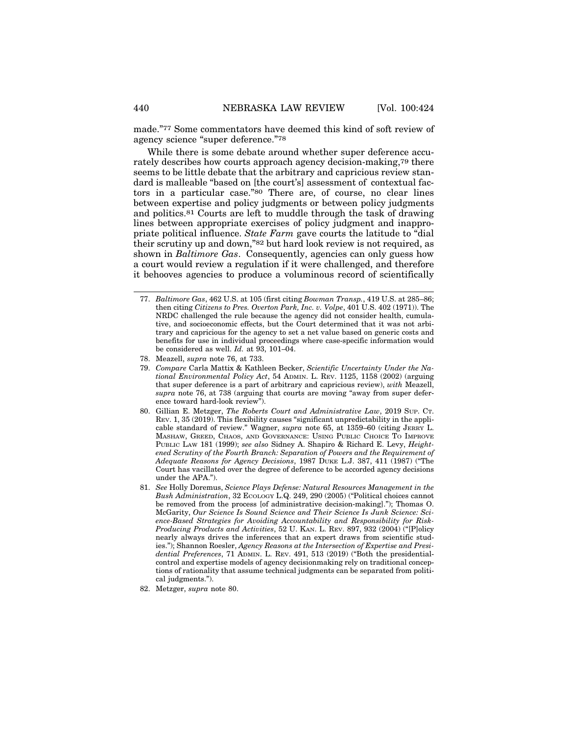made."[77] Some commentators have deemed this kind of soft review of agency science "super deference."[78]

While there is some debate around whether super deference accurately describes how courts approach agency decision-making,[79] there seems to be little debate that the arbitrary and capricious review standard is malleable "based on [the court's] assessment of contextual factors in a particular case."[80] There are, of course, no clear lines between expertise and policy judgments or between policy judgments and politics.[81] Courts are left to muddle through the task of drawing lines between appropriate exercises of policy judgment and inappropriate political influence. *State Farm* gave courts the latitude to "dial their scrutiny up and down,"[82] but hard look review is not required, as shown in *Baltimore Gas*. Consequently, agencies can only guess how a court would review a regulation if it were challenged, and therefore it behooves agencies to produce a voluminous record of scientifically

---

77. *Baltimore Gas*, 462 U.S. at 105 (first citing *Bowman Transp.*, 419 U.S. at 285–86; then citing *Citizens to Pres. Overton Park, Inc. v. Volpe*, 401 U.S. 402 (1971)). The NRDC challenged the rule because the agency did not consider health, cumulative, and socioeconomic effects, but the Court determined that it was not arbitrary and capricious for the agency to set a net value based on generic costs and benefits for use in individual proceedings where case-specific information would be considered as well. *Id.* at 93, 101–04.

78. Meazell, *supra* note 76, at 733.

79. *Compare* Carla Mattix & Kathleen Becker, *Scientific Uncertainty Under the National Environmental Policy Act*, 54 ADMIN. L. REV. 1125, 1158 (2002) (arguing that super deference is a part of arbitrary and capricious review), *with* Meazell, *supra* note 76, at 738 (arguing that courts are moving "away from super deference toward hard-look review").

80. Gillian E. Metzger, *The Roberts Court and Administrative Law*, 2019 SUP. CT. REV. 1, 35 (2019). This flexibility causes "significant unpredictability in the applicable standard of review." Wagner, *supra* note 65, at 1359–60 (citing JERRY L. MASHAW, GREED, CHAOS, AND GOVERNANCE: USING PUBLIC CHOICE TO IMPROVE PUBLIC LAW 181 (1999); *see also* Sidney A. Shapiro & Richard E. Levy, *Heightened Scrutiny of the Fourth Branch: Separation of Powers and the Requirement of Adequate Reasons for Agency Decisions*, 1987 DUKE L.J. 387, 411 (1987) ("The Court has vacillated over the degree of deference to be accorded agency decisions under the APA.").

81. *See* Holly Doremus, *Science Plays Defense: Natural Resources Management in the Bush Administration*, 32 ECOLOGY L.Q. 249, 290 (2005) ("Political choices cannot be removed from the process [of administrative decision-making]."); Thomas O. McGarity, *Our Science Is Sound Science and Their Science Is Junk Science: Science-Based Strategies for Avoiding Accountability and Responsibility for Risk-Producing Products and Activities*, 52 U. KAN. L. REV. 897, 932 (2004) ("[P]olicy nearly always drives the inferences that an expert draws from scientific studies."); Shannon Roesler, *Agency Reasons at the Intersection of Expertise and Presidential Preferences*, 71 ADMIN. L. REV. 491, 513 (2019) ("Both the presidential-control and expertise models of agency decisionmaking rely on traditional conceptions of rationality that assume technical judgments can be separated from political judgments.").

82. Metzger, *supra* note 80.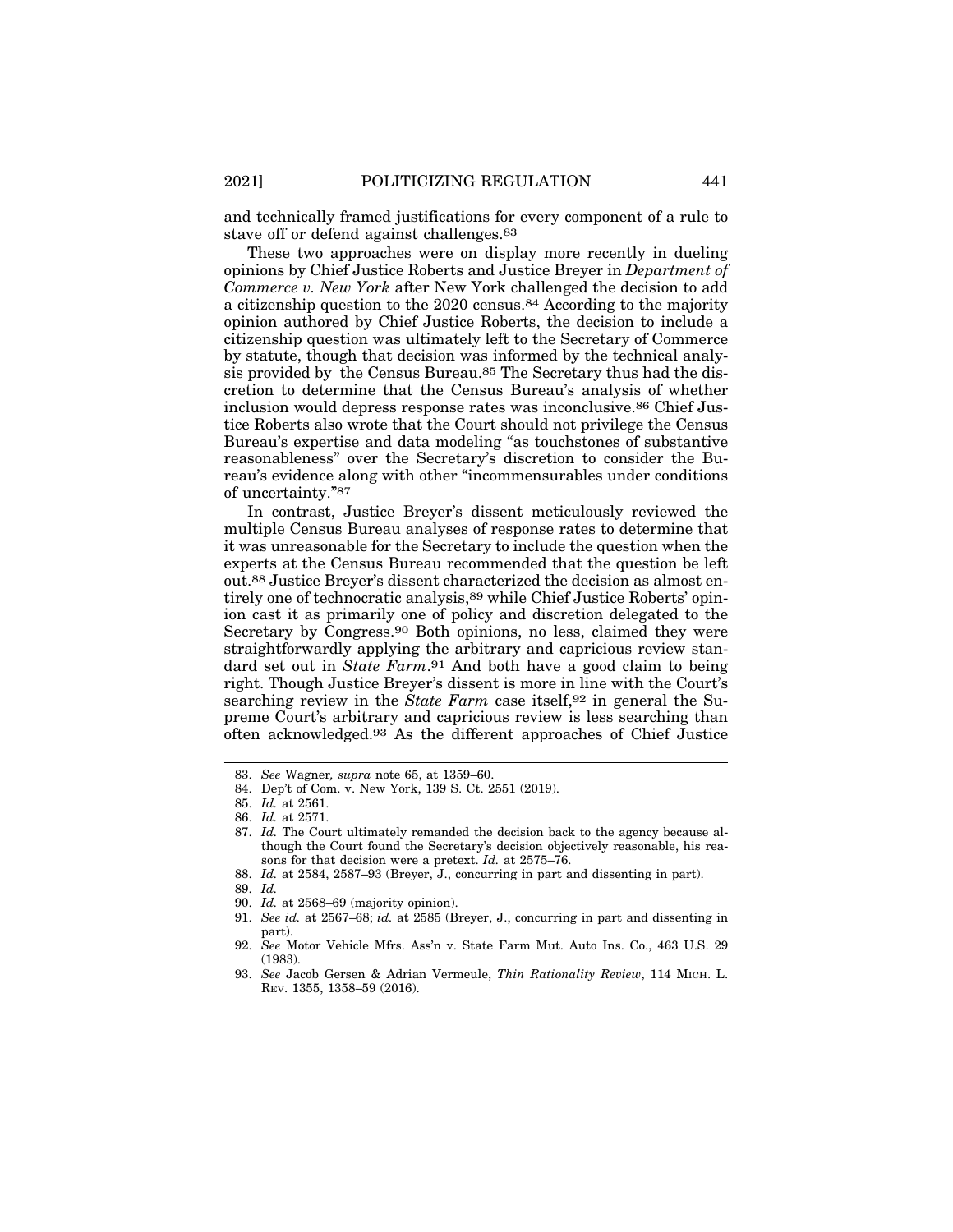and technically framed justifications for every component of a rule to stave off or defend against challenges.[83]

These two approaches were on display more recently in dueling opinions by Chief Justice Roberts and Justice Breyer in *Department of Commerce v. New York* after New York challenged the decision to add a citizenship question to the 2020 census.[84] According to the majority opinion authored by Chief Justice Roberts, the decision to include a citizenship question was ultimately left to the Secretary of Commerce by statute, though that decision was informed by the technical analysis provided by the Census Bureau.[85] The Secretary thus had the discretion to determine that the Census Bureau's analysis of whether inclusion would depress response rates was inconclusive.[86] Chief Justice Roberts also wrote that the Court should not privilege the Census Bureau's expertise and data modeling "as touchstones of substantive reasonableness" over the Secretary's discretion to consider the Bureau's evidence along with other "incommensurables under conditions of uncertainty."[87]

In contrast, Justice Breyer's dissent meticulously reviewed the multiple Census Bureau analyses of response rates to determine that it was unreasonable for the Secretary to include the question when the experts at the Census Bureau recommended that the question be left out.[88] Justice Breyer's dissent characterized the decision as almost entirely one of technocratic analysis,[89] while Chief Justice Roberts' opinion cast it as primarily one of policy and discretion delegated to the Secretary by Congress.[90] Both opinions, no less, claimed they were straightforwardly applying the arbitrary and capricious review standard set out in *State Farm*.[91] And both have a good claim to being right. Though Justice Breyer's dissent is more in line with the Court's searching review in the *State Farm* case itself,[92] in general the Supreme Court's arbitrary and capricious review is less searching than often acknowledged.[93] As the different approaches of Chief Justice

---

83. *See* Wagner*, supra* note 65, at 1359–60.

84. Dep't of Com. v. New York, 139 S. Ct. 2551 (2019).

85. *Id.* at 2561.

86. *Id.* at 2571.

87. *Id.* The Court ultimately remanded the decision back to the agency because although the Court found the Secretary's decision objectively reasonable, his reasons for that decision were a pretext. *Id.* at 2575–76.

88. *Id.* at 2584, 2587–93 (Breyer, J., concurring in part and dissenting in part).

89. *Id.*

90. *Id.* at 2568–69 (majority opinion).

91. *See id.* at 2567–68; *id.* at 2585 (Breyer, J., concurring in part and dissenting in part).

92. *See* Motor Vehicle Mfrs. Ass'n v. State Farm Mut. Auto Ins. Co., 463 U.S. 29 (1983).

93. *See* Jacob Gersen & Adrian Vermeule, *Thin Rationality Review*, 114 MICH. L. REV. 1355, 1358–59 (2016).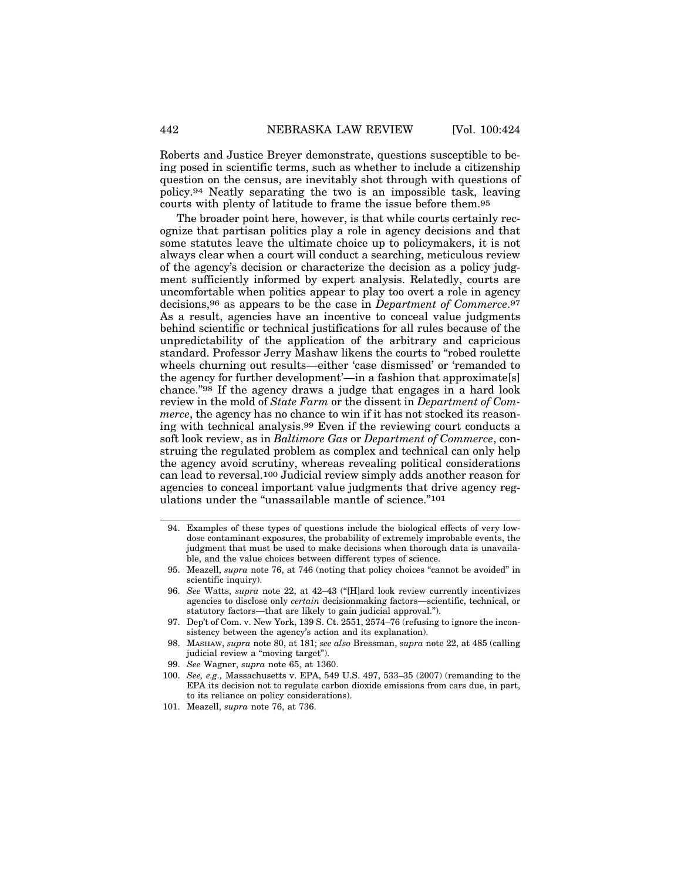Roberts and Justice Breyer demonstrate, questions susceptible to being posed in scientific terms, such as whether to include a citizenship question on the census, are inevitably shot through with questions of policy.[94] Neatly separating the two is an impossible task, leaving courts with plenty of latitude to frame the issue before them.[95]

The broader point here, however, is that while courts certainly recognize that partisan politics play a role in agency decisions and that some statutes leave the ultimate choice up to policymakers, it is not always clear when a court will conduct a searching, meticulous review of the agency's decision or characterize the decision as a policy judgment sufficiently informed by expert analysis. Relatedly, courts are uncomfortable when politics appear to play too overt a role in agency decisions,[96] as appears to be the case in *Department of Commerce*.[97] As a result, agencies have an incentive to conceal value judgments behind scientific or technical justifications for all rules because of the unpredictability of the application of the arbitrary and capricious standard. Professor Jerry Mashaw likens the courts to "robed roulette wheels churning out results—either 'case dismissed' or 'remanded to the agency for further development'—in a fashion that approximate[s] chance."[98] If the agency draws a judge that engages in a hard look review in the mold of *State Farm* or the dissent in *Department of Commerce*, the agency has no chance to win if it has not stocked its reasoning with technical analysis.[99] Even if the reviewing court conducts a soft look review, as in *Baltimore Gas* or *Department of Commerce*, construing the regulated problem as complex and technical can only help the agency avoid scrutiny, whereas revealing political considerations can lead to reversal.[100] Judicial review simply adds another reason for agencies to conceal important value judgments that drive agency regulations under the "unassailable mantle of science."[101]

---

94. Examples of these types of questions include the biological effects of very low-dose contaminant exposures, the probability of extremely improbable events, the judgment that must be used to make decisions when thorough data is unavailable, and the value choices between different types of science.

95. Meazell, *supra* note 76, at 746 (noting that policy choices "cannot be avoided" in scientific inquiry).

96. *See* Watts, *supra* note 22, at 42–43 ("[H]ard look review currently incentivizes agencies to disclose only *certain* decisionmaking factors—scientific, technical, or statutory factors—that are likely to gain judicial approval.").

97. Dep't of Com. v. New York, 139 S. Ct. 2551, 2574–76 (refusing to ignore the inconsistency between the agency's action and its explanation).

98. Mashaw, *supra* note 80, at 181; *see also* Bressman, *supra* note 22, at 485 (calling judicial review a "moving target").

99. *See* Wagner, *supra* note 65, at 1360.

100. *See, e.g.,* Massachusetts v. EPA, 549 U.S. 497, 533–35 (2007) (remanding to the EPA its decision not to regulate carbon dioxide emissions from cars due, in part, to its reliance on policy considerations).

101. Meazell, *supra* note 76, at 736.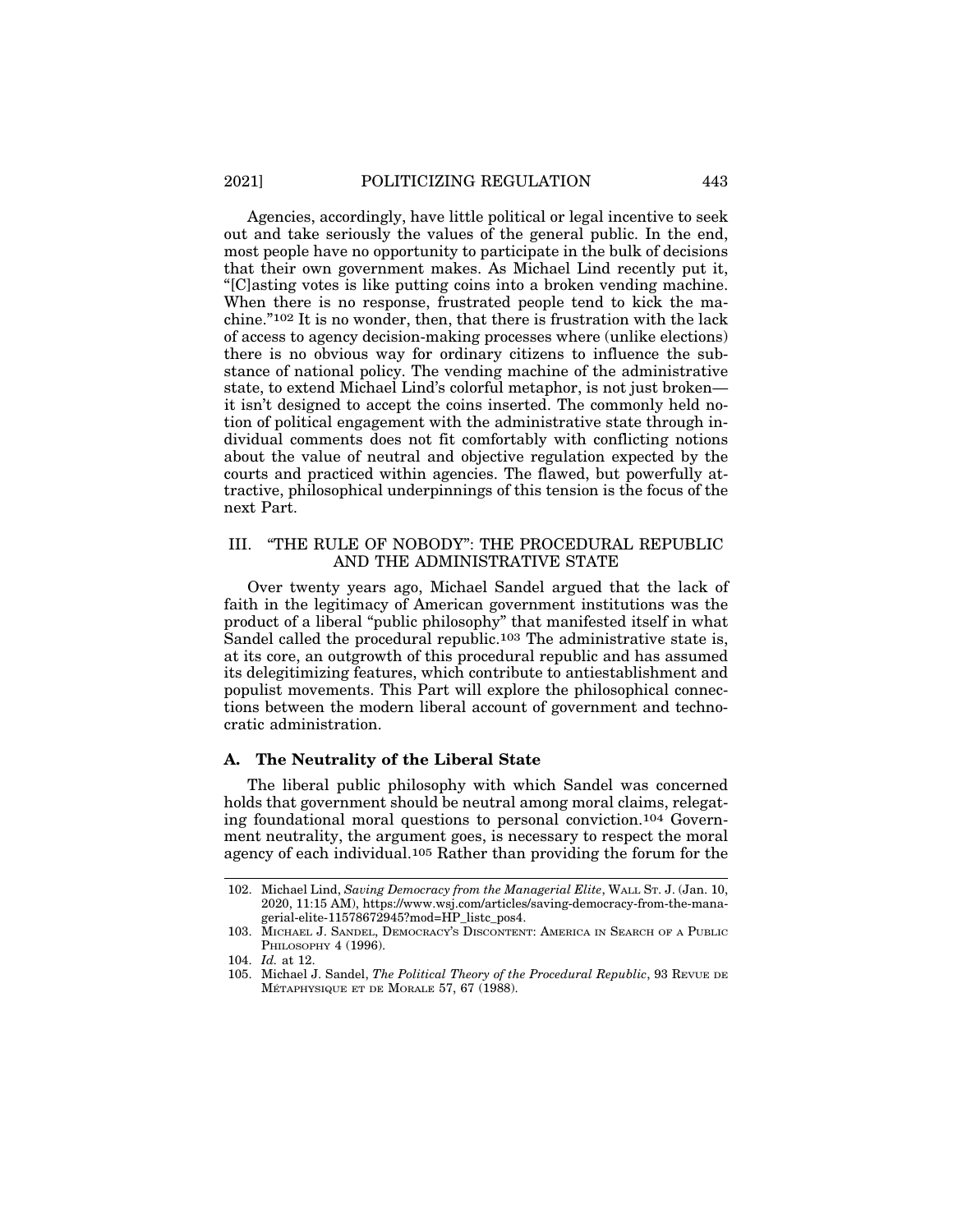Agencies, accordingly, have little political or legal incentive to seek out and take seriously the values of the general public. In the end, most people have no opportunity to participate in the bulk of decisions that their own government makes. As Michael Lind recently put it, "[C]asting votes is like putting coins into a broken vending machine. When there is no response, frustrated people tend to kick the machine."[102] It is no wonder, then, that there is frustration with the lack of access to agency decision-making processes where (unlike elections) there is no obvious way for ordinary citizens to influence the substance of national policy. The vending machine of the administrative state, to extend Michael Lind's colorful metaphor, is not just broken—it isn't designed to accept the coins inserted. The commonly held notion of political engagement with the administrative state through individual comments does not fit comfortably with conflicting notions about the value of neutral and objective regulation expected by the courts and practiced within agencies. The flawed, but powerfully attractive, philosophical underpinnings of this tension is the focus of the next Part.

## III. "THE RULE OF NOBODY": THE PROCEDURAL REPUBLIC AND THE ADMINISTRATIVE STATE

Over twenty years ago, Michael Sandel argued that the lack of faith in the legitimacy of American government institutions was the product of a liberal "public philosophy" that manifested itself in what Sandel called the procedural republic.[103] The administrative state is, at its core, an outgrowth of this procedural republic and has assumed its delegitimizing features, which contribute to antiestablishment and populist movements. This Part will explore the philosophical connections between the modern liberal account of government and technocratic administration.

### A. The Neutrality of the Liberal State

The liberal public philosophy with which Sandel was concerned holds that government should be neutral among moral claims, relegating foundational moral questions to personal conviction.[104] Government neutrality, the argument goes, is necessary to respect the moral agency of each individual.[105] Rather than providing the forum for the

---

102. Michael Lind, *Saving Democracy from the Managerial Elite*, WALL ST. J. (Jan. 10, 2020, 11:15 AM), https://www.wsj.com/articles/saving-democracy-from-the-managerial-elite-11578672945?mod=HP_listc_pos4.

103. MICHAEL J. SANDEL, DEMOCRACY'S DISCONTENT: AMERICA IN SEARCH OF A PUBLIC PHILOSOPHY 4 (1996).

104. *Id.* at 12.

105. Michael J. Sandel, *The Political Theory of the Procedural Republic*, 93 REVUE DE MÉTAPHYSIQUE ET DE MORALE 57, 67 (1988).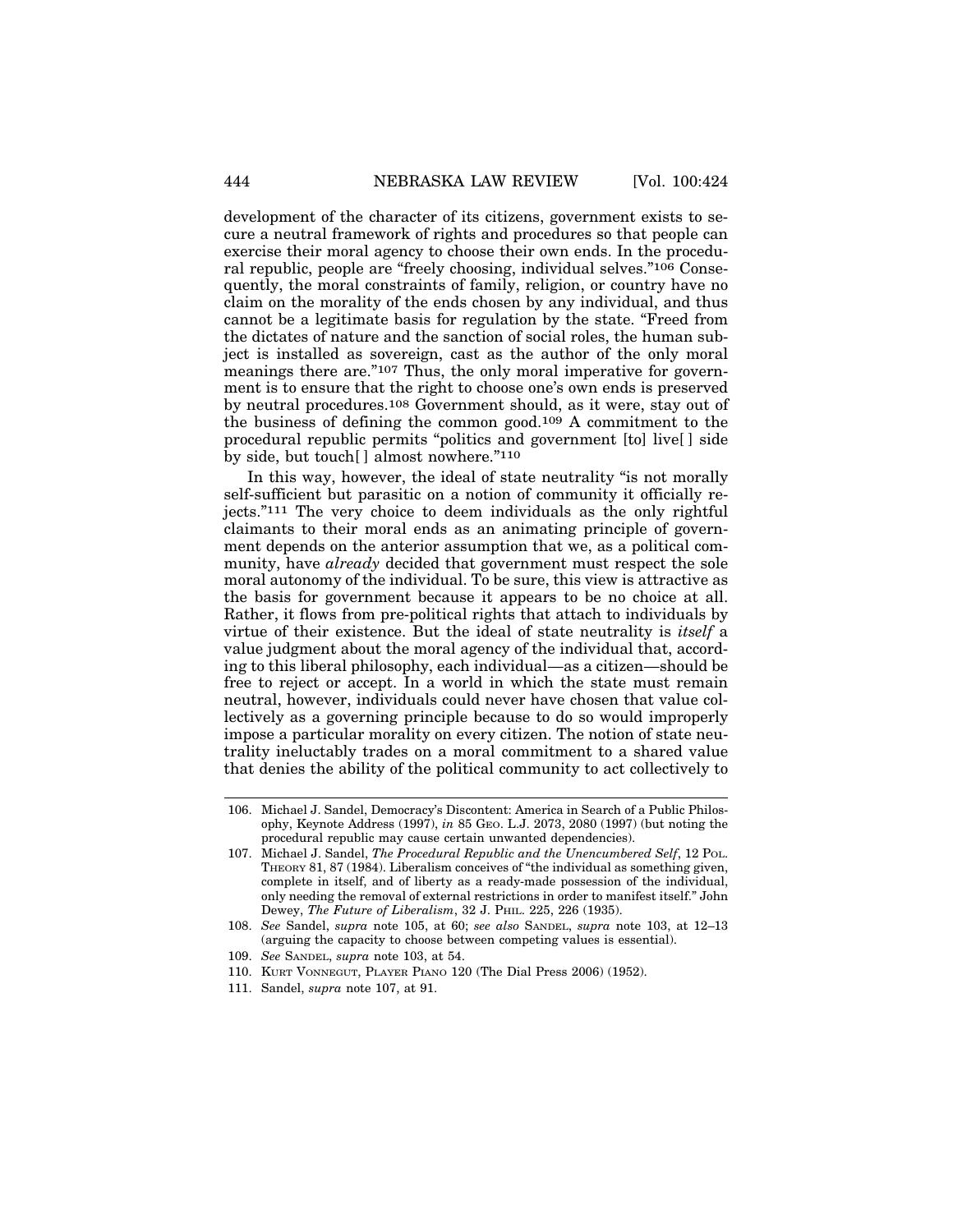development of the character of its citizens, government exists to secure a neutral framework of rights and procedures so that people can exercise their moral agency to choose their own ends. In the procedural republic, people are "freely choosing, individual selves."[106] Consequently, the moral constraints of family, religion, or country have no claim on the morality of the ends chosen by any individual, and thus cannot be a legitimate basis for regulation by the state. "Freed from the dictates of nature and the sanction of social roles, the human subject is installed as sovereign, cast as the author of the only moral meanings there are."[107] Thus, the only moral imperative for government is to ensure that the right to choose one's own ends is preserved by neutral procedures.[108] Government should, as it were, stay out of the business of defining the common good.[109] A commitment to the procedural republic permits "politics and government [to] live[ ] side by side, but touch[ ] almost nowhere."[110]

In this way, however, the ideal of state neutrality "is not morally self-sufficient but parasitic on a notion of community it officially rejects."[111] The very choice to deem individuals as the only rightful claimants to their moral ends as an animating principle of government depends on the anterior assumption that we, as a political community, have *already* decided that government must respect the sole moral autonomy of the individual. To be sure, this view is attractive as the basis for government because it appears to be no choice at all. Rather, it flows from pre-political rights that attach to individuals by virtue of their existence. But the ideal of state neutrality is *itself* a value judgment about the moral agency of the individual that, according to this liberal philosophy, each individual—as a citizen—should be free to reject or accept. In a world in which the state must remain neutral, however, individuals could never have chosen that value collectively as a governing principle because to do so would improperly impose a particular morality on every citizen. The notion of state neutrality ineluctably trades on a moral commitment to a shared value that denies the ability of the political community to act collectively to

106. Michael J. Sandel, Democracy's Discontent: America in Search of a Public Philosophy, Keynote Address (1997), *in* 85 GEO. L.J. 2073, 2080 (1997) (but noting the procedural republic may cause certain unwanted dependencies).

107. Michael J. Sandel, *The Procedural Republic and the Unencumbered Self*, 12 POL. THEORY 81, 87 (1984). Liberalism conceives of "the individual as something given, complete in itself, and of liberty as a ready-made possession of the individual, only needing the removal of external restrictions in order to manifest itself." John Dewey, *The Future of Liberalism*, 32 J. PHIL. 225, 226 (1935).

108. *See* Sandel, *supra* note 105, at 60; *see also* SANDEL, *supra* note 103, at 12–13 (arguing the capacity to choose between competing values is essential).

109. *See* SANDEL, *supra* note 103, at 54.

110. KURT VONNEGUT, PLAYER PIANO 120 (The Dial Press 2006) (1952).

111. Sandel, *supra* note 107, at 91.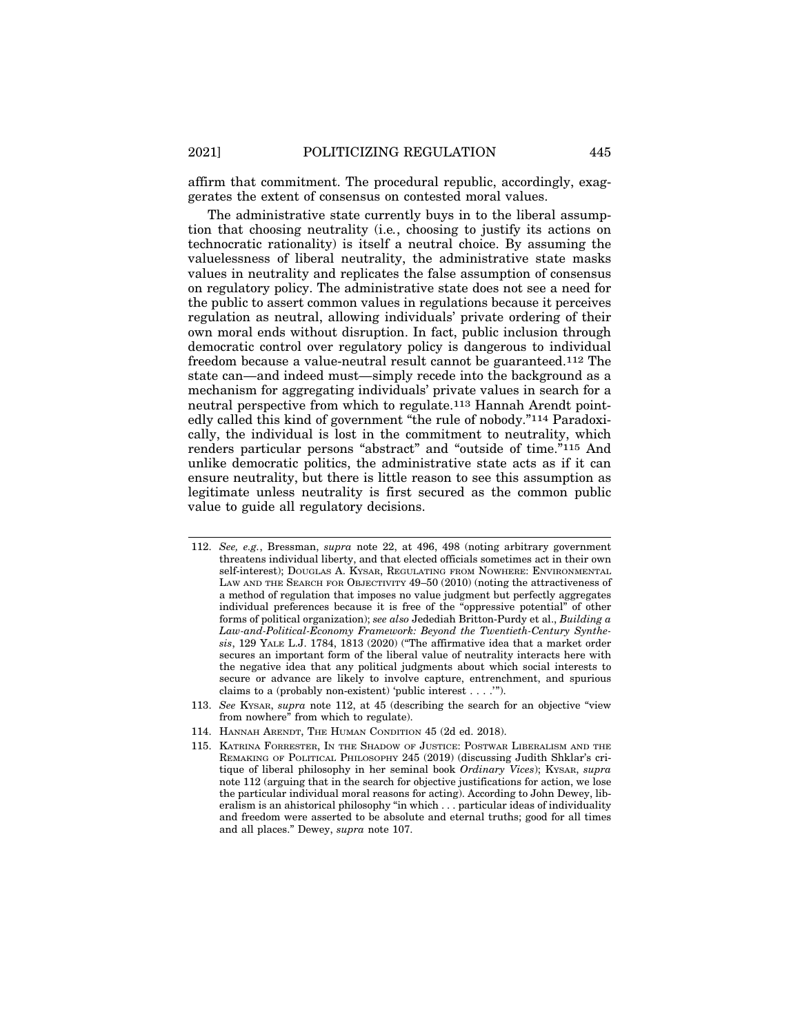affirm that commitment. The procedural republic, accordingly, exaggerates the extent of consensus on contested moral values.

The administrative state currently buys in to the liberal assumption that choosing neutrality (i.e., choosing to justify its actions on technocratic rationality) is itself a neutral choice. By assuming the valuelessness of liberal neutrality, the administrative state masks values in neutrality and replicates the false assumption of consensus on regulatory policy. The administrative state does not see a need for the public to assert common values in regulations because it perceives regulation as neutral, allowing individuals' private ordering of their own moral ends without disruption. In fact, public inclusion through democratic control over regulatory policy is dangerous to individual freedom because a value-neutral result cannot be guaranteed.[112] The state can—and indeed must—simply recede into the background as a mechanism for aggregating individuals' private values in search for a neutral perspective from which to regulate.[113] Hannah Arendt pointedly called this kind of government "the rule of nobody."[114] Paradoxically, the individual is lost in the commitment to neutrality, which renders particular persons "abstract" and "outside of time."[115] And unlike democratic politics, the administrative state acts as if it can ensure neutrality, but there is little reason to see this assumption as legitimate unless neutrality is first secured as the common public value to guide all regulatory decisions.

---

112. *See, e.g.*, Bressman, *supra* note 22, at 496, 498 (noting arbitrary government threatens individual liberty, and that elected officials sometimes act in their own self-interest); DOUGLAS A. KYSAR, REGULATING FROM NOWHERE: ENVIRONMENTAL LAW AND THE SEARCH FOR OBJECTIVITY 49–50 (2010) (noting the attractiveness of a method of regulation that imposes no value judgment but perfectly aggregates individual preferences because it is free of the "oppressive potential" of other forms of political organization); *see also* Jedediah Britton-Purdy et al., *Building a Law-and-Political-Economy Framework: Beyond the Twentieth-Century Synthesis*, 129 YALE L.J. 1784, 1813 (2020) ("The affirmative idea that a market order secures an important form of the liberal value of neutrality interacts here with the negative idea that any political judgments about which social interests to secure or advance are likely to involve capture, entrenchment, and spurious claims to a (probably non-existent) 'public interest . . . .'").

113. *See* KYSAR, *supra* note 112, at 45 (describing the search for an objective "view from nowhere" from which to regulate).

114. HANNAH ARENDT, THE HUMAN CONDITION 45 (2d ed. 2018).

115. KATRINA FORRESTER, IN THE SHADOW OF JUSTICE: POSTWAR LIBERALISM AND THE REMAKING OF POLITICAL PHILOSOPHY 245 (2019) (discussing Judith Shklar's critique of liberal philosophy in her seminal book *Ordinary Vices*); KYSAR, *supra* note 112 (arguing that in the search for objective justifications for action, we lose the particular individual moral reasons for acting). According to John Dewey, liberalism is an ahistorical philosophy "in which . . . particular ideas of individuality and freedom were asserted to be absolute and eternal truths; good for all times and all places." Dewey, *supra* note 107.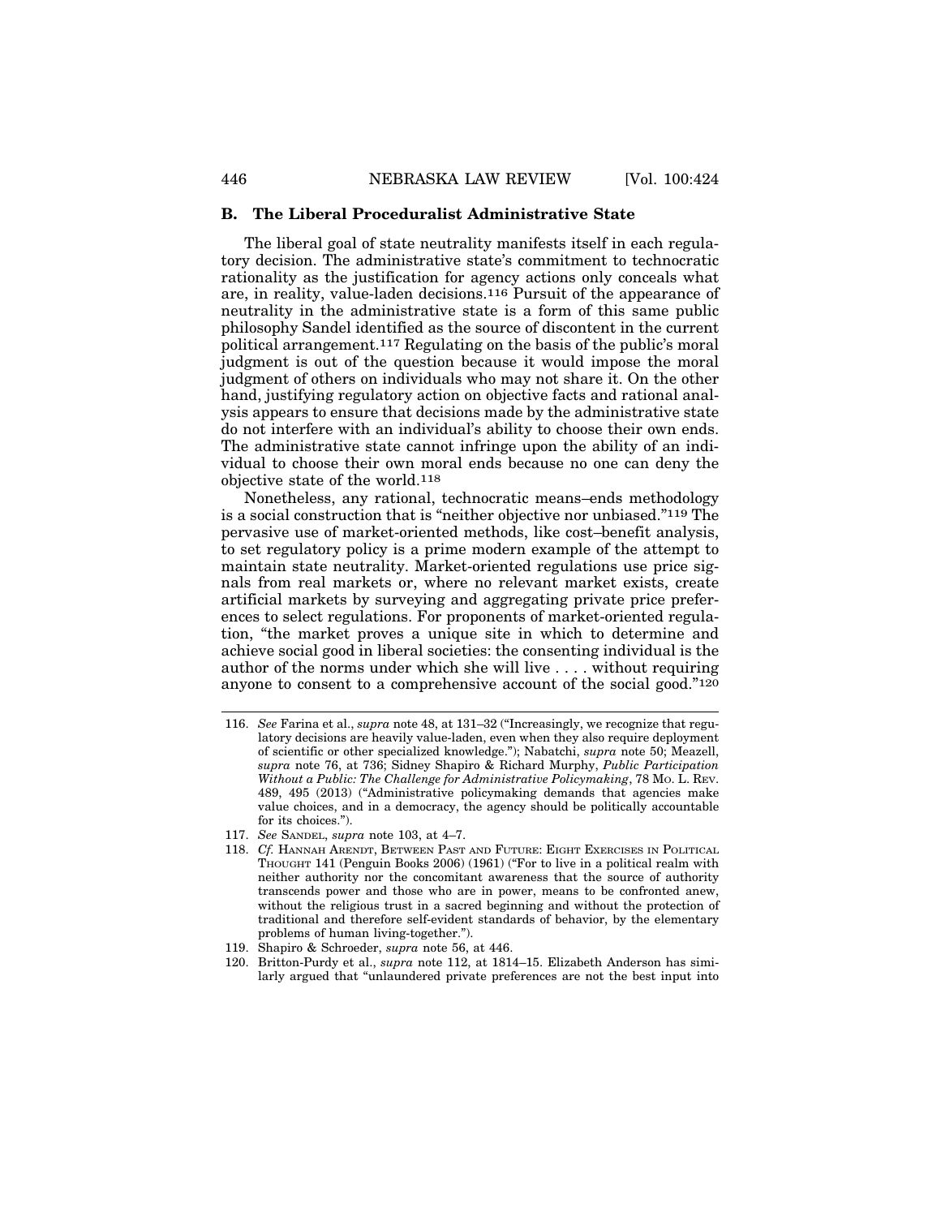### B. The Liberal Proceduralist Administrative State

The liberal goal of state neutrality manifests itself in each regulatory decision. The administrative state's commitment to technocratic rationality as the justification for agency actions only conceals what are, in reality, value-laden decisions.[116] Pursuit of the appearance of neutrality in the administrative state is a form of this same public philosophy Sandel identified as the source of discontent in the current political arrangement.[117] Regulating on the basis of the public's moral judgment is out of the question because it would impose the moral judgment of others on individuals who may not share it. On the other hand, justifying regulatory action on objective facts and rational analysis appears to ensure that decisions made by the administrative state do not interfere with an individual's ability to choose their own ends. The administrative state cannot infringe upon the ability of an individual to choose their own moral ends because no one can deny the objective state of the world.[118]

Nonetheless, any rational, technocratic means–ends methodology is a social construction that is "neither objective nor unbiased."[119] The pervasive use of market-oriented methods, like cost–benefit analysis, to set regulatory policy is a prime modern example of the attempt to maintain state neutrality. Market-oriented regulations use price signals from real markets or, where no relevant market exists, create artificial markets by surveying and aggregating private price preferences to select regulations. For proponents of market-oriented regulation, "the market proves a unique site in which to determine and achieve social good in liberal societies: the consenting individual is the author of the norms under which she will live . . . . without requiring anyone to consent to a comprehensive account of the social good."[120]

---

116. *See* Farina et al., *supra* note 48, at 131–32 ("Increasingly, we recognize that regulatory decisions are heavily value-laden, even when they also require deployment of scientific or other specialized knowledge."); Nabatchi, *supra* note 50; Meazell, *supra* note 76, at 736; Sidney Shapiro & Richard Murphy, *Public Participation Without a Public: The Challenge for Administrative Policymaking*, 78 MO. L. REV. 489, 495 (2013) ("Administrative policymaking demands that agencies make value choices, and in a democracy, the agency should be politically accountable for its choices.").

117. *See* SANDEL, *supra* note 103, at 4–7.

118. *Cf.* HANNAH ARENDT, BETWEEN PAST AND FUTURE: EIGHT EXERCISES IN POLITICAL THOUGHT 141 (Penguin Books 2006) (1961) ("For to live in a political realm with neither authority nor the concomitant awareness that the source of authority transcends power and those who are in power, means to be confronted anew, without the religious trust in a sacred beginning and without the protection of traditional and therefore self-evident standards of behavior, by the elementary problems of human living-together.").

119. Shapiro & Schroeder, *supra* note 56, at 446.

120. Britton-Purdy et al., *supra* note 112, at 1814–15. Elizabeth Anderson has similarly argued that "unlaundered private preferences are not the best input into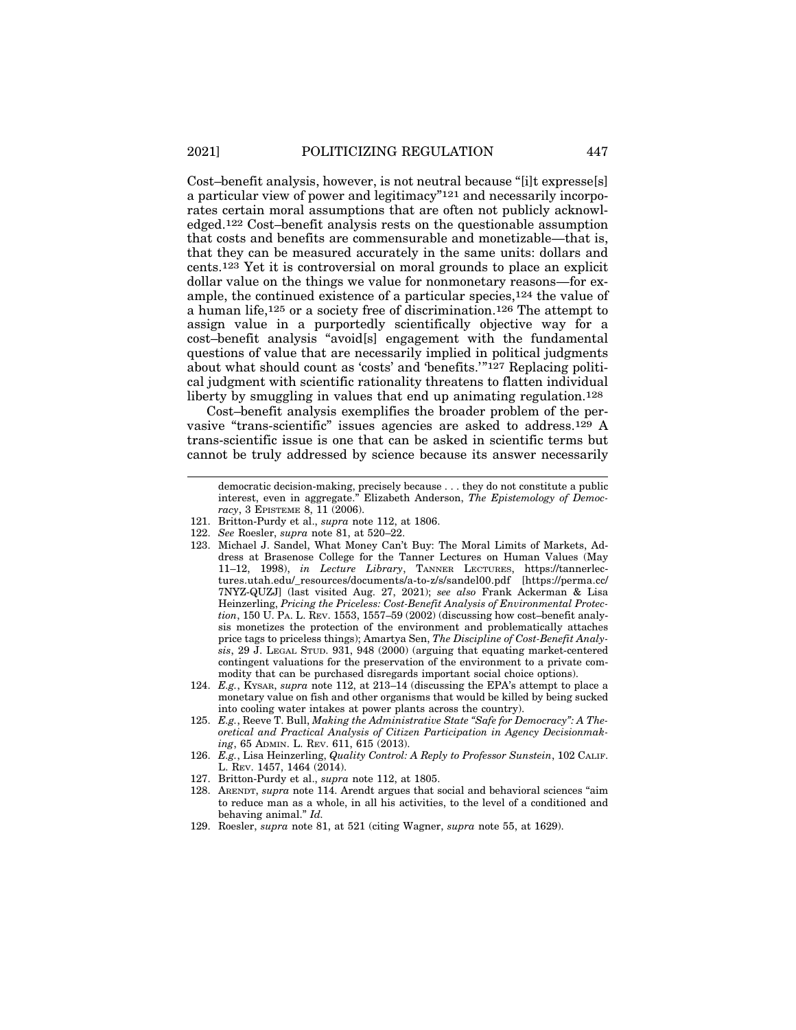Cost–benefit analysis, however, is not neutral because "[i]t expresse[s] a particular view of power and legitimacy"[121] and necessarily incorporates certain moral assumptions that are often not publicly acknowledged.[122] Cost–benefit analysis rests on the questionable assumption that costs and benefits are commensurable and monetizable—that is, that they can be measured accurately in the same units: dollars and cents.[123] Yet it is controversial on moral grounds to place an explicit dollar value on the things we value for nonmonetary reasons—for example, the continued existence of a particular species,[124] the value of a human life,[125] or a society free of discrimination.[126] The attempt to assign value in a purportedly scientifically objective way for a cost–benefit analysis "avoid[s] engagement with the fundamental questions of value that are necessarily implied in political judgments about what should count as 'costs' and 'benefits.'"[127] Replacing political judgment with scientific rationality threatens to flatten individual liberty by smuggling in values that end up animating regulation.[128]

Cost–benefit analysis exemplifies the broader problem of the pervasive "trans-scientific" issues agencies are asked to address.[129] A trans-scientific issue is one that can be asked in scientific terms but cannot be truly addressed by science because its answer necessarily

---

democratic decision-making, precisely because . . . they do not constitute a public interest, even in aggregate." Elizabeth Anderson, *The Epistemology of Democracy*, 3 EPISTEME 8, 11 (2006).

121. Britton-Purdy et al., *supra* note 112, at 1806.

122. *See* Roesler, *supra* note 81, at 520–22.

123. Michael J. Sandel, What Money Can't Buy: The Moral Limits of Markets, Address at Brasenose College for the Tanner Lectures on Human Values (May 11–12, 1998), *in Lecture Library*, TANNER LECTURES, https://tannerlectures.utah.edu/_resources/documents/a-to-z/s/sandel00.pdf [https://perma.cc/7NYZ-QUZJ] (last visited Aug. 27, 2021); *see also* Frank Ackerman & Lisa Heinzerling, *Pricing the Priceless: Cost-Benefit Analysis of Environmental Protection*, 150 U. PA. L. REV. 1553, 1557–59 (2002) (discussing how cost–benefit analysis monetizes the protection of the environment and problematically attaches price tags to priceless things); Amartya Sen, *The Discipline of Cost-Benefit Analysis*, 29 J. LEGAL STUD. 931, 948 (2000) (arguing that equating market-centered contingent valuations for the preservation of the environment to a private commodity that can be purchased disregards important social choice options).

124. *E.g.*, KYSAR, *supra* note 112, at 213–14 (discussing the EPA's attempt to place a monetary value on fish and other organisms that would be killed by being sucked into cooling water intakes at power plants across the country).

125. *E.g.*, Reeve T. Bull, *Making the Administrative State "Safe for Democracy": A Theoretical and Practical Analysis of Citizen Participation in Agency Decisionmaking*, 65 ADMIN. L. REV. 611, 615 (2013).

126. *E.g.*, Lisa Heinzerling, *Quality Control: A Reply to Professor Sunstein*, 102 CALIF. L. REV. 1457, 1464 (2014).

127. Britton-Purdy et al., *supra* note 112, at 1805.

128. ARENDT, *supra* note 114. Arendt argues that social and behavioral sciences "aim to reduce man as a whole, in all his activities, to the level of a conditioned and behaving animal." *Id.*

129. Roesler, *supra* note 81, at 521 (citing Wagner, *supra* note 55, at 1629).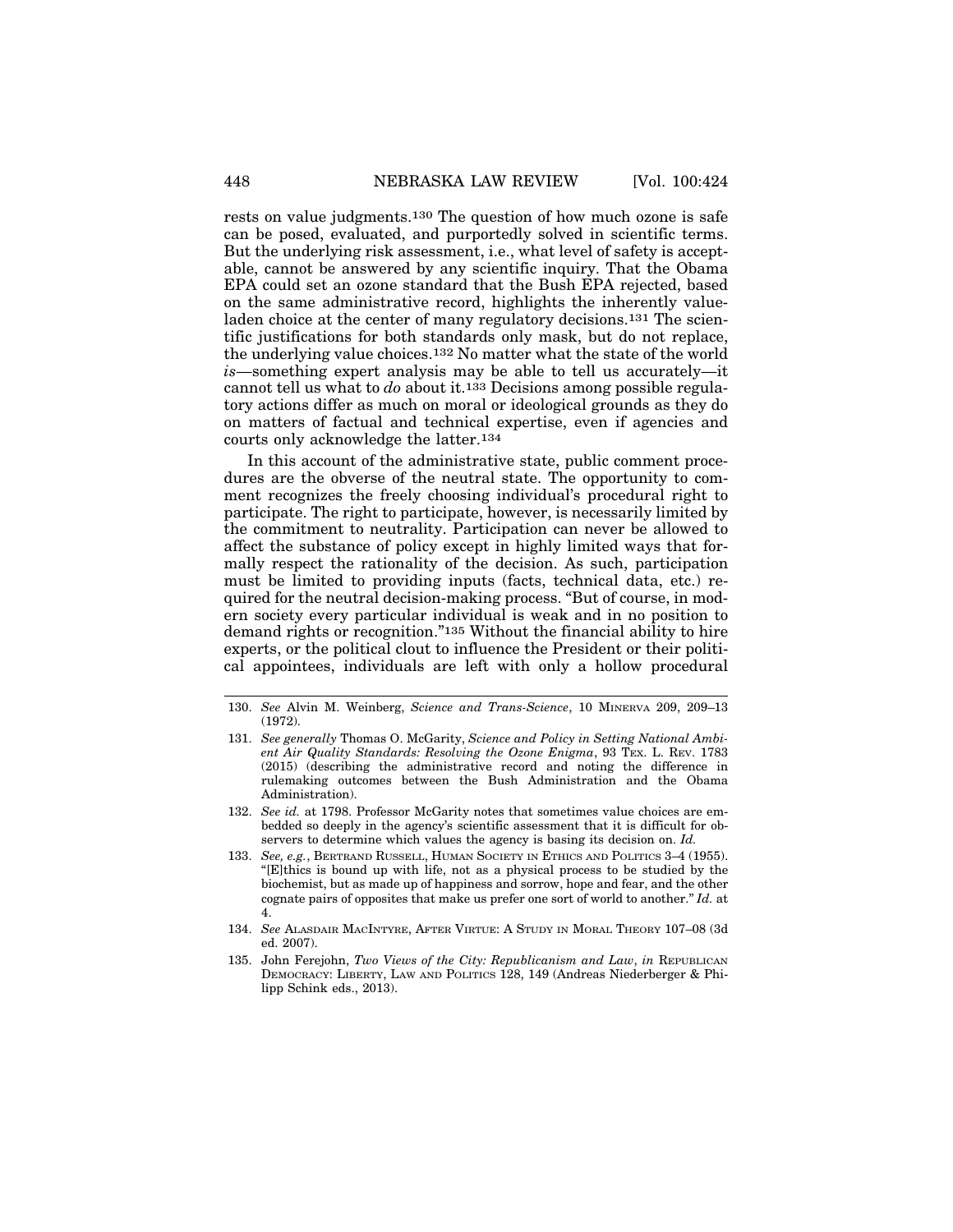rests on value judgments.[130] The question of how much ozone is safe can be posed, evaluated, and purportedly solved in scientific terms. But the underlying risk assessment, i.e., what level of safety is acceptable, cannot be answered by any scientific inquiry. That the Obama EPA could set an ozone standard that the Bush EPA rejected, based on the same administrative record, highlights the inherently value-laden choice at the center of many regulatory decisions.[131] The scientific justifications for both standards only mask, but do not replace, the underlying value choices.[132] No matter what the state of the world *is*—something expert analysis may be able to tell us accurately—it cannot tell us what to *do* about it.[133] Decisions among possible regulatory actions differ as much on moral or ideological grounds as they do on matters of factual and technical expertise, even if agencies and courts only acknowledge the latter.[134]

In this account of the administrative state, public comment procedures are the obverse of the neutral state. The opportunity to comment recognizes the freely choosing individual's procedural right to participate. The right to participate, however, is necessarily limited by the commitment to neutrality. Participation can never be allowed to affect the substance of policy except in highly limited ways that formally respect the rationality of the decision. As such, participation must be limited to providing inputs (facts, technical data, etc.) required for the neutral decision-making process. "But of course, in modern society every particular individual is weak and in no position to demand rights or recognition."[135] Without the financial ability to hire experts, or the political clout to influence the President or their political appointees, individuals are left with only a hollow procedural

---

130. *See* Alvin M. Weinberg, *Science and Trans-Science*, 10 MINERVA 209, 209–13 (1972).

131. *See generally* Thomas O. McGarity, *Science and Policy in Setting National Ambient Air Quality Standards: Resolving the Ozone Enigma*, 93 TEX. L. REV. 1783 (2015) (describing the administrative record and noting the difference in rulemaking outcomes between the Bush Administration and the Obama Administration).

132. *See id.* at 1798. Professor McGarity notes that sometimes value choices are embedded so deeply in the agency's scientific assessment that it is difficult for observers to determine which values the agency is basing its decision on. *Id.*

133. *See, e.g.*, BERTRAND RUSSELL, HUMAN SOCIETY IN ETHICS AND POLITICS 3–4 (1955). "[E]thics is bound up with life, not as a physical process to be studied by the biochemist, but as made up of happiness and sorrow, hope and fear, and the other cognate pairs of opposites that make us prefer one sort of world to another." *Id.* at 4.

134. *See* ALASDAIR MACINTYRE, AFTER VIRTUE: A STUDY IN MORAL THEORY 107–08 (3d ed. 2007).

135. John Ferejohn, *Two Views of the City: Republicanism and Law*, *in* REPUBLICAN DEMOCRACY: LIBERTY, LAW AND POLITICS 128, 149 (Andreas Niederberger & Philipp Schink eds., 2013).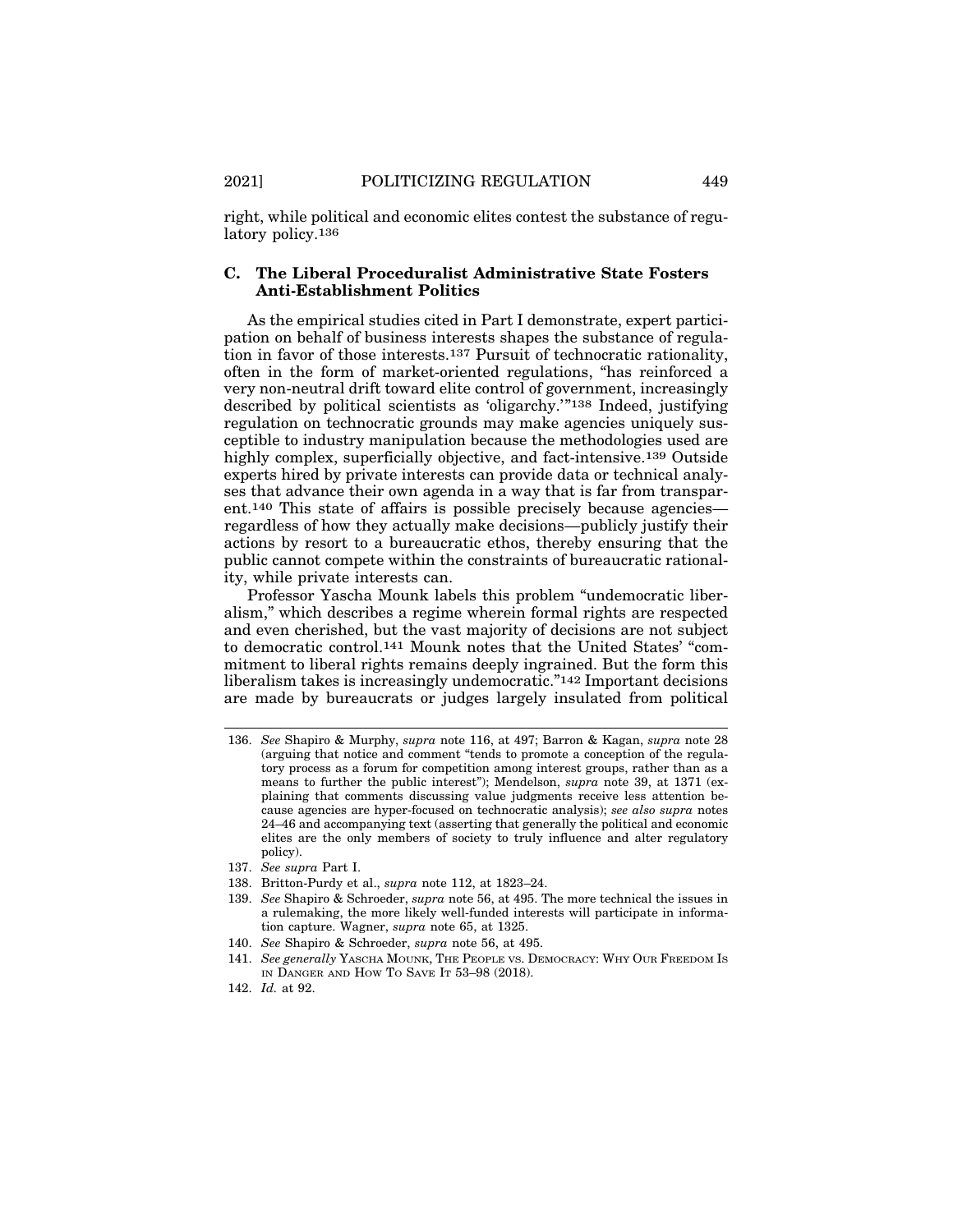right, while political and economic elites contest the substance of regulatory policy.[136]

### C. The Liberal Proceduralist Administrative State Fosters Anti-Establishment Politics

As the empirical studies cited in Part I demonstrate, expert participation on behalf of business interests shapes the substance of regulation in favor of those interests.[137] Pursuit of technocratic rationality, often in the form of market-oriented regulations, "has reinforced a very non-neutral drift toward elite control of government, increasingly described by political scientists as 'oligarchy.'"[138] Indeed, justifying regulation on technocratic grounds may make agencies uniquely susceptible to industry manipulation because the methodologies used are highly complex, superficially objective, and fact-intensive.[139] Outside experts hired by private interests can provide data or technical analyses that advance their own agenda in a way that is far from transparent.[140] This state of affairs is possible precisely because agencies—regardless of how they actually make decisions—publicly justify their actions by resort to a bureaucratic ethos, thereby ensuring that the public cannot compete within the constraints of bureaucratic rationality, while private interests can.

Professor Yascha Mounk labels this problem "undemocratic liberalism," which describes a regime wherein formal rights are respected and even cherished, but the vast majority of decisions are not subject to democratic control.[141] Mounk notes that the United States' "commitment to liberal rights remains deeply ingrained. But the form this liberalism takes is increasingly undemocratic."[142] Important decisions are made by bureaucrats or judges largely insulated from political

---

136. *See* Shapiro & Murphy, *supra* note 116, at 497; Barron & Kagan, *supra* note 28 (arguing that notice and comment "tends to promote a conception of the regulatory process as a forum for competition among interest groups, rather than as a means to further the public interest"); Mendelson, *supra* note 39, at 1371 (explaining that comments discussing value judgments receive less attention because agencies are hyper-focused on technocratic analysis); *see also supra* notes 24–46 and accompanying text (asserting that generally the political and economic elites are the only members of society to truly influence and alter regulatory policy).

137. *See supra* Part I.

138. Britton-Purdy et al., *supra* note 112, at 1823–24.

139. *See* Shapiro & Schroeder, *supra* note 56, at 495. The more technical the issues in a rulemaking, the more likely well-funded interests will participate in information capture. Wagner, *supra* note 65, at 1325.

140. *See* Shapiro & Schroeder, *supra* note 56, at 495.

141. *See generally* YASCHA MOUNK, THE PEOPLE VS. DEMOCRACY: WHY OUR FREEDOM IS IN DANGER AND HOW TO SAVE IT 53–98 (2018).

142. *Id.* at 92.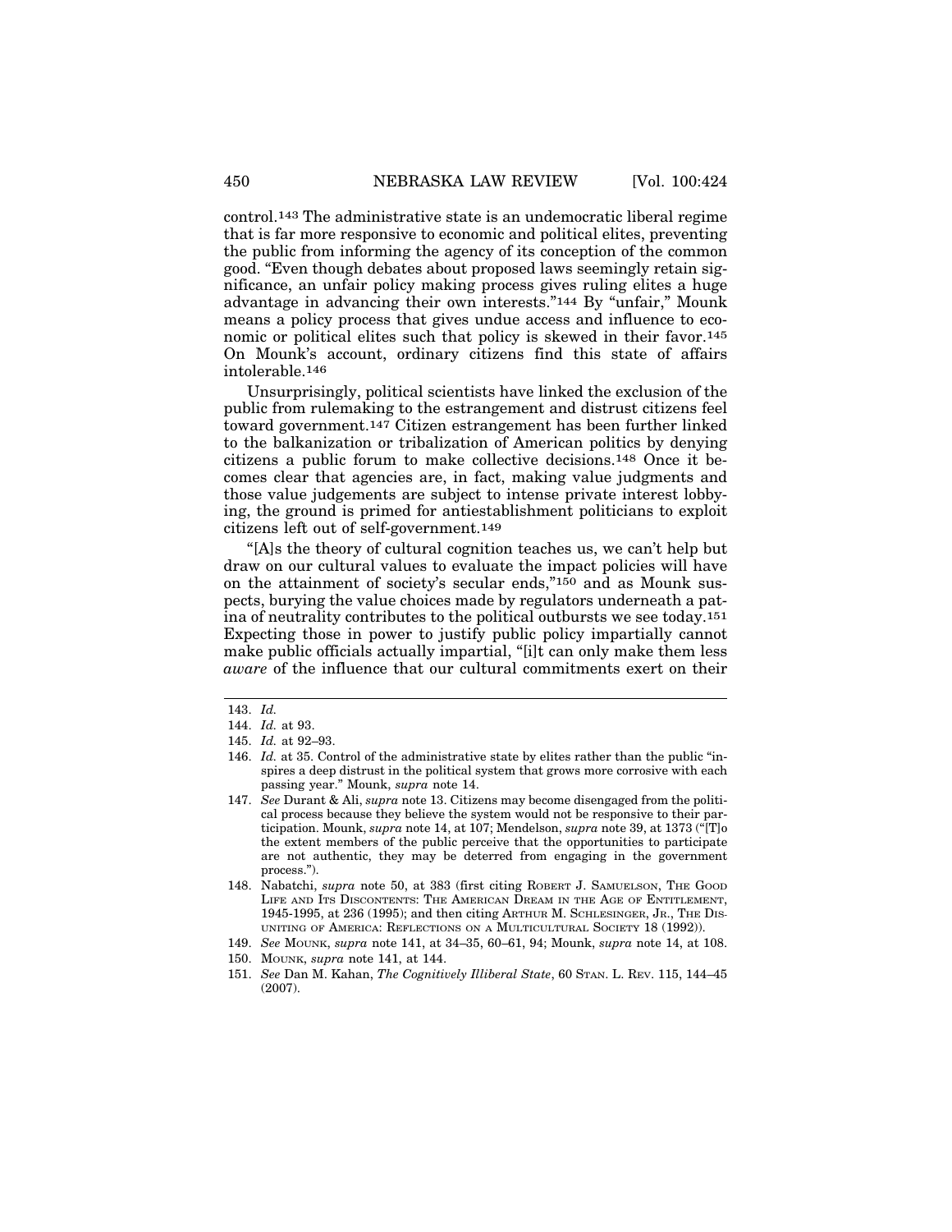control.[143] The administrative state is an undemocratic liberal regime that is far more responsive to economic and political elites, preventing the public from informing the agency of its conception of the common good. "Even though debates about proposed laws seemingly retain significance, an unfair policy making process gives ruling elites a huge advantage in advancing their own interests."[144] By "unfair," Mounk means a policy process that gives undue access and influence to economic or political elites such that policy is skewed in their favor.[145] On Mounk's account, ordinary citizens find this state of affairs intolerable.[146]

Unsurprisingly, political scientists have linked the exclusion of the public from rulemaking to the estrangement and distrust citizens feel toward government.[147] Citizen estrangement has been further linked to the balkanization or tribalization of American politics by denying citizens a public forum to make collective decisions.[148] Once it becomes clear that agencies are, in fact, making value judgments and those value judgements are subject to intense private interest lobbying, the ground is primed for antiestablishment politicians to exploit citizens left out of self-government.[149]

"[A]s the theory of cultural cognition teaches us, we can't help but draw on our cultural values to evaluate the impact policies will have on the attainment of society's secular ends,"[150] and as Mounk suspects, burying the value choices made by regulators underneath a patina of neutrality contributes to the political outbursts we see today.[151] Expecting those in power to justify public policy impartially cannot make public officials actually impartial, "[i]t can only make them less *aware* of the influence that our cultural commitments exert on their

---

143. *Id.*

144. *Id.* at 93.

145. *Id.* at 92–93.

146. *Id.* at 35. Control of the administrative state by elites rather than the public "inspires a deep distrust in the political system that grows more corrosive with each passing year." Mounk, *supra* note 14.

147. *See* Durant & Ali, *supra* note 13. Citizens may become disengaged from the political process because they believe the system would not be responsive to their participation. Mounk, *supra* note 14, at 107; Mendelson, *supra* note 39, at 1373 ("[T]o the extent members of the public perceive that the opportunities to participate are not authentic, they may be deterred from engaging in the government process.").

148. Nabatchi, *supra* note 50, at 383 (first citing ROBERT J. SAMUELSON, THE GOOD LIFE AND ITS DISCONTENTS: THE AMERICAN DREAM IN THE AGE OF ENTITLEMENT, 1945-1995, at 236 (1995); and then citing ARTHUR M. SCHLESINGER, JR., THE DISUNITING OF AMERICA: REFLECTIONS ON A MULTICULTURAL SOCIETY 18 (1992)).

149. *See* MOUNK, *supra* note 141, at 34–35, 60–61, 94; Mounk, *supra* note 14, at 108.

150. MOUNK, *supra* note 141, at 144.

151. *See* Dan M. Kahan, *The Cognitively Illiberal State*, 60 STAN. L. REV. 115, 144–45 (2007).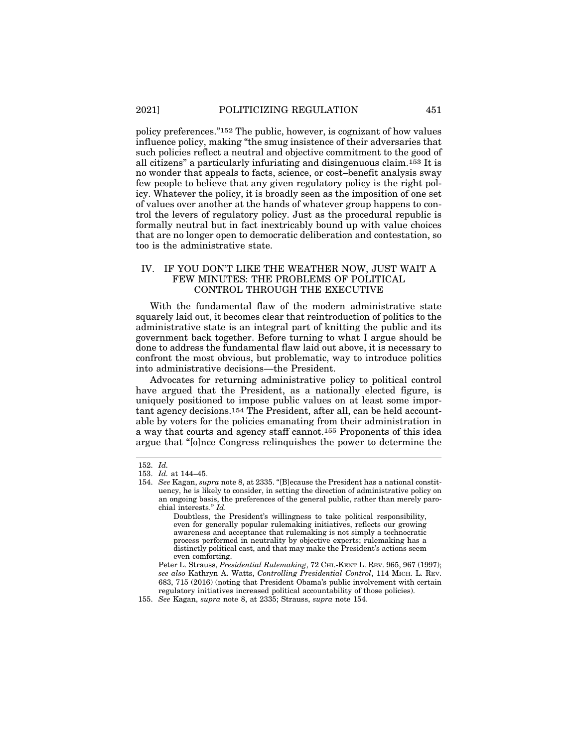policy preferences."[152] The public, however, is cognizant of how values influence policy, making "the smug insistence of their adversaries that such policies reflect a neutral and objective commitment to the good of all citizens" a particularly infuriating and disingenuous claim.[153] It is no wonder that appeals to facts, science, or cost–benefit analysis sway few people to believe that any given regulatory policy is the right policy. Whatever the policy, it is broadly seen as the imposition of one set of values over another at the hands of whatever group happens to control the levers of regulatory policy. Just as the procedural republic is formally neutral but in fact inextricably bound up with value choices that are no longer open to democratic deliberation and contestation, so too is the administrative state.

## IV. IF YOU DON'T LIKE THE WEATHER NOW, JUST WAIT A FEW MINUTES: THE PROBLEMS OF POLITICAL CONTROL THROUGH THE EXECUTIVE

With the fundamental flaw of the modern administrative state squarely laid out, it becomes clear that reintroduction of politics to the administrative state is an integral part of knitting the public and its government back together. Before turning to what I argue should be done to address the fundamental flaw laid out above, it is necessary to confront the most obvious, but problematic, way to introduce politics into administrative decisions—the President.

Advocates for returning administrative policy to political control have argued that the President, as a nationally elected figure, is uniquely positioned to impose public values on at least some important agency decisions.[154] The President, after all, can be held accountable by voters for the policies emanating from their administration in a way that courts and agency staff cannot.[155] Proponents of this idea argue that "[o]nce Congress relinquishes the power to determine the

---

152. *Id.*

153. *Id.* at 144–45.

154. *See* Kagan, *supra* note 8, at 2335. "[B]ecause the President has a national constituency, he is likely to consider, in setting the direction of administrative policy on an ongoing basis, the preferences of the general public, rather than merely parochial interests." *Id.*

> Doubtless, the President's willingness to take political responsibility, even for generally popular rulemaking initiatives, reflects our growing awareness and acceptance that rulemaking is not simply a technocratic process performed in neutrality by objective experts; rulemaking has a distinctly political cast, and that may make the President's actions seem even comforting.

Peter L. Strauss, *Presidential Rulemaking*, 72 CHI.-KENT L. REV. 965, 967 (1997); *see also* Kathryn A. Watts, *Controlling Presidential Control*, 114 MICH. L. REV. 683, 715 (2016) (noting that President Obama's public involvement with certain regulatory initiatives increased political accountability of those policies).

155. *See* Kagan, *supra* note 8, at 2335; Strauss, *supra* note 154.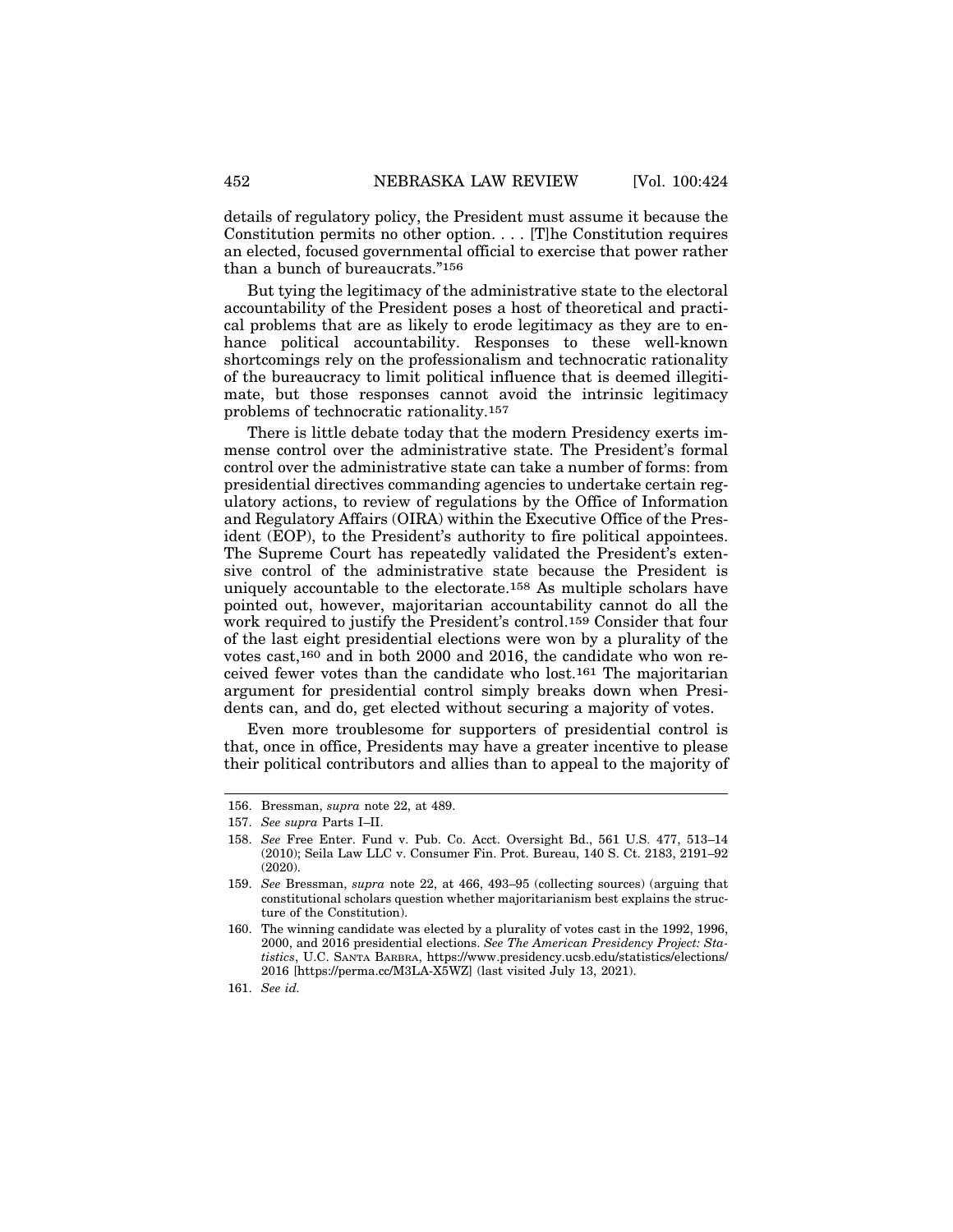details of regulatory policy, the President must assume it because the Constitution permits no other option. . . . [T]he Constitution requires an elected, focused governmental official to exercise that power rather than a bunch of bureaucrats."[156]

But tying the legitimacy of the administrative state to the electoral accountability of the President poses a host of theoretical and practical problems that are as likely to erode legitimacy as they are to enhance political accountability. Responses to these well-known shortcomings rely on the professionalism and technocratic rationality of the bureaucracy to limit political influence that is deemed illegitimate, but those responses cannot avoid the intrinsic legitimacy problems of technocratic rationality.[157]

There is little debate today that the modern Presidency exerts immense control over the administrative state. The President's formal control over the administrative state can take a number of forms: from presidential directives commanding agencies to undertake certain regulatory actions, to review of regulations by the Office of Information and Regulatory Affairs (OIRA) within the Executive Office of the President (EOP), to the President's authority to fire political appointees. The Supreme Court has repeatedly validated the President's extensive control of the administrative state because the President is uniquely accountable to the electorate.[158] As multiple scholars have pointed out, however, majoritarian accountability cannot do all the work required to justify the President's control.[159] Consider that four of the last eight presidential elections were won by a plurality of the votes cast,[160] and in both 2000 and 2016, the candidate who won received fewer votes than the candidate who lost.[161] The majoritarian argument for presidential control simply breaks down when Presidents can, and do, get elected without securing a majority of votes.

Even more troublesome for supporters of presidential control is that, once in office, Presidents may have a greater incentive to please their political contributors and allies than to appeal to the majority of

---

156. Bressman, *supra* note 22, at 489.

157. *See supra* Parts I–II.

158. *See* Free Enter. Fund v. Pub. Co. Acct. Oversight Bd., 561 U.S. 477, 513–14 (2010); Seila Law LLC v. Consumer Fin. Prot. Bureau, 140 S. Ct. 2183, 2191–92 (2020).

159. *See* Bressman, *supra* note 22, at 466, 493–95 (collecting sources) (arguing that constitutional scholars question whether majoritarianism best explains the structure of the Constitution).

160. The winning candidate was elected by a plurality of votes cast in the 1992, 1996, 2000, and 2016 presidential elections. *See The American Presidency Project: Statistics*, U.C. SANTA BARBRA, https://www.presidency.ucsb.edu/statistics/elections/2016 [https://perma.cc/M3LA-X5WZ] (last visited July 13, 2021).

161. *See id.*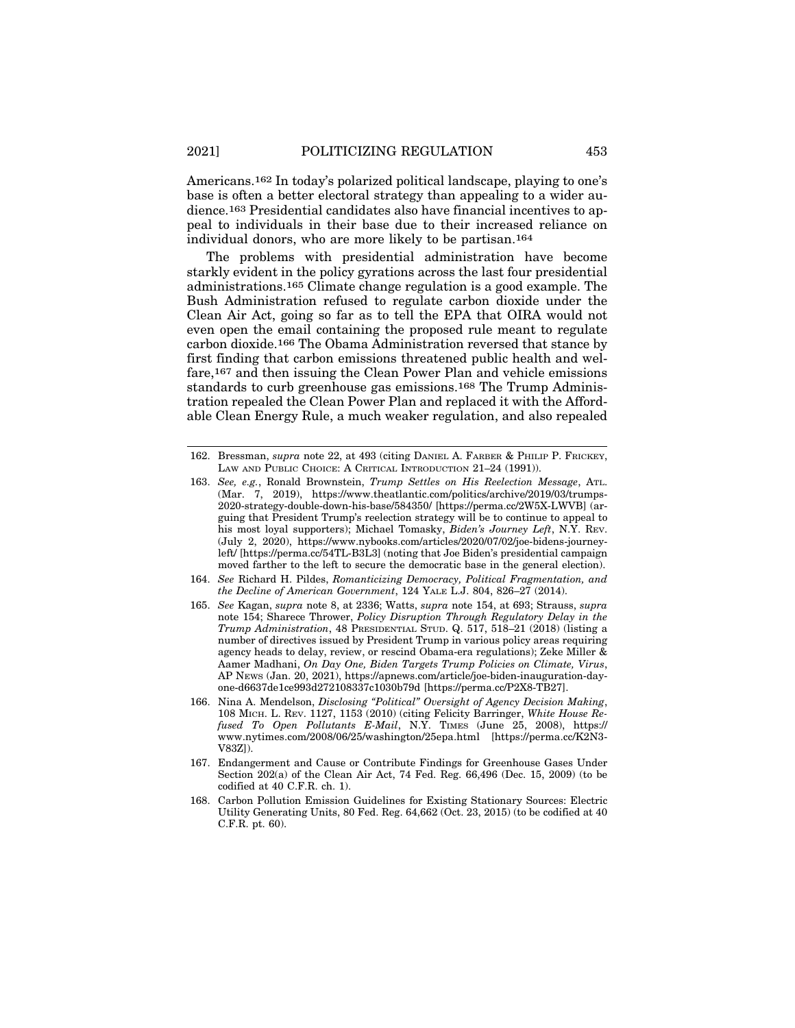Americans.[162] In today's polarized political landscape, playing to one's base is often a better electoral strategy than appealing to a wider audience.[163] Presidential candidates also have financial incentives to appeal to individuals in their base due to their increased reliance on individual donors, who are more likely to be partisan.[164]

The problems with presidential administration have become starkly evident in the policy gyrations across the last four presidential administrations.[165] Climate change regulation is a good example. The Bush Administration refused to regulate carbon dioxide under the Clean Air Act, going so far as to tell the EPA that OIRA would not even open the email containing the proposed rule meant to regulate carbon dioxide.[166] The Obama Administration reversed that stance by first finding that carbon emissions threatened public health and welfare,[167] and then issuing the Clean Power Plan and vehicle emissions standards to curb greenhouse gas emissions.[168] The Trump Administration repealed the Clean Power Plan and replaced it with the Affordable Clean Energy Rule, a much weaker regulation, and also repealed

---

162. Bressman, *supra* note 22, at 493 (citing DANIEL A. FARBER & PHILIP P. FRICKEY, LAW AND PUBLIC CHOICE: A CRITICAL INTRODUCTION 21–24 (1991)).

163. *See, e.g.*, Ronald Brownstein, *Trump Settles on His Reelection Message*, ATL. (Mar. 7, 2019), https://www.theatlantic.com/politics/archive/2019/03/trumps-2020-strategy-double-down-his-base/584350/ [https://perma.cc/2W5X-LWVB] (arguing that President Trump's reelection strategy will be to continue to appeal to his most loyal supporters); Michael Tomasky, *Biden's Journey Left*, N.Y. REV. (July 2, 2020), https://www.nybooks.com/articles/2020/07/02/joe-bidens-journey-left/ [https://perma.cc/54TL-B3L3] (noting that Joe Biden's presidential campaign moved farther to the left to secure the democratic base in the general election).

164. *See* Richard H. Pildes, *Romanticizing Democracy, Political Fragmentation, and the Decline of American Government*, 124 YALE L.J. 804, 826–27 (2014).

165. *See* Kagan, *supra* note 8, at 2336; Watts, *supra* note 154, at 693; Strauss, *supra* note 154; Sharece Thrower, *Policy Disruption Through Regulatory Delay in the Trump Administration*, 48 PRESIDENTIAL STUD. Q. 517, 518–21 (2018) (listing a number of directives issued by President Trump in various policy areas requiring agency heads to delay, review, or rescind Obama-era regulations); Zeke Miller & Aamer Madhani, *On Day One, Biden Targets Trump Policies on Climate, Virus*, AP NEWS (Jan. 20, 2021), https://apnews.com/article/joe-biden-inauguration-day-one-d6637de1ce993d272108337c1030b79d [https://perma.cc/P2X8-TB27].

166. Nina A. Mendelson, *Disclosing "Political" Oversight of Agency Decision Making*, 108 MICH. L. REV. 1127, 1153 (2010) (citing Felicity Barringer, *White House Refused To Open Pollutants E-Mail*, N.Y. TIMES (June 25, 2008), https://www.nytimes.com/2008/06/25/washington/25epa.html [https://perma.cc/K2N3-V83Z]).

167. Endangerment and Cause or Contribute Findings for Greenhouse Gases Under Section 202(a) of the Clean Air Act, 74 Fed. Reg. 66,496 (Dec. 15, 2009) (to be codified at 40 C.F.R. ch. 1).

168. Carbon Pollution Emission Guidelines for Existing Stationary Sources: Electric Utility Generating Units, 80 Fed. Reg. 64,662 (Oct. 23, 2015) (to be codified at 40 C.F.R. pt. 60).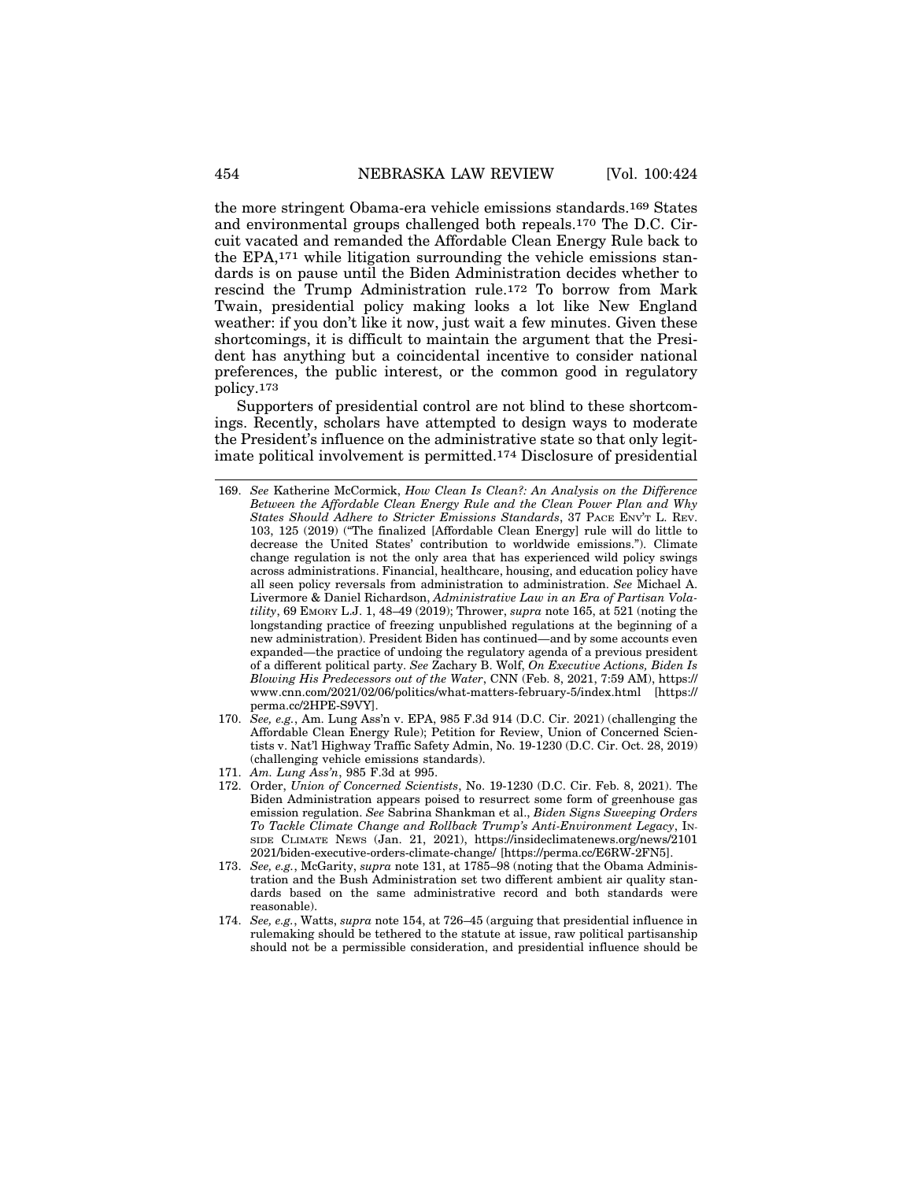the more stringent Obama-era vehicle emissions standards.[169] States and environmental groups challenged both repeals.[170] The D.C. Circuit vacated and remanded the Affordable Clean Energy Rule back to the EPA,[171] while litigation surrounding the vehicle emissions standards is on pause until the Biden Administration decides whether to rescind the Trump Administration rule.[172] To borrow from Mark Twain, presidential policy making looks a lot like New England weather: if you don't like it now, just wait a few minutes. Given these shortcomings, it is difficult to maintain the argument that the President has anything but a coincidental incentive to consider national preferences, the public interest, or the common good in regulatory policy.[173]

Supporters of presidential control are not blind to these shortcomings. Recently, scholars have attempted to design ways to moderate the President's influence on the administrative state so that only legitimate political involvement is permitted.[174] Disclosure of presidential

---

169. *See* Katherine McCormick, *How Clean Is Clean?: An Analysis on the Difference Between the Affordable Clean Energy Rule and the Clean Power Plan and Why States Should Adhere to Stricter Emissions Standards*, 37 PACE ENV'T L. REV. 103, 125 (2019) ("The finalized [Affordable Clean Energy] rule will do little to decrease the United States' contribution to worldwide emissions."). Climate change regulation is not the only area that has experienced wild policy swings across administrations. Financial, healthcare, housing, and education policy have all seen policy reversals from administration to administration. *See* Michael A. Livermore & Daniel Richardson, *Administrative Law in an Era of Partisan Volatility*, 69 EMORY L.J. 1, 48–49 (2019); Thrower, *supra* note 165, at 521 (noting the longstanding practice of freezing unpublished regulations at the beginning of a new administration). President Biden has continued—and by some accounts even expanded—the practice of undoing the regulatory agenda of a previous president of a different political party. *See* Zachary B. Wolf, *On Executive Actions, Biden Is Blowing His Predecessors out of the Water*, CNN (Feb. 8, 2021, 7:59 AM), https://www.cnn.com/2021/02/06/politics/what-matters-february-5/index.html [https://perma.cc/2HPE-S9VY].

170. *See, e.g.*, Am. Lung Ass'n v. EPA, 985 F.3d 914 (D.C. Cir. 2021) (challenging the Affordable Clean Energy Rule); Petition for Review, Union of Concerned Scientists v. Nat'l Highway Traffic Safety Admin, No. 19-1230 (D.C. Cir. Oct. 28, 2019) (challenging vehicle emissions standards).

171. *Am. Lung Ass'n*, 985 F.3d at 995.

172. Order, *Union of Concerned Scientists*, No. 19-1230 (D.C. Cir. Feb. 8, 2021). The Biden Administration appears poised to resurrect some form of greenhouse gas emission regulation. *See* Sabrina Shankman et al., *Biden Signs Sweeping Orders To Tackle Climate Change and Rollback Trump's Anti-Environment Legacy*, INSIDE CLIMATE NEWS (Jan. 21, 2021), https://insideclimatenews.org/news/21012021/biden-executive-orders-climate-change/ [https://perma.cc/E6RW-2FN5].

173. *See, e.g.*, McGarity, *supra* note 131, at 1785–98 (noting that the Obama Administration and the Bush Administration set two different ambient air quality standards based on the same administrative record and both standards were reasonable).

174. *See, e.g.*, Watts, *supra* note 154, at 726–45 (arguing that presidential influence in rulemaking should be tethered to the statute at issue, raw political partisanship should not be a permissible consideration, and presidential influence should be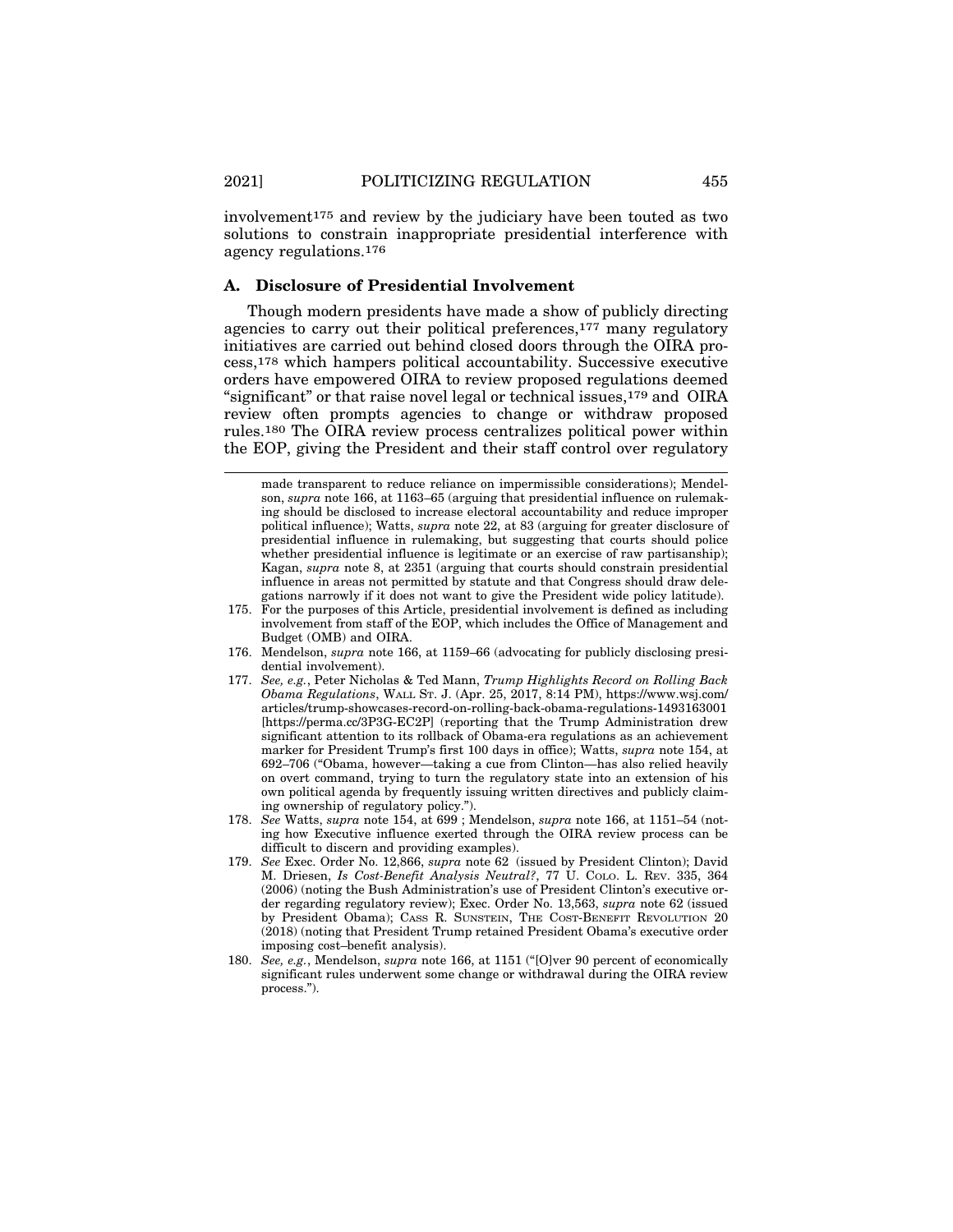involvement[175] and review by the judiciary have been touted as two solutions to constrain inappropriate presidential interference with agency regulations.[176]

### A. Disclosure of Presidential Involvement

Though modern presidents have made a show of publicly directing agencies to carry out their political preferences,[177] many regulatory initiatives are carried out behind closed doors through the OIRA process,[178] which hampers political accountability. Successive executive orders have empowered OIRA to review proposed regulations deemed "significant" or that raise novel legal or technical issues,[179] and OIRA review often prompts agencies to change or withdraw proposed rules.[180] The OIRA review process centralizes political power within the EOP, giving the President and their staff control over regulatory

---

made transparent to reduce reliance on impermissible considerations); Mendelson, *supra* note 166, at 1163–65 (arguing that presidential influence on rulemaking should be disclosed to increase electoral accountability and reduce improper political influence); Watts, *supra* note 22, at 83 (arguing for greater disclosure of presidential influence in rulemaking, but suggesting that courts should police whether presidential influence is legitimate or an exercise of raw partisanship); Kagan, *supra* note 8, at 2351 (arguing that courts should constrain presidential influence in areas not permitted by statute and that Congress should draw delegations narrowly if it does not want to give the President wide policy latitude).

175. For the purposes of this Article, presidential involvement is defined as including involvement from staff of the EOP, which includes the Office of Management and Budget (OMB) and OIRA.

176. Mendelson, *supra* note 166, at 1159–66 (advocating for publicly disclosing presidential involvement).

177. *See, e.g.*, Peter Nicholas & Ted Mann, *Trump Highlights Record on Rolling Back Obama Regulations*, WALL ST. J. (Apr. 25, 2017, 8:14 PM), https://www.wsj.com/articles/trump-showcases-record-on-rolling-back-obama-regulations-1493163001 [https://perma.cc/3P3G-EC2P] (reporting that the Trump Administration drew significant attention to its rollback of Obama-era regulations as an achievement marker for President Trump's first 100 days in office); Watts, *supra* note 154, at 692–706 ("Obama, however—taking a cue from Clinton—has also relied heavily on overt command, trying to turn the regulatory state into an extension of his own political agenda by frequently issuing written directives and publicly claiming ownership of regulatory policy.").

178. *See* Watts, *supra* note 154, at 699 ; Mendelson, *supra* note 166, at 1151–54 (noting how Executive influence exerted through the OIRA review process can be difficult to discern and providing examples).

179. *See* Exec. Order No. 12,866, *supra* note 62 (issued by President Clinton); David M. Driesen, *Is Cost-Benefit Analysis Neutral?*, 77 U. COLO. L. REV. 335, 364 (2006) (noting the Bush Administration's use of President Clinton's executive order regarding regulatory review); Exec. Order No. 13,563, *supra* note 62 (issued by President Obama); CASS R. SUNSTEIN, THE COST-BENEFIT REVOLUTION 20 (2018) (noting that President Trump retained President Obama's executive order imposing cost–benefit analysis).

180. *See, e.g.*, Mendelson, *supra* note 166, at 1151 ("[O]ver 90 percent of economically significant rules underwent some change or withdrawal during the OIRA review process.").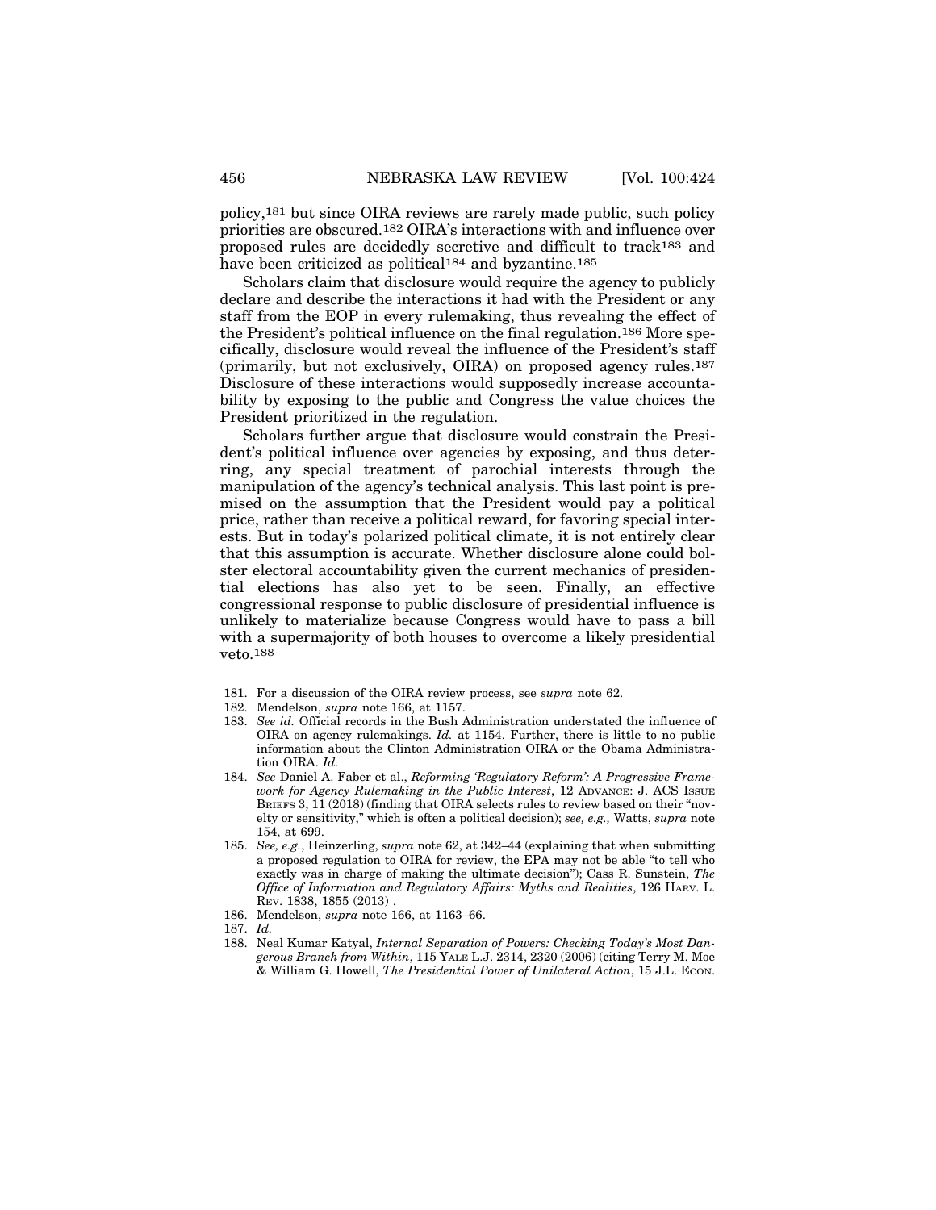policy,[181] but since OIRA reviews are rarely made public, such policy priorities are obscured.[182] OIRA's interactions with and influence over proposed rules are decidedly secretive and difficult to track[183] and have been criticized as political[184] and byzantine.[185]

Scholars claim that disclosure would require the agency to publicly declare and describe the interactions it had with the President or any staff from the EOP in every rulemaking, thus revealing the effect of the President's political influence on the final regulation.[186] More specifically, disclosure would reveal the influence of the President's staff (primarily, but not exclusively, OIRA) on proposed agency rules.[187] Disclosure of these interactions would supposedly increase accountability by exposing to the public and Congress the value choices the President prioritized in the regulation.

Scholars further argue that disclosure would constrain the President's political influence over agencies by exposing, and thus deterring, any special treatment of parochial interests through the manipulation of the agency's technical analysis. This last point is premised on the assumption that the President would pay a political price, rather than receive a political reward, for favoring special interests. But in today's polarized political climate, it is not entirely clear that this assumption is accurate. Whether disclosure alone could bolster electoral accountability given the current mechanics of presidential elections has also yet to be seen. Finally, an effective congressional response to public disclosure of presidential influence is unlikely to materialize because Congress would have to pass a bill with a supermajority of both houses to overcome a likely presidential veto.[188]

---

181. For a discussion of the OIRA review process, see *supra* note 62.
182. Mendelson, *supra* note 166, at 1157.
183. *See id.* Official records in the Bush Administration understated the influence of OIRA on agency rulemakings. *Id.* at 1154. Further, there is little to no public information about the Clinton Administration OIRA or the Obama Administration OIRA. *Id.*
184. *See* Daniel A. Faber et al., *Reforming 'Regulatory Reform': A Progressive Framework for Agency Rulemaking in the Public Interest*, 12 ADVANCE: J. ACS ISSUE BRIEFS 3, 11 (2018) (finding that OIRA selects rules to review based on their "novelty or sensitivity," which is often a political decision); *see, e.g.,* Watts, *supra* note 154, at 699.
185. *See, e.g.*, Heinzerling, *supra* note 62, at 342–44 (explaining that when submitting a proposed regulation to OIRA for review, the EPA may not be able "to tell who exactly was in charge of making the ultimate decision"); Cass R. Sunstein, *The Office of Information and Regulatory Affairs: Myths and Realities*, 126 HARV. L. REV. 1838, 1855 (2013) .
186. Mendelson, *supra* note 166, at 1163–66.
187. *Id.*
188. Neal Kumar Katyal, *Internal Separation of Powers: Checking Today's Most Dangerous Branch from Within*, 115 YALE L.J. 2314, 2320 (2006) (citing Terry M. Moe & William G. Howell, *The Presidential Power of Unilateral Action*, 15 J.L. ECON.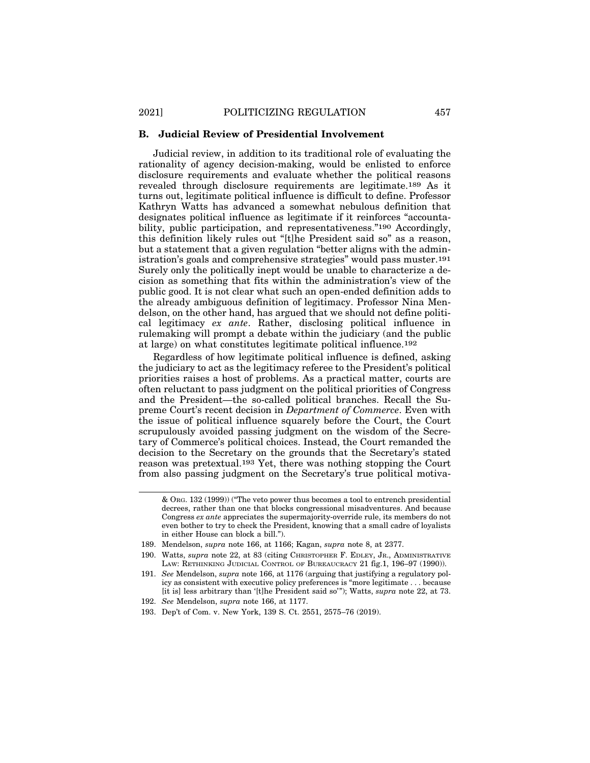### B. Judicial Review of Presidential Involvement

Judicial review, in addition to its traditional role of evaluating the rationality of agency decision-making, would be enlisted to enforce disclosure requirements and evaluate whether the political reasons revealed through disclosure requirements are legitimate.[189] As it turns out, legitimate political influence is difficult to define. Professor Kathryn Watts has advanced a somewhat nebulous definition that designates political influence as legitimate if it reinforces "accountability, public participation, and representativeness."[190] Accordingly, this definition likely rules out "[t]he President said so" as a reason, but a statement that a given regulation "better aligns with the administration's goals and comprehensive strategies" would pass muster.[191] Surely only the politically inept would be unable to characterize a decision as something that fits within the administration's view of the public good. It is not clear what such an open-ended definition adds to the already ambiguous definition of legitimacy. Professor Nina Mendelson, on the other hand, has argued that we should not define political legitimacy *ex ante*. Rather, disclosing political influence in rulemaking will prompt a debate within the judiciary (and the public at large) on what constitutes legitimate political influence.[192]

Regardless of how legitimate political influence is defined, asking the judiciary to act as the legitimacy referee to the President's political priorities raises a host of problems. As a practical matter, courts are often reluctant to pass judgment on the political priorities of Congress and the President—the so-called political branches. Recall the Supreme Court's recent decision in *Department of Commerce*. Even with the issue of political influence squarely before the Court, the Court scrupulously avoided passing judgment on the wisdom of the Secretary of Commerce's political choices. Instead, the Court remanded the decision to the Secretary on the grounds that the Secretary's stated reason was pretextual.[193] Yet, there was nothing stopping the Court from also passing judgment on the Secretary's true political motiva-

---

& ORG. 132 (1999)) ("The veto power thus becomes a tool to entrench presidential decrees, rather than one that blocks congressional misadventures. And because Congress *ex ante* appreciates the supermajority-override rule, its members do not even bother to try to check the President, knowing that a small cadre of loyalists in either House can block a bill.").

189. Mendelson, *supra* note 166, at 1166; Kagan, *supra* note 8, at 2377.

190. Watts, *supra* note 22, at 83 (citing CHRISTOPHER F. EDLEY, JR., ADMINISTRATIVE LAW: RETHINKING JUDICIAL CONTROL OF BUREAUCRACY 21 fig.1, 196–97 (1990)).

191. *See* Mendelson, *supra* note 166, at 1176 (arguing that justifying a regulatory policy as consistent with executive policy preferences is "more legitimate . . . because [it is] less arbitrary than '[t]he President said so'"); Watts, *supra* note 22, at 73.

192. *See* Mendelson, *supra* note 166, at 1177.

193. Dep't of Com. v. New York, 139 S. Ct. 2551, 2575–76 (2019).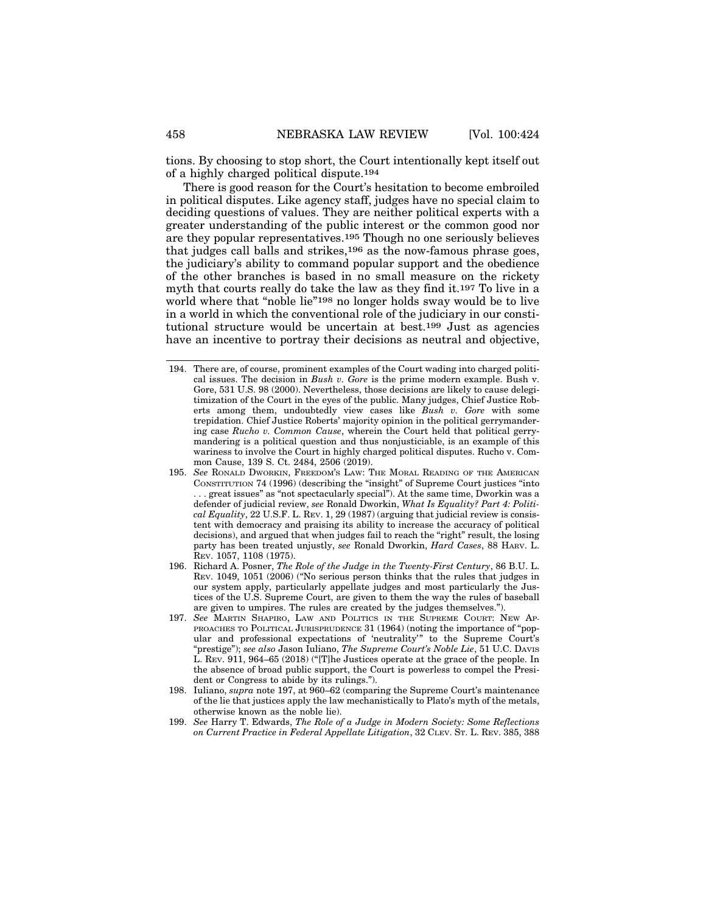tions. By choosing to stop short, the Court intentionally kept itself out of a highly charged political dispute.[194]

There is good reason for the Court's hesitation to become embroiled in political disputes. Like agency staff, judges have no special claim to deciding questions of values. They are neither political experts with a greater understanding of the public interest or the common good nor are they popular representatives.[195] Though no one seriously believes that judges call balls and strikes,[196] as the now-famous phrase goes, the judiciary's ability to command popular support and the obedience of the other branches is based in no small measure on the rickety myth that courts really do take the law as they find it.[197] To live in a world where that "noble lie"[198] no longer holds sway would be to live in a world in which the conventional role of the judiciary in our constitutional structure would be uncertain at best.[199] Just as agencies have an incentive to portray their decisions as neutral and objective,

---

194. There are, of course, prominent examples of the Court wading into charged political issues. The decision in *Bush v. Gore* is the prime modern example. Bush v. Gore, 531 U.S. 98 (2000). Nevertheless, those decisions are likely to cause delegitimization of the Court in the eyes of the public. Many judges, Chief Justice Roberts among them, undoubtedly view cases like *Bush v. Gore* with some trepidation. Chief Justice Roberts' majority opinion in the political gerrymandering case *Rucho v. Common Cause*, wherein the Court held that political gerrymandering is a political question and thus nonjusticiable, is an example of this wariness to involve the Court in highly charged political disputes. Rucho v. Common Cause, 139 S. Ct. 2484, 2506 (2019).

195. *See* RONALD DWORKIN, FREEDOM'S LAW: THE MORAL READING OF THE AMERICAN CONSTITUTION 74 (1996) (describing the "insight" of Supreme Court justices "into . . . great issues" as "not spectacularly special"). At the same time, Dworkin was a defender of judicial review, *see* Ronald Dworkin, *What Is Equality? Part 4: Political Equality*, 22 U.S.F. L. REV. 1, 29 (1987) (arguing that judicial review is consistent with democracy and praising its ability to increase the accuracy of political decisions), and argued that when judges fail to reach the "right" result, the losing party has been treated unjustly, *see* Ronald Dworkin, *Hard Cases*, 88 HARV. L. REV. 1057, 1108 (1975).

196. Richard A. Posner, *The Role of the Judge in the Twenty-First Century*, 86 B.U. L. REV. 1049, 1051 (2006) ("No serious person thinks that the rules that judges in our system apply, particularly appellate judges and most particularly the Justices of the U.S. Supreme Court, are given to them the way the rules of baseball are given to umpires. The rules are created by the judges themselves.").

197. *See* MARTIN SHAPIRO, LAW AND POLITICS IN THE SUPREME COURT: NEW APPROACHES TO POLITICAL JURISPRUDENCE 31 (1964) (noting the importance of "popular and professional expectations of 'neutrality'" to the Supreme Court's "prestige"); *see also* Jason Iuliano, *The Supreme Court's Noble Lie*, 51 U.C. DAVIS L. REV. 911, 964–65 (2018) ("[T]he Justices operate at the grace of the people. In the absence of broad public support, the Court is powerless to compel the President or Congress to abide by its rulings.").

198. Iuliano, *supra* note 197, at 960–62 (comparing the Supreme Court's maintenance of the lie that justices apply the law mechanistically to Plato's myth of the metals, otherwise known as the noble lie).

199. *See* Harry T. Edwards, *The Role of a Judge in Modern Society: Some Reflections on Current Practice in Federal Appellate Litigation*, 32 CLEV. ST. L. REV. 385, 388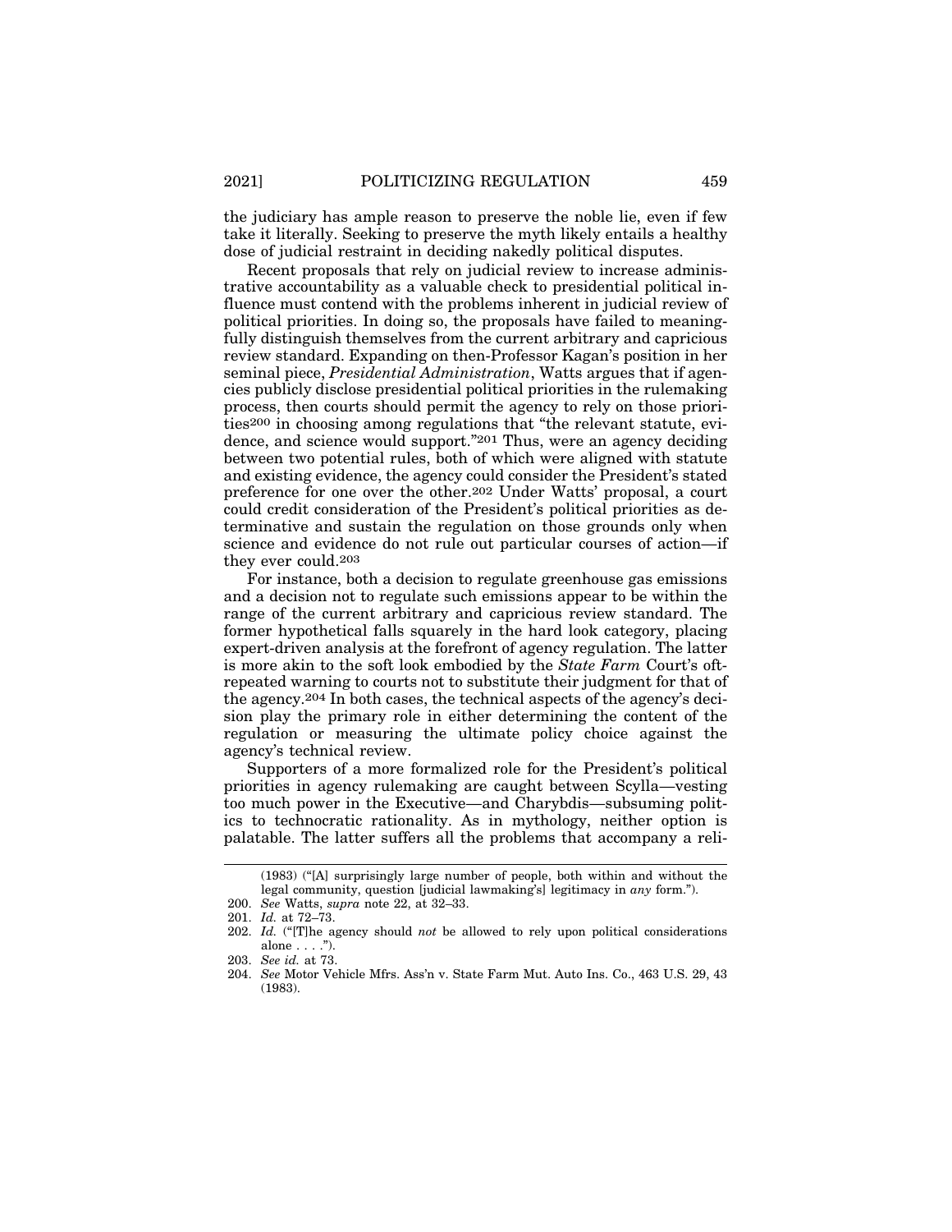the judiciary has ample reason to preserve the noble lie, even if few take it literally. Seeking to preserve the myth likely entails a healthy dose of judicial restraint in deciding nakedly political disputes.

Recent proposals that rely on judicial review to increase administrative accountability as a valuable check to presidential political influence must contend with the problems inherent in judicial review of political priorities. In doing so, the proposals have failed to meaningfully distinguish themselves from the current arbitrary and capricious review standard. Expanding on then-Professor Kagan's position in her seminal piece, *Presidential Administration*, Watts argues that if agencies publicly disclose presidential political priorities in the rulemaking process, then courts should permit the agency to rely on those priorities[200] in choosing among regulations that "the relevant statute, evidence, and science would support."[201] Thus, were an agency deciding between two potential rules, both of which were aligned with statute and existing evidence, the agency could consider the President's stated preference for one over the other.[202] Under Watts' proposal, a court could credit consideration of the President's political priorities as determinative and sustain the regulation on those grounds only when science and evidence do not rule out particular courses of action—if they ever could.[203]

For instance, both a decision to regulate greenhouse gas emissions and a decision not to regulate such emissions appear to be within the range of the current arbitrary and capricious review standard. The former hypothetical falls squarely in the hard look category, placing expert-driven analysis at the forefront of agency regulation. The latter is more akin to the soft look embodied by the *State Farm* Court's oft-repeated warning to courts not to substitute their judgment for that of the agency.[204] In both cases, the technical aspects of the agency's decision play the primary role in either determining the content of the regulation or measuring the ultimate policy choice against the agency's technical review.

Supporters of a more formalized role for the President's political priorities in agency rulemaking are caught between Scylla—vesting too much power in the Executive—and Charybdis—subsuming politics to technocratic rationality. As in mythology, neither option is palatable. The latter suffers all the problems that accompany a reli-

(1983) ("[A] surprisingly large number of people, both within and without the legal community, question [judicial lawmaking's] legitimacy in *any* form.").

200. *See* Watts, *supra* note 22, at 32–33.

201. *Id.* at 72–73.

202. *Id.* ("[T]he agency should *not* be allowed to rely upon political considerations alone . . . .").

203. *See id.* at 73.

204. *See* Motor Vehicle Mfrs. Ass'n v. State Farm Mut. Auto Ins. Co., 463 U.S. 29, 43 (1983).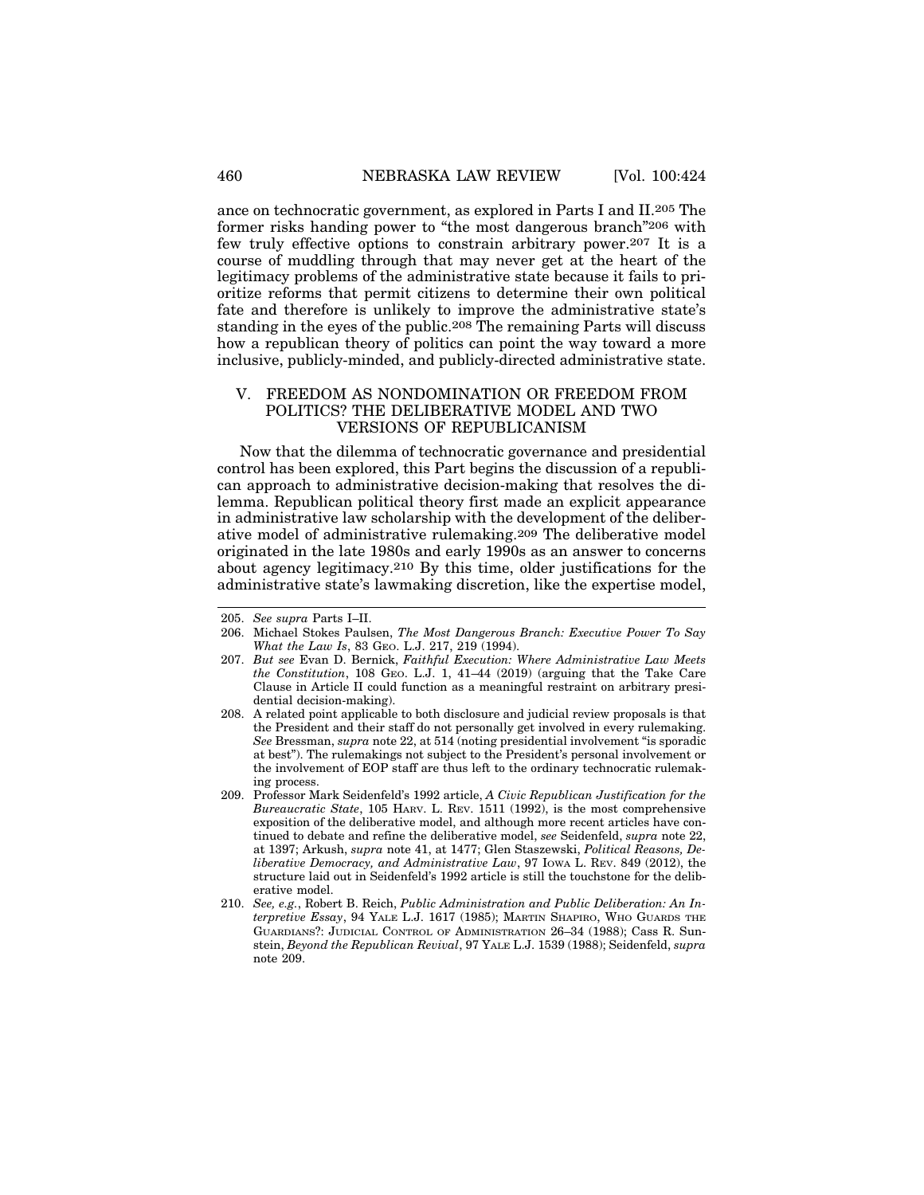ance on technocratic government, as explored in Parts I and II.[205] The former risks handing power to "the most dangerous branch"[206] with few truly effective options to constrain arbitrary power.[207] It is a course of muddling through that may never get at the heart of the legitimacy problems of the administrative state because it fails to prioritize reforms that permit citizens to determine their own political fate and therefore is unlikely to improve the administrative state's standing in the eyes of the public.[208] The remaining Parts will discuss how a republican theory of politics can point the way toward a more inclusive, publicly-minded, and publicly-directed administrative state.

## V. FREEDOM AS NONDOMINATION OR FREEDOM FROM POLITICS? THE DELIBERATIVE MODEL AND TWO VERSIONS OF REPUBLICANISM

Now that the dilemma of technocratic governance and presidential control has been explored, this Part begins the discussion of a republican approach to administrative decision-making that resolves the dilemma. Republican political theory first made an explicit appearance in administrative law scholarship with the development of the deliberative model of administrative rulemaking.[209] The deliberative model originated in the late 1980s and early 1990s as an answer to concerns about agency legitimacy.[210] By this time, older justifications for the administrative state's lawmaking discretion, like the expertise model,

---

205. *See supra* Parts I–II.

206. Michael Stokes Paulsen, *The Most Dangerous Branch: Executive Power To Say What the Law Is*, 83 GEO. L.J. 217, 219 (1994).

207. *But see* Evan D. Bernick, *Faithful Execution: Where Administrative Law Meets the Constitution*, 108 GEO. L.J. 1, 41–44 (2019) (arguing that the Take Care Clause in Article II could function as a meaningful restraint on arbitrary presidential decision-making).

208. A related point applicable to both disclosure and judicial review proposals is that the President and their staff do not personally get involved in every rulemaking. *See* Bressman, *supra* note 22, at 514 (noting presidential involvement "is sporadic at best"). The rulemakings not subject to the President's personal involvement or the involvement of EOP staff are thus left to the ordinary technocratic rulemaking process.

209. Professor Mark Seidenfeld's 1992 article, *A Civic Republican Justification for the Bureaucratic State*, 105 HARV. L. REV. 1511 (1992), is the most comprehensive exposition of the deliberative model, and although more recent articles have continued to debate and refine the deliberative model, *see* Seidenfeld, *supra* note 22, at 1397; Arkush, *supra* note 41, at 1477; Glen Staszewski, *Political Reasons, Deliberative Democracy, and Administrative Law*, 97 IOWA L. REV. 849 (2012), the structure laid out in Seidenfeld's 1992 article is still the touchstone for the deliberative model.

210. *See, e.g.*, Robert B. Reich, *Public Administration and Public Deliberation: An Interpretive Essay*, 94 YALE L.J. 1617 (1985); MARTIN SHAPIRO, WHO GUARDS THE GUARDIANS?: JUDICIAL CONTROL OF ADMINISTRATION 26–34 (1988); Cass R. Sunstein, *Beyond the Republican Revival*, 97 YALE L.J. 1539 (1988); Seidenfeld, *supra* note 209.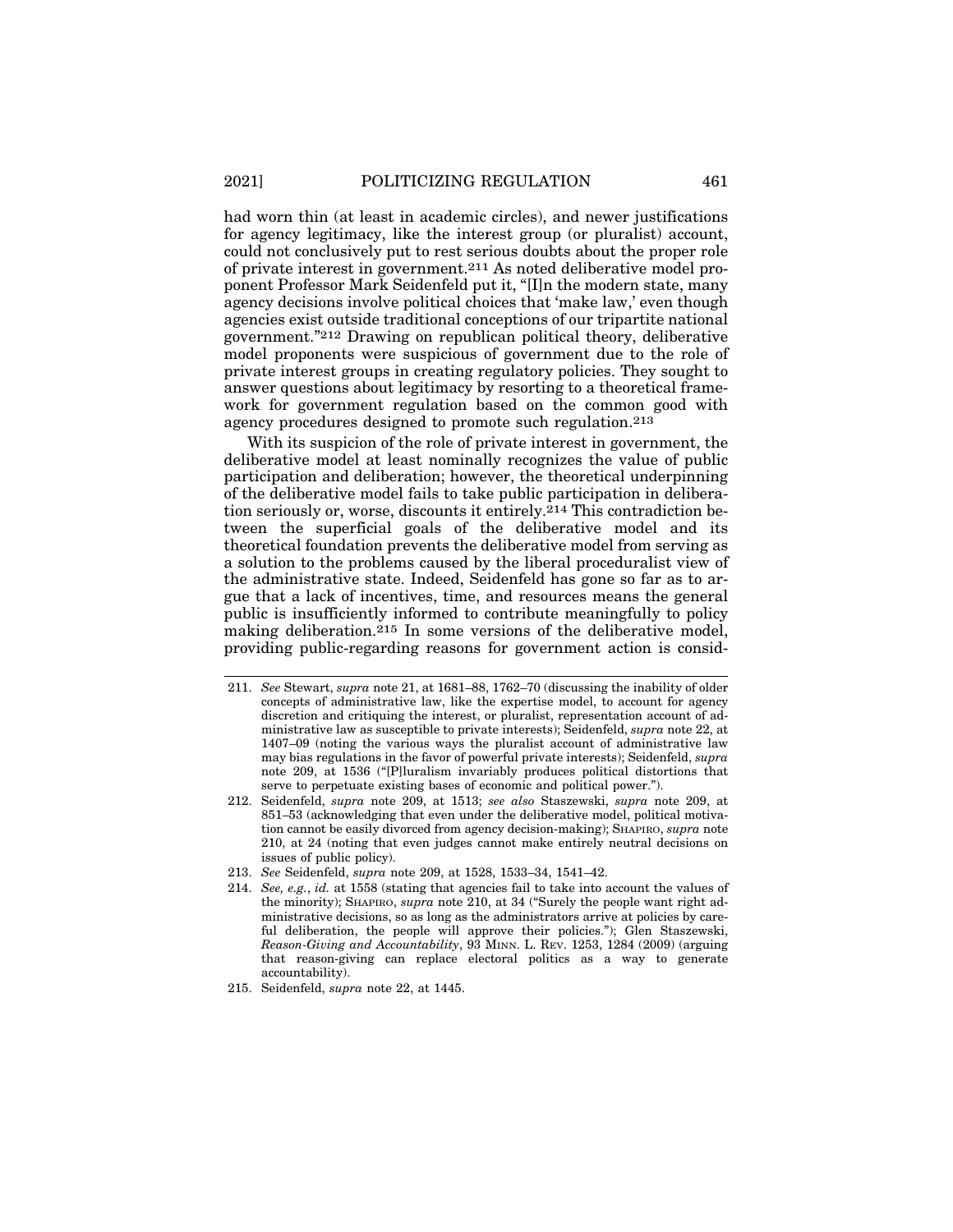had worn thin (at least in academic circles), and newer justifications for agency legitimacy, like the interest group (or pluralist) account, could not conclusively put to rest serious doubts about the proper role of private interest in government.[211] As noted deliberative model proponent Professor Mark Seidenfeld put it, "[I]n the modern state, many agency decisions involve political choices that 'make law,' even though agencies exist outside traditional conceptions of our tripartite national government."[212] Drawing on republican political theory, deliberative model proponents were suspicious of government due to the role of private interest groups in creating regulatory policies. They sought to answer questions about legitimacy by resorting to a theoretical framework for government regulation based on the common good with agency procedures designed to promote such regulation.[213]

With its suspicion of the role of private interest in government, the deliberative model at least nominally recognizes the value of public participation and deliberation; however, the theoretical underpinning of the deliberative model fails to take public participation in deliberation seriously or, worse, discounts it entirely.[214] This contradiction between the superficial goals of the deliberative model and its theoretical foundation prevents the deliberative model from serving as a solution to the problems caused by the liberal proceduralist view of the administrative state. Indeed, Seidenfeld has gone so far as to argue that a lack of incentives, time, and resources means the general public is insufficiently informed to contribute meaningfully to policy making deliberation.[215] In some versions of the deliberative model, providing public-regarding reasons for government action is consid-

---

211. *See* Stewart, *supra* note 21, at 1681–88, 1762–70 (discussing the inability of older concepts of administrative law, like the expertise model, to account for agency discretion and critiquing the interest, or pluralist, representation account of administrative law as susceptible to private interests); Seidenfeld, *supra* note 22, at 1407–09 (noting the various ways the pluralist account of administrative law may bias regulations in the favor of powerful private interests); Seidenfeld, *supra* note 209, at 1536 ("[P]luralism invariably produces political distortions that serve to perpetuate existing bases of economic and political power.").

212. Seidenfeld, *supra* note 209, at 1513; *see also* Staszewski, *supra* note 209, at 851–53 (acknowledging that even under the deliberative model, political motivation cannot be easily divorced from agency decision-making); SHAPIRO, *supra* note 210, at 24 (noting that even judges cannot make entirely neutral decisions on issues of public policy).

213. *See* Seidenfeld, *supra* note 209, at 1528, 1533–34, 1541–42.

214. *See, e.g.*, *id.* at 1558 (stating that agencies fail to take into account the values of the minority); SHAPIRO, *supra* note 210, at 34 ("Surely the people want right administrative decisions, so as long as the administrators arrive at policies by careful deliberation, the people will approve their policies."); Glen Staszewski, *Reason-Giving and Accountability*, 93 MINN. L. REV. 1253, 1284 (2009) (arguing that reason-giving can replace electoral politics as a way to generate accountability).

215. Seidenfeld, *supra* note 22, at 1445.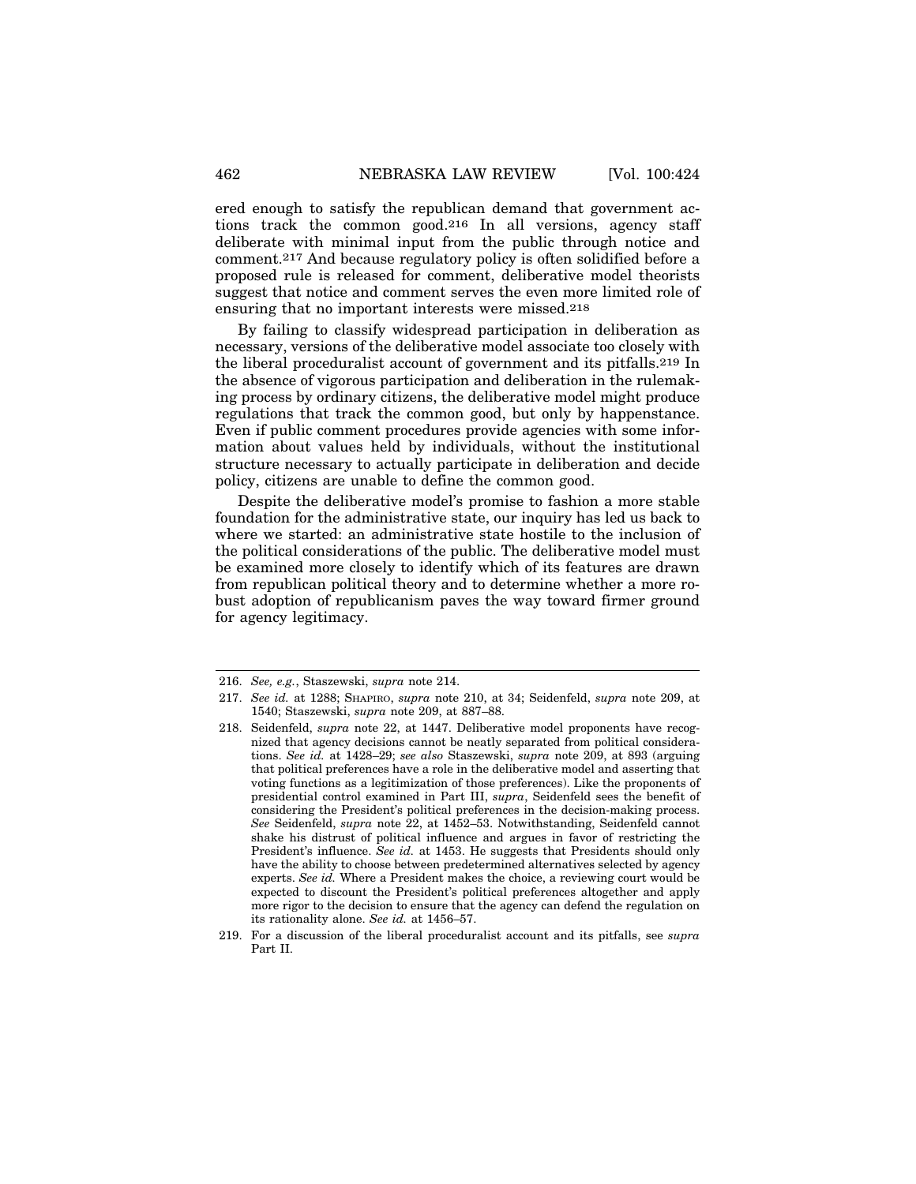ered enough to satisfy the republican demand that government actions track the common good.[216] In all versions, agency staff deliberate with minimal input from the public through notice and comment.[217] And because regulatory policy is often solidified before a proposed rule is released for comment, deliberative model theorists suggest that notice and comment serves the even more limited role of ensuring that no important interests were missed.[218]

By failing to classify widespread participation in deliberation as necessary, versions of the deliberative model associate too closely with the liberal proceduralist account of government and its pitfalls.[219] In the absence of vigorous participation and deliberation in the rulemaking process by ordinary citizens, the deliberative model might produce regulations that track the common good, but only by happenstance. Even if public comment procedures provide agencies with some information about values held by individuals, without the institutional structure necessary to actually participate in deliberation and decide policy, citizens are unable to define the common good.

Despite the deliberative model's promise to fashion a more stable foundation for the administrative state, our inquiry has led us back to where we started: an administrative state hostile to the inclusion of the political considerations of the public. The deliberative model must be examined more closely to identify which of its features are drawn from republican political theory and to determine whether a more robust adoption of republicanism paves the way toward firmer ground for agency legitimacy.

---

216. *See, e.g.*, Staszewski, *supra* note 214.

217. *See id.* at 1288; SHAPIRO, *supra* note 210, at 34; Seidenfeld, *supra* note 209, at 1540; Staszewski, *supra* note 209, at 887–88.

218. Seidenfeld, *supra* note 22, at 1447. Deliberative model proponents have recognized that agency decisions cannot be neatly separated from political considerations. *See id.* at 1428–29; *see also* Staszewski, *supra* note 209, at 893 (arguing that political preferences have a role in the deliberative model and asserting that voting functions as a legitimization of those preferences). Like the proponents of presidential control examined in Part III, *supra*, Seidenfeld sees the benefit of considering the President's political preferences in the decision-making process. *See* Seidenfeld, *supra* note 22, at 1452–53. Notwithstanding, Seidenfeld cannot shake his distrust of political influence and argues in favor of restricting the President's influence. *See id.* at 1453. He suggests that Presidents should only have the ability to choose between predetermined alternatives selected by agency experts. *See id.* Where a President makes the choice, a reviewing court would be expected to discount the President's political preferences altogether and apply more rigor to the decision to ensure that the agency can defend the regulation on its rationality alone. *See id.* at 1456–57.

219. For a discussion of the liberal proceduralist account and its pitfalls, see *supra* Part II.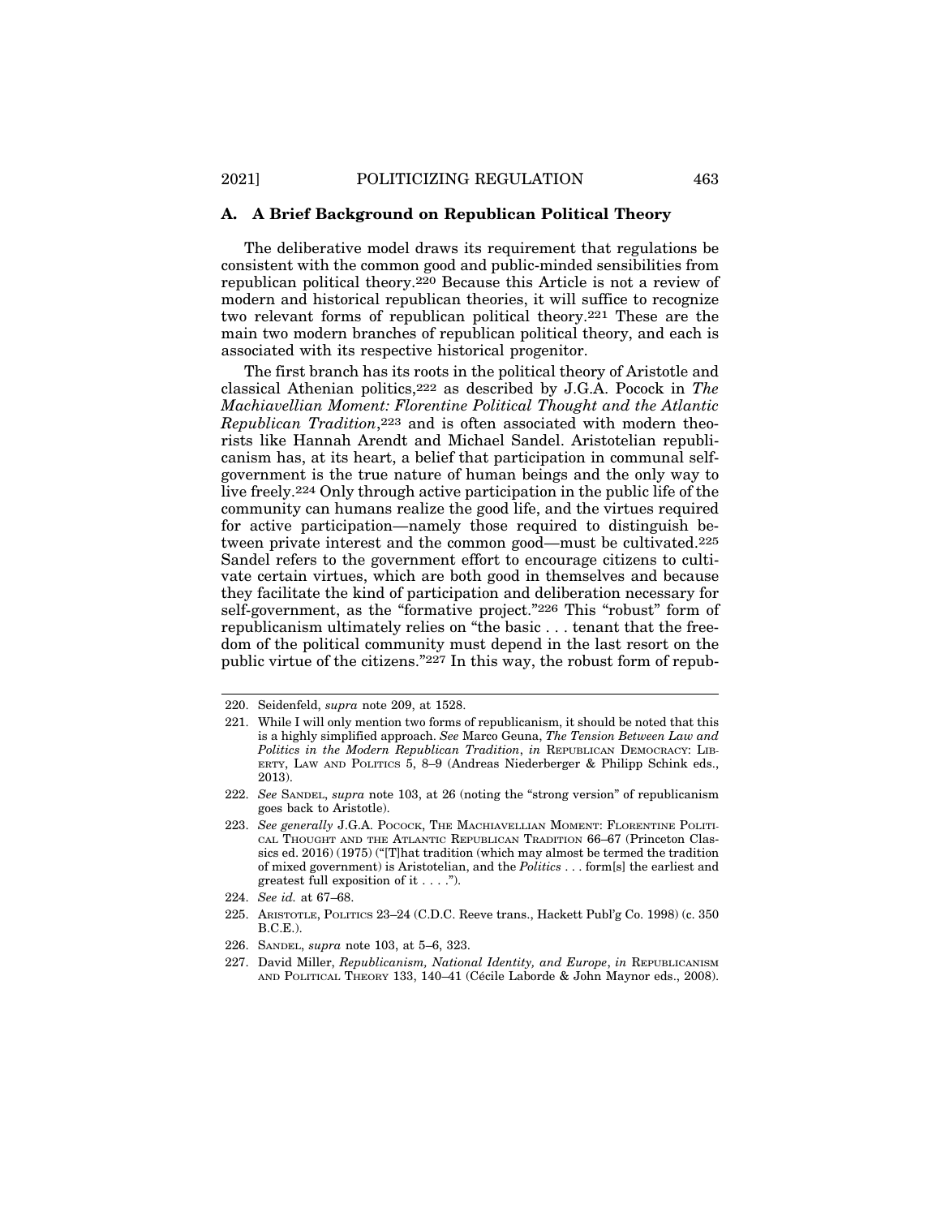### A. A Brief Background on Republican Political Theory

The deliberative model draws its requirement that regulations be consistent with the common good and public-minded sensibilities from republican political theory.[220] Because this Article is not a review of modern and historical republican theories, it will suffice to recognize two relevant forms of republican political theory.[221] These are the main two modern branches of republican political theory, and each is associated with its respective historical progenitor.

The first branch has its roots in the political theory of Aristotle and classical Athenian politics,[222] as described by J.G.A. Pocock in *The Machiavellian Moment: Florentine Political Thought and the Atlantic Republican Tradition*,[223] and is often associated with modern theorists like Hannah Arendt and Michael Sandel. Aristotelian republicanism has, at its heart, a belief that participation in communal self-government is the true nature of human beings and the only way to live freely.[224] Only through active participation in the public life of the community can humans realize the good life, and the virtues required for active participation—namely those required to distinguish between private interest and the common good—must be cultivated.[225] Sandel refers to the government effort to encourage citizens to cultivate certain virtues, which are both good in themselves and because they facilitate the kind of participation and deliberation necessary for self-government, as the "formative project."[226] This "robust" form of republicanism ultimately relies on "the basic . . . tenant that the freedom of the political community must depend in the last resort on the public virtue of the citizens."[227] In this way, the robust form of repub-

---

220. Seidenfeld, *supra* note 209, at 1528.

221. While I will only mention two forms of republicanism, it should be noted that this is a highly simplified approach. *See* Marco Geuna, *The Tension Between Law and Politics in the Modern Republican Tradition*, *in* REPUBLICAN DEMOCRACY: LIBERTY, LAW AND POLITICS 5, 8–9 (Andreas Niederberger & Philipp Schink eds., 2013).

222. *See* SANDEL, *supra* note 103, at 26 (noting the "strong version" of republicanism goes back to Aristotle).

223. *See generally* J.G.A. POCOCK, THE MACHIAVELLIAN MOMENT: FLORENTINE POLITICAL THOUGHT AND THE ATLANTIC REPUBLICAN TRADITION 66–67 (Princeton Classics ed. 2016) (1975) ("[T]hat tradition (which may almost be termed the tradition of mixed government) is Aristotelian, and the *Politics* . . . form[s] the earliest and greatest full exposition of it . . . .").

224. *See id.* at 67–68.

225. ARISTOTLE, POLITICS 23–24 (C.D.C. Reeve trans., Hackett Publ'g Co. 1998) (c. 350 B.C.E.).

226. SANDEL, *supra* note 103, at 5–6, 323.

227. David Miller, *Republicanism, National Identity, and Europe*, *in* REPUBLICANISM AND POLITICAL THEORY 133, 140–41 (Cécile Laborde & John Maynor eds., 2008).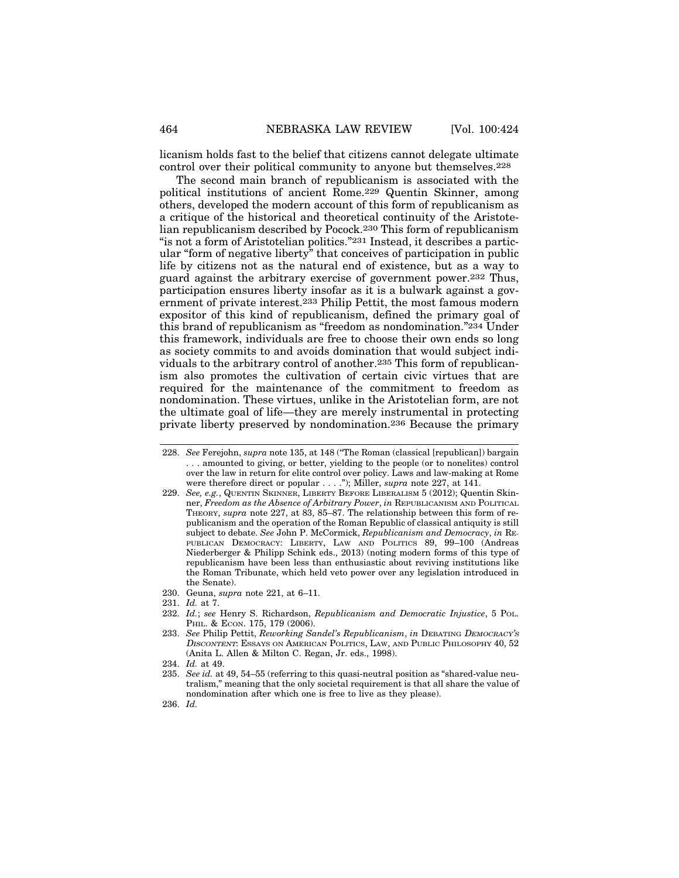licanism holds fast to the belief that citizens cannot delegate ultimate control over their political community to anyone but themselves.[228]

The second main branch of republicanism is associated with the political institutions of ancient Rome.[229] Quentin Skinner, among others, developed the modern account of this form of republicanism as a critique of the historical and theoretical continuity of the Aristotelian republicanism described by Pocock.[230] This form of republicanism "is not a form of Aristotelian politics."[231] Instead, it describes a particular "form of negative liberty" that conceives of participation in public life by citizens not as the natural end of existence, but as a way to guard against the arbitrary exercise of government power.[232] Thus, participation ensures liberty insofar as it is a bulwark against a government of private interest.[233] Philip Pettit, the most famous modern expositor of this kind of republicanism, defined the primary goal of this brand of republicanism as "freedom as nondomination."[234] Under this framework, individuals are free to choose their own ends so long as society commits to and avoids domination that would subject individuals to the arbitrary control of another.[235] This form of republicanism also promotes the cultivation of certain civic virtues that are required for the maintenance of the commitment to freedom as nondomination. These virtues, unlike in the Aristotelian form, are not the ultimate goal of life—they are merely instrumental in protecting private liberty preserved by nondomination.[236] Because the primary

---

228. *See* Ferejohn, *supra* note 135, at 148 ("The Roman (classical [republican]) bargain . . . amounted to giving, or better, yielding to the people (or to nonelites) control over the law in return for elite control over policy. Laws and law-making at Rome were therefore direct or popular . . . ."); Miller, *supra* note 227, at 141.

229. *See, e.g.*, QUENTIN SKINNER, LIBERTY BEFORE LIBERALISM 5 (2012); Quentin Skinner, *Freedom as the Absence of Arbitrary Power*, *in* REPUBLICANISM AND POLITICAL THEORY, *supra* note 227, at 83, 85–87. The relationship between this form of republicanism and the operation of the Roman Republic of classical antiquity is still subject to debate. *See* John P. McCormick, *Republicanism and Democracy*, *in* REPUBLICAN DEMOCRACY: LIBERTY, LAW AND POLITICS 89, 99–100 (Andreas Niederberger & Philipp Schink eds., 2013) (noting modern forms of this type of republicanism have been less than enthusiastic about reviving institutions like the Roman Tribunate, which held veto power over any legislation introduced in the Senate).

230. Geuna, *supra* note 221, at 6–11.

231. *Id.* at 7.

232. *Id.*; *see* Henry S. Richardson, *Republicanism and Democratic Injustice*, 5 POL. PHIL. & ECON. 175, 179 (2006).

233. *See* Philip Pettit, *Reworking Sandel's Republicanism*, *in* DEBATING *DEMOCRACY'S DISCONTENT*: ESSAYS ON AMERICAN POLITICS, LAW, AND PUBLIC PHILOSOPHY 40, 52 (Anita L. Allen & Milton C. Regan, Jr. eds., 1998).

234. *Id.* at 49.

235. *See id.* at 49, 54–55 (referring to this quasi-neutral position as "shared-value neutralism," meaning that the only societal requirement is that all share the value of nondomination after which one is free to live as they please).

236. *Id.*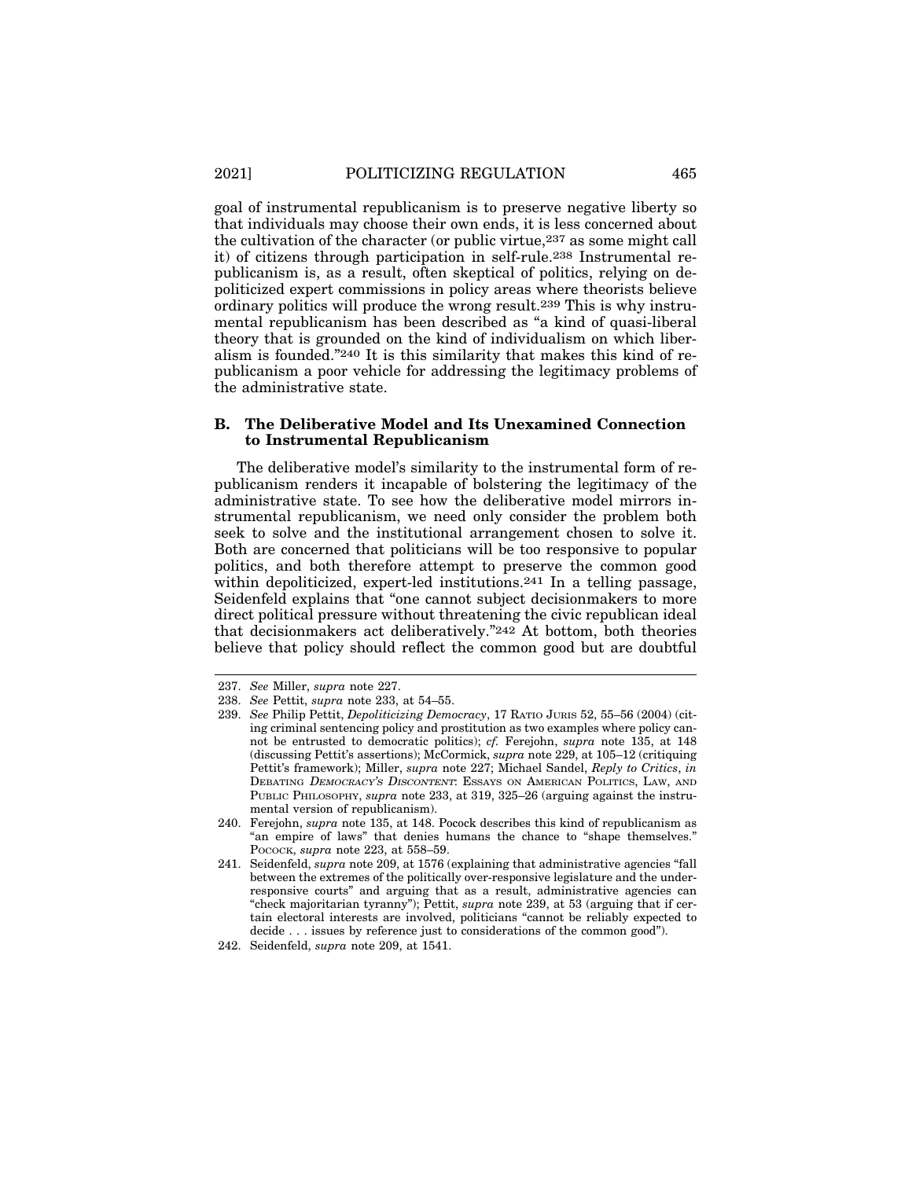goal of instrumental republicanism is to preserve negative liberty so that individuals may choose their own ends, it is less concerned about the cultivation of the character (or public virtue,[237] as some might call it) of citizens through participation in self-rule.[238] Instrumental republicanism is, as a result, often skeptical of politics, relying on depoliticized expert commissions in policy areas where theorists believe ordinary politics will produce the wrong result.[239] This is why instrumental republicanism has been described as "a kind of quasi-liberal theory that is grounded on the kind of individualism on which liberalism is founded."[240] It is this similarity that makes this kind of republicanism a poor vehicle for addressing the legitimacy problems of the administrative state.

### B. The Deliberative Model and Its Unexamined Connection to Instrumental Republicanism

The deliberative model's similarity to the instrumental form of republicanism renders it incapable of bolstering the legitimacy of the administrative state. To see how the deliberative model mirrors instrumental republicanism, we need only consider the problem both seek to solve and the institutional arrangement chosen to solve it. Both are concerned that politicians will be too responsive to popular politics, and both therefore attempt to preserve the common good within depoliticized, expert-led institutions.[241] In a telling passage, Seidenfeld explains that "one cannot subject decisionmakers to more direct political pressure without threatening the civic republican ideal that decisionmakers act deliberatively."[242] At bottom, both theories believe that policy should reflect the common good but are doubtful

---

237. *See* Miller, *supra* note 227.

238. *See* Pettit, *supra* note 233, at 54–55.

239. *See* Philip Pettit, *Depoliticizing Democracy*, 17 RATIO JURIS 52, 55–56 (2004) (citing criminal sentencing policy and prostitution as two examples where policy cannot be entrusted to democratic politics); *cf.* Ferejohn, *supra* note 135, at 148 (discussing Pettit's assertions); McCormick, *supra* note 229, at 105–12 (critiquing Pettit's framework); Miller, *supra* note 227; Michael Sandel, *Reply to Critics*, *in* DEBATING *DEMOCRACY'S DISCONTENT*: ESSAYS ON AMERICAN POLITICS, LAW, AND PUBLIC PHILOSOPHY, *supra* note 233, at 319, 325–26 (arguing against the instrumental version of republicanism).

240. Ferejohn, *supra* note 135, at 148. Pocock describes this kind of republicanism as "an empire of laws" that denies humans the chance to "shape themselves." POCOCK, *supra* note 223, at 558–59.

241. Seidenfeld, *supra* note 209, at 1576 (explaining that administrative agencies "fall between the extremes of the politically over-responsive legislature and the under-responsive courts" and arguing that as a result, administrative agencies can "check majoritarian tyranny"); Pettit, *supra* note 239, at 53 (arguing that if certain electoral interests are involved, politicians "cannot be reliably expected to decide . . . issues by reference just to considerations of the common good").

242. Seidenfeld, *supra* note 209, at 1541.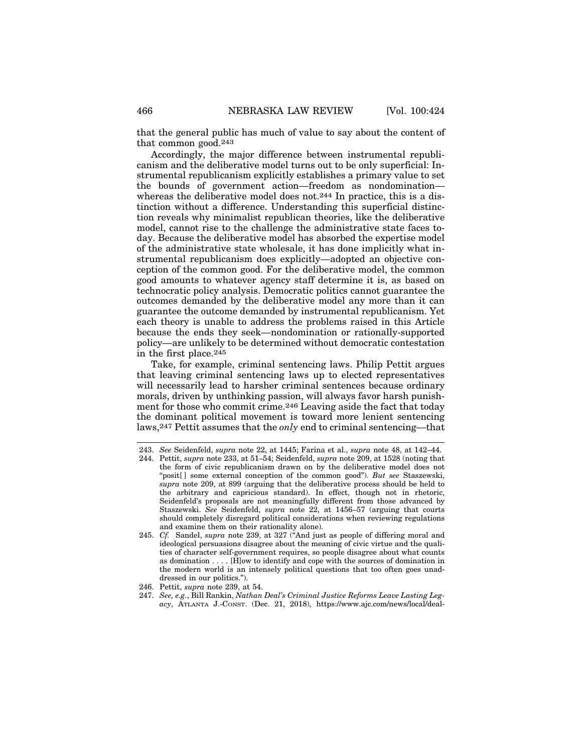that the general public has much of value to say about the content of that common good.[243]

Accordingly, the major difference between instrumental republicanism and the deliberative model turns out to be only superficial: Instrumental republicanism explicitly establishes a primary value to set the bounds of government action—freedom as nondomination—whereas the deliberative model does not.[244] In practice, this is a distinction without a difference. Understanding this superficial distinction reveals why minimalist republican theories, like the deliberative model, cannot rise to the challenge the administrative state faces today. Because the deliberative model has absorbed the expertise model of the administrative state wholesale, it has done implicitly what instrumental republicanism does explicitly—adopted an objective conception of the common good. For the deliberative model, the common good amounts to whatever agency staff determine it is, as based on technocratic policy analysis. Democratic politics cannot guarantee the outcomes demanded by the deliberative model any more than it can guarantee the outcome demanded by instrumental republicanism. Yet each theory is unable to address the problems raised in this Article because the ends they seek—nondomination or rationally-supported policy—are unlikely to be determined without democratic contestation in the first place.[245]

Take, for example, criminal sentencing laws. Philip Pettit argues that leaving criminal sentencing laws up to elected representatives will necessarily lead to harsher criminal sentences because ordinary morals, driven by unthinking passion, will always favor harsh punishment for those who commit crime.[246] Leaving aside the fact that today the dominant political movement is toward more lenient sentencing laws,[247] Pettit assumes that the *only* end to criminal sentencing—that

---

243. *See* Seidenfeld, *supra* note 22, at 1445; Farina et al., *supra* note 48, at 142–44.

244. Pettit, *supra* note 233, at 51–54; Seidenfeld, *supra* note 209, at 1528 (noting that the form of civic republicanism drawn on by the deliberative model does not "posit[ ] some external conception of the common good"). *But see* Staszewski, *supra* note 209, at 899 (arguing that the deliberative process should be held to the arbitrary and capricious standard). In effect, though not in rhetoric, Seidenfeld's proposals are not meaningfully different from those advanced by Staszewski. *See* Seidenfeld, *supra* note 22, at 1456–57 (arguing that courts should completely disregard political considerations when reviewing regulations and examine them on their rationality alone).

245. *Cf.* Sandel, *supra* note 239, at 327 ("And just as people of differing moral and ideological persuasions disagree about the meaning of civic virtue and the qualities of character self-government requires, so people disagree about what counts as domination . . . . [H]ow to identify and cope with the sources of domination in the modern world is an intensely political questions that too often goes unaddressed in our politics.").

246. Pettit, *supra* note 239, at 54.

247. *See, e.g.*, Bill Rankin, *Nathan Deal's Criminal Justice Reforms Leave Lasting Legacy*, ATLANTA J.-CONST. (Dec. 21, 2018), https://www.ajc.com/news/local/deal-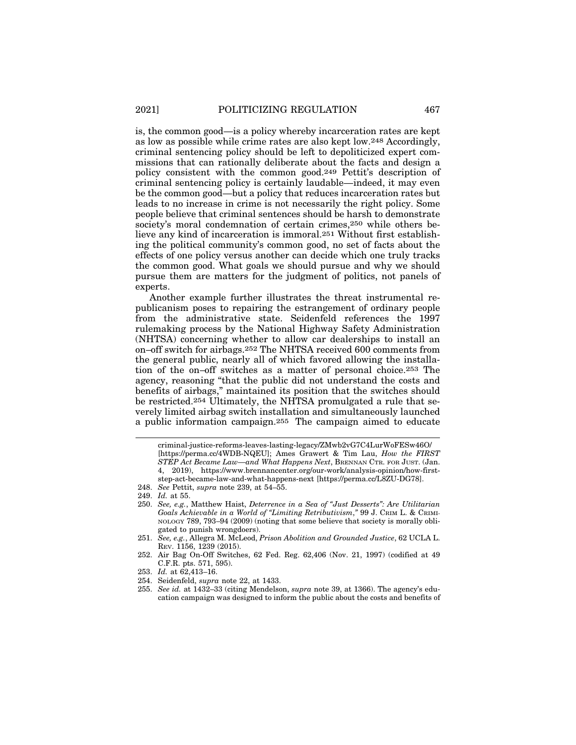is, the common good—is a policy whereby incarceration rates are kept as low as possible while crime rates are also kept low.[248] Accordingly, criminal sentencing policy should be left to depoliticized expert commissions that can rationally deliberate about the facts and design a policy consistent with the common good.[249] Pettit's description of criminal sentencing policy is certainly laudable—indeed, it may even be the common good—but a policy that reduces incarceration rates but leads to no increase in crime is not necessarily the right policy. Some people believe that criminal sentences should be harsh to demonstrate society's moral condemnation of certain crimes,[250] while others believe any kind of incarceration is immoral.[251] Without first establishing the political community's common good, no set of facts about the effects of one policy versus another can decide which one truly tracks the common good. What goals we should pursue and why we should pursue them are matters for the judgment of politics, not panels of experts.

Another example further illustrates the threat instrumental republicanism poses to repairing the estrangement of ordinary people from the administrative state. Seidenfeld references the 1997 rulemaking process by the National Highway Safety Administration (NHTSA) concerning whether to allow car dealerships to install an on–off switch for airbags.[252] The NHTSA received 600 comments from the general public, nearly all of which favored allowing the installation of the on–off switches as a matter of personal choice.[253] The agency, reasoning "that the public did not understand the costs and benefits of airbags," maintained its position that the switches should be restricted.[254] Ultimately, the NHTSA promulgated a rule that severely limited airbag switch installation and simultaneously launched a public information campaign.[255] The campaign aimed to educate

---

criminal-justice-reforms-leaves-lasting-legacy/ZMwb2vG7C4LurWoFESw46O/ [https://perma.cc/4WDB-NQEU]; Ames Grawert & Tim Lau, *How the FIRST STEP Act Became Law—and What Happens Next*, BRENNAN CTR. FOR JUST. (Jan. 4, 2019), https://www.brennancenter.org/our-work/analysis-opinion/how-first-step-act-became-law-and-what-happens-next [https://perma.cc/L8ZU-DG78].

248. *See* Pettit, *supra* note 239, at 54–55.

249. *Id.* at 55.

250. *See, e.g.*, Matthew Haist, *Deterrence in a Sea of "Just Desserts": Are Utilitarian Goals Achievable in a World of "Limiting Retributivism*,*"* 99 J. CRIM L. & CRIMINOLOGY 789, 793–94 (2009) (noting that some believe that society is morally obligated to punish wrongdoers).

251. *See, e.g.*, Allegra M. McLeod, *Prison Abolition and Grounded Justice*, 62 UCLA L. REV. 1156, 1239 (2015).

252. Air Bag On-Off Switches, 62 Fed. Reg. 62,406 (Nov. 21, 1997) (codified at 49 C.F.R. pts. 571, 595).

253. *Id.* at 62,413–16.

254. Seidenfeld, *supra* note 22, at 1433.

255. *See id.* at 1432–33 (citing Mendelson, *supra* note 39, at 1366). The agency's education campaign was designed to inform the public about the costs and benefits of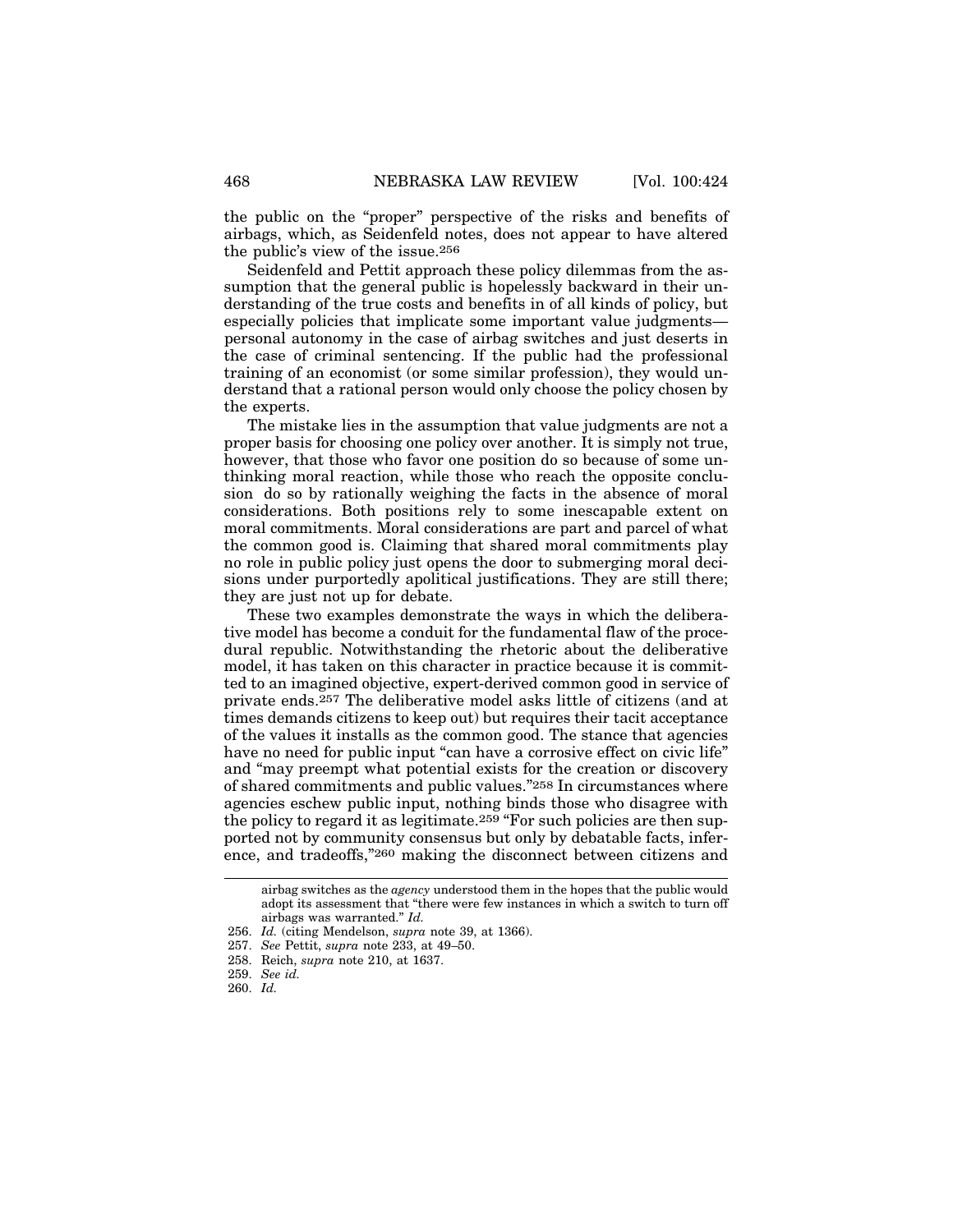the public on the "proper" perspective of the risks and benefits of airbags, which, as Seidenfeld notes, does not appear to have altered the public's view of the issue.[256]

Seidenfeld and Pettit approach these policy dilemmas from the assumption that the general public is hopelessly backward in their understanding of the true costs and benefits in of all kinds of policy, but especially policies that implicate some important value judgments—personal autonomy in the case of airbag switches and just deserts in the case of criminal sentencing. If the public had the professional training of an economist (or some similar profession), they would understand that a rational person would only choose the policy chosen by the experts.

The mistake lies in the assumption that value judgments are not a proper basis for choosing one policy over another. It is simply not true, however, that those who favor one position do so because of some unthinking moral reaction, while those who reach the opposite conclusion do so by rationally weighing the facts in the absence of moral considerations. Both positions rely to some inescapable extent on moral commitments. Moral considerations are part and parcel of what the common good is. Claiming that shared moral commitments play no role in public policy just opens the door to submerging moral decisions under purportedly apolitical justifications. They are still there; they are just not up for debate.

These two examples demonstrate the ways in which the deliberative model has become a conduit for the fundamental flaw of the procedural republic. Notwithstanding the rhetoric about the deliberative model, it has taken on this character in practice because it is committed to an imagined objective, expert-derived common good in service of private ends.[257] The deliberative model asks little of citizens (and at times demands citizens to keep out) but requires their tacit acceptance of the values it installs as the common good. The stance that agencies have no need for public input "can have a corrosive effect on civic life" and "may preempt what potential exists for the creation or discovery of shared commitments and public values."[258] In circumstances where agencies eschew public input, nothing binds those who disagree with the policy to regard it as legitimate.[259] "For such policies are then supported not by community consensus but only by debatable facts, inference, and tradeoffs,"[260] making the disconnect between citizens and

---

airbag switches as the *agency* understood them in the hopes that the public would adopt its assessment that "there were few instances in which a switch to turn off airbags was warranted." *Id.*

256. *Id.* (citing Mendelson, *supra* note 39, at 1366).

257. *See* Pettit, *supra* note 233, at 49–50.

258. Reich, *supra* note 210, at 1637.

259. *See id.*

260. *Id.*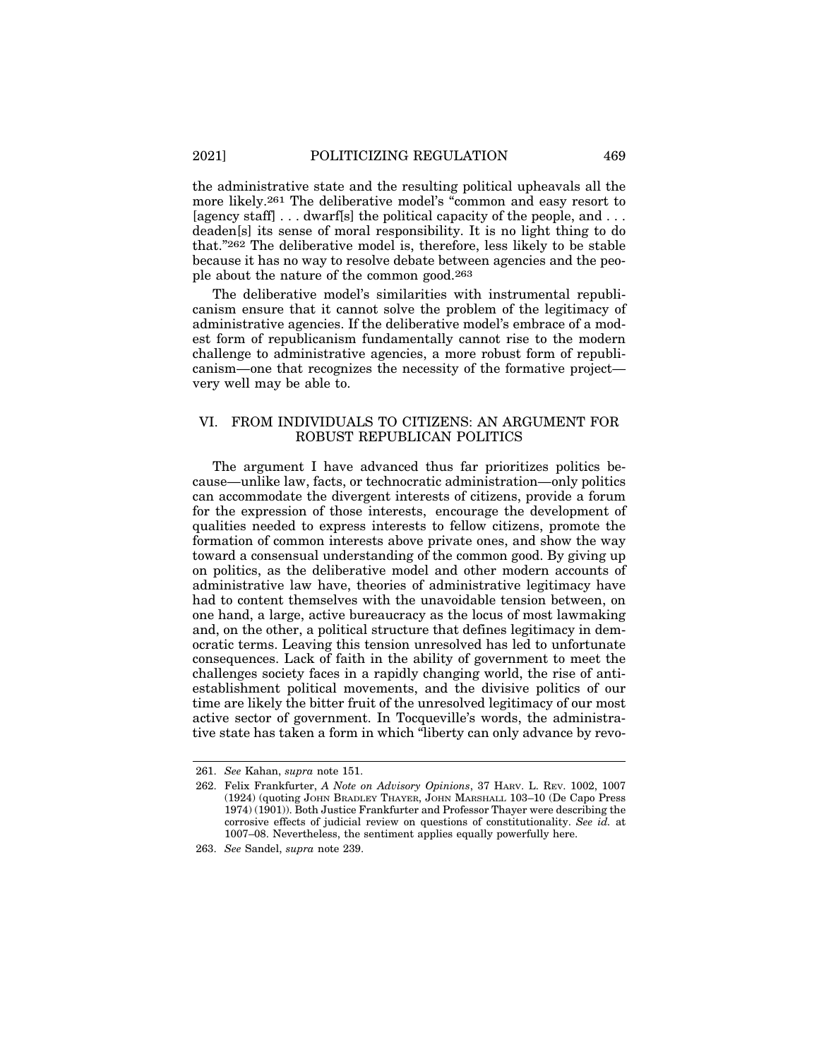the administrative state and the resulting political upheavals all the more likely.[261] The deliberative model's "common and easy resort to [agency staff] . . . dwarf[s] the political capacity of the people, and . . . deaden[s] its sense of moral responsibility. It is no light thing to do that."[262] The deliberative model is, therefore, less likely to be stable because it has no way to resolve debate between agencies and the people about the nature of the common good.[263]

The deliberative model's similarities with instrumental republicanism ensure that it cannot solve the problem of the legitimacy of administrative agencies. If the deliberative model's embrace of a modest form of republicanism fundamentally cannot rise to the modern challenge to administrative agencies, a more robust form of republicanism—one that recognizes the necessity of the formative project—very well may be able to.

## VI. FROM INDIVIDUALS TO CITIZENS: AN ARGUMENT FOR ROBUST REPUBLICAN POLITICS

The argument I have advanced thus far prioritizes politics because—unlike law, facts, or technocratic administration—only politics can accommodate the divergent interests of citizens, provide a forum for the expression of those interests, encourage the development of qualities needed to express interests to fellow citizens, promote the formation of common interests above private ones, and show the way toward a consensual understanding of the common good. By giving up on politics, as the deliberative model and other modern accounts of administrative law have, theories of administrative legitimacy have had to content themselves with the unavoidable tension between, on one hand, a large, active bureaucracy as the locus of most lawmaking and, on the other, a political structure that defines legitimacy in democratic terms. Leaving this tension unresolved has led to unfortunate consequences. Lack of faith in the ability of government to meet the challenges society faces in a rapidly changing world, the rise of anti-establishment political movements, and the divisive politics of our time are likely the bitter fruit of the unresolved legitimacy of our most active sector of government. In Tocqueville's words, the administrative state has taken a form in which "liberty can only advance by revo-

---

261. *See* Kahan, *supra* note 151.

262. Felix Frankfurter, *A Note on Advisory Opinions*, 37 HARV. L. REV. 1002, 1007 (1924) (quoting JOHN BRADLEY THAYER, JOHN MARSHALL 103–10 (De Capo Press 1974) (1901)). Both Justice Frankfurter and Professor Thayer were describing the corrosive effects of judicial review on questions of constitutionality. *See id.* at 1007–08. Nevertheless, the sentiment applies equally powerfully here.

263. *See* Sandel, *supra* note 239.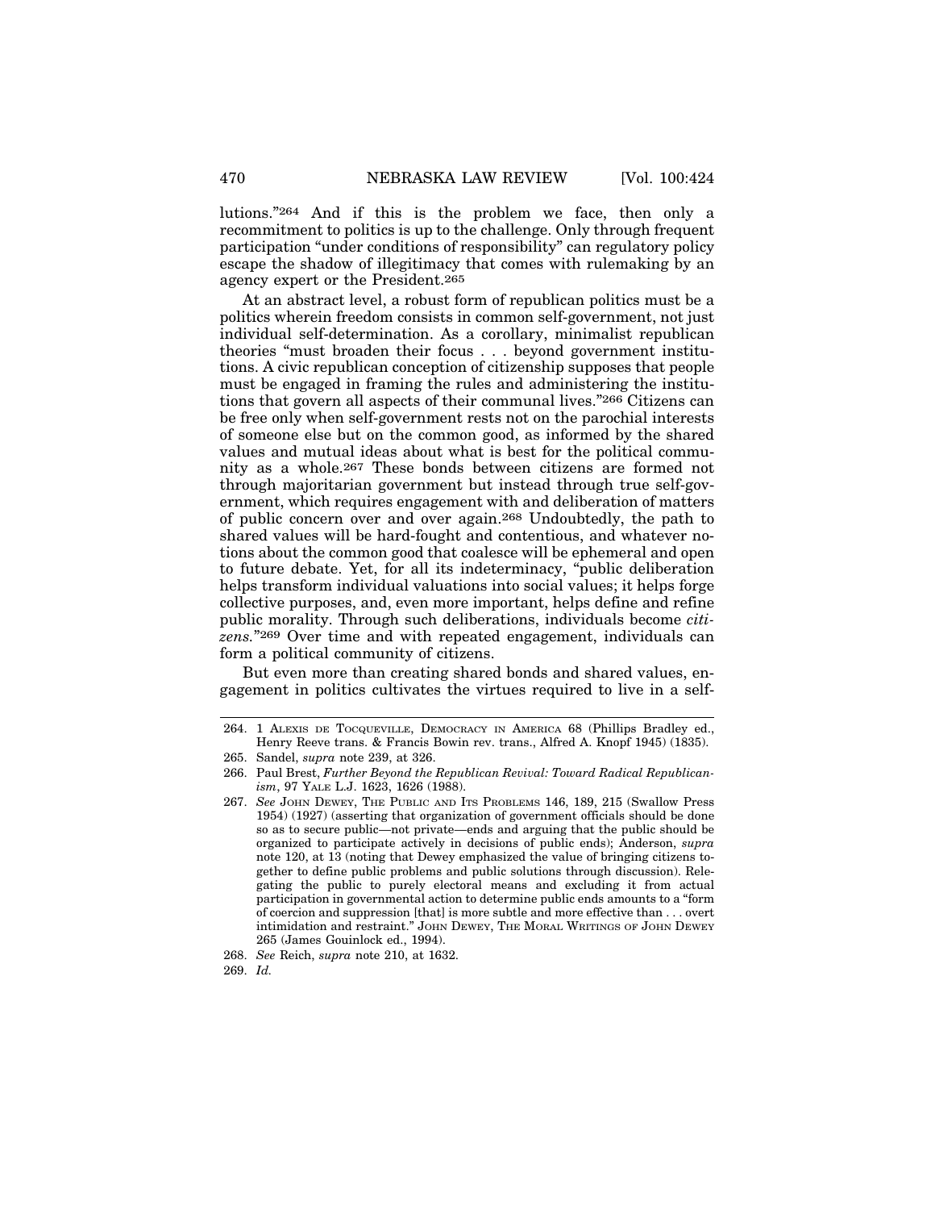lutions."[264] And if this is the problem we face, then only a recommitment to politics is up to the challenge. Only through frequent participation "under conditions of responsibility" can regulatory policy escape the shadow of illegitimacy that comes with rulemaking by an agency expert or the President.[265]

At an abstract level, a robust form of republican politics must be a politics wherein freedom consists in common self-government, not just individual self-determination. As a corollary, minimalist republican theories "must broaden their focus . . . beyond government institutions. A civic republican conception of citizenship supposes that people must be engaged in framing the rules and administering the institutions that govern all aspects of their communal lives."[266] Citizens can be free only when self-government rests not on the parochial interests of someone else but on the common good, as informed by the shared values and mutual ideas about what is best for the political community as a whole.[267] These bonds between citizens are formed not through majoritarian government but instead through true self-government, which requires engagement with and deliberation of matters of public concern over and over again.[268] Undoubtedly, the path to shared values will be hard-fought and contentious, and whatever notions about the common good that coalesce will be ephemeral and open to future debate. Yet, for all its indeterminacy, "public deliberation helps transform individual valuations into social values; it helps forge collective purposes, and, even more important, helps define and refine public morality. Through such deliberations, individuals become *citizens*."[269] Over time and with repeated engagement, individuals can form a political community of citizens.

But even more than creating shared bonds and shared values, engagement in politics cultivates the virtues required to live in a self-

---

264. 1 ALEXIS DE TOCQUEVILLE, DEMOCRACY IN AMERICA 68 (Phillips Bradley ed., Henry Reeve trans. & Francis Bowin rev. trans., Alfred A. Knopf 1945) (1835).

265. Sandel, *supra* note 239, at 326.

266. Paul Brest, *Further Beyond the Republican Revival: Toward Radical Republicanism*, 97 YALE L.J. 1623, 1626 (1988).

267. *See* JOHN DEWEY, THE PUBLIC AND ITS PROBLEMS 146, 189, 215 (Swallow Press 1954) (1927) (asserting that organization of government officials should be done so as to secure public—not private—ends and arguing that the public should be organized to participate actively in decisions of public ends); Anderson, *supra* note 120, at 13 (noting that Dewey emphasized the value of bringing citizens together to define public problems and public solutions through discussion). Relegating the public to purely electoral means and excluding it from actual participation in governmental action to determine public ends amounts to a "form of coercion and suppression [that] is more subtle and more effective than . . . overt intimidation and restraint." JOHN DEWEY, THE MORAL WRITINGS OF JOHN DEWEY 265 (James Gouinlock ed., 1994).

268. *See* Reich, *supra* note 210, at 1632.

269. *Id.*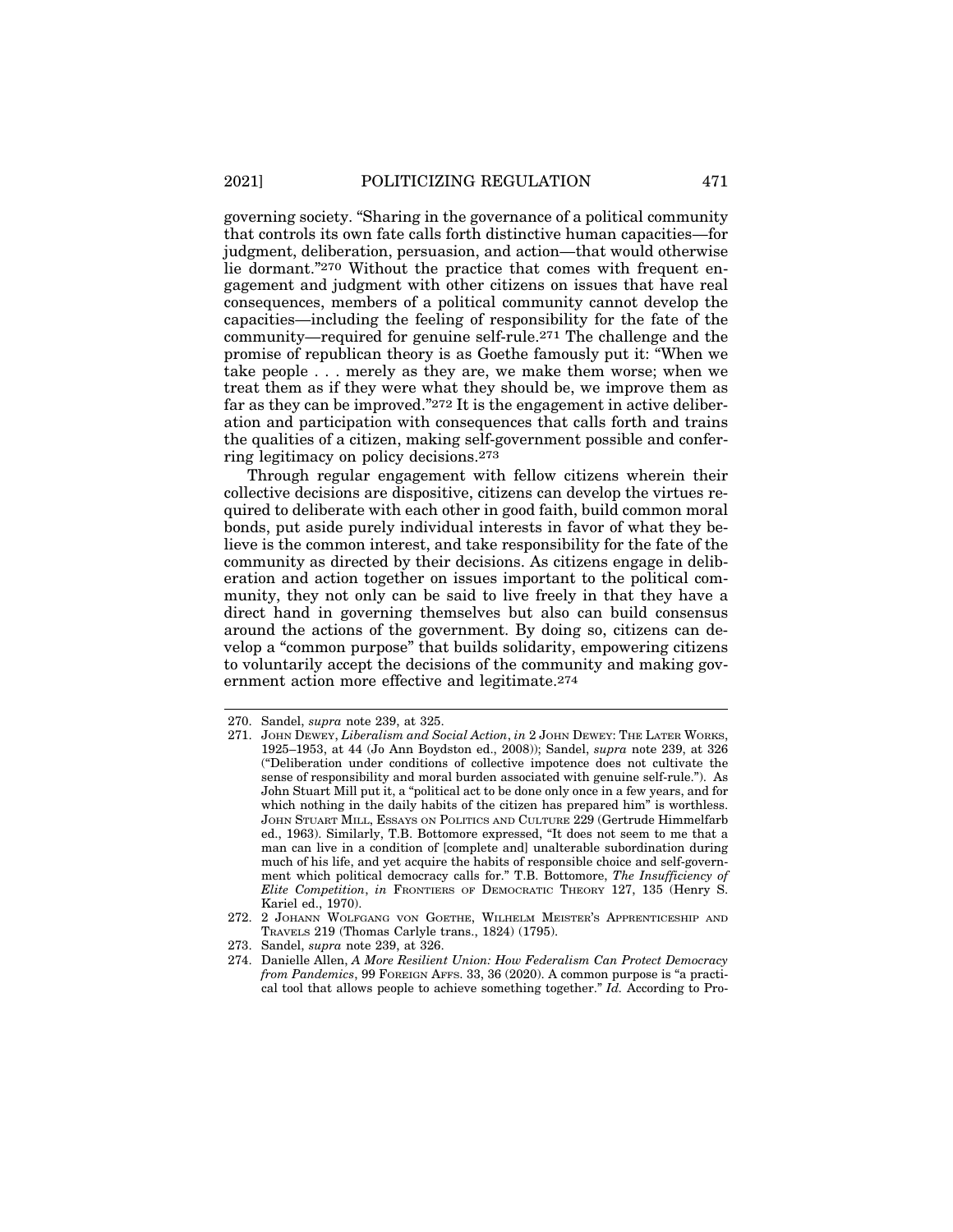governing society. "Sharing in the governance of a political community that controls its own fate calls forth distinctive human capacities—for judgment, deliberation, persuasion, and action—that would otherwise lie dormant."[270] Without the practice that comes with frequent engagement and judgment with other citizens on issues that have real consequences, members of a political community cannot develop the capacities—including the feeling of responsibility for the fate of the community—required for genuine self-rule.[271] The challenge and the promise of republican theory is as Goethe famously put it: "When we take people . . . merely as they are, we make them worse; when we treat them as if they were what they should be, we improve them as far as they can be improved."[272] It is the engagement in active deliberation and participation with consequences that calls forth and trains the qualities of a citizen, making self-government possible and conferring legitimacy on policy decisions.[273]

Through regular engagement with fellow citizens wherein their collective decisions are dispositive, citizens can develop the virtues required to deliberate with each other in good faith, build common moral bonds, put aside purely individual interests in favor of what they believe is the common interest, and take responsibility for the fate of the community as directed by their decisions. As citizens engage in deliberation and action together on issues important to the political community, they not only can be said to live freely in that they have a direct hand in governing themselves but also can build consensus around the actions of the government. By doing so, citizens can develop a "common purpose" that builds solidarity, empowering citizens to voluntarily accept the decisions of the community and making government action more effective and legitimate.[274]

---

270. Sandel, *supra* note 239, at 325.

271. JOHN DEWEY, *Liberalism and Social Action*, *in* 2 JOHN DEWEY: THE LATER WORKS, 1925–1953, at 44 (Jo Ann Boydston ed., 2008)); Sandel, *supra* note 239, at 326 ("Deliberation under conditions of collective impotence does not cultivate the sense of responsibility and moral burden associated with genuine self-rule."). As John Stuart Mill put it, a "political act to be done only once in a few years, and for which nothing in the daily habits of the citizen has prepared him" is worthless. JOHN STUART MILL, ESSAYS ON POLITICS AND CULTURE 229 (Gertrude Himmelfarb ed., 1963). Similarly, T.B. Bottomore expressed, "It does not seem to me that a man can live in a condition of [complete and] unalterable subordination during much of his life, and yet acquire the habits of responsible choice and self-government which political democracy calls for." T.B. Bottomore, *The Insufficiency of Elite Competition*, *in* FRONTIERS OF DEMOCRATIC THEORY 127, 135 (Henry S. Kariel ed., 1970).

272. 2 JOHANN WOLFGANG VON GOETHE, WILHELM MEISTER'S APPRENTICESHIP AND TRAVELS 219 (Thomas Carlyle trans., 1824) (1795).

273. Sandel, *supra* note 239, at 326.

274. Danielle Allen, *A More Resilient Union: How Federalism Can Protect Democracy from Pandemics*, 99 FOREIGN AFFS. 33, 36 (2020). A common purpose is "a practical tool that allows people to achieve something together." *Id.* According to Pro-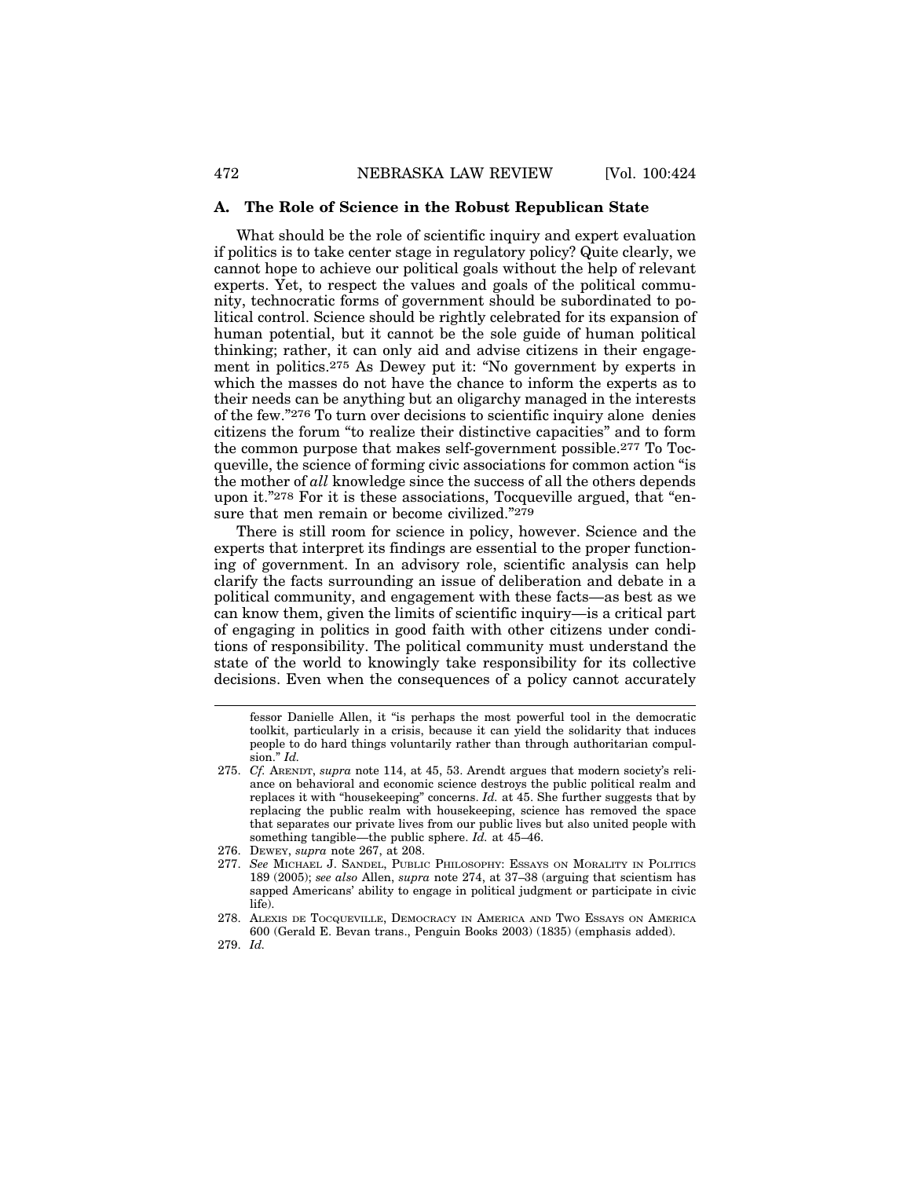### A. The Role of Science in the Robust Republican State

What should be the role of scientific inquiry and expert evaluation if politics is to take center stage in regulatory policy? Quite clearly, we cannot hope to achieve our political goals without the help of relevant experts. Yet, to respect the values and goals of the political community, technocratic forms of government should be subordinated to political control. Science should be rightly celebrated for its expansion of human potential, but it cannot be the sole guide of human political thinking; rather, it can only aid and advise citizens in their engagement in politics.[275] As Dewey put it: "No government by experts in which the masses do not have the chance to inform the experts as to their needs can be anything but an oligarchy managed in the interests of the few."[276] To turn over decisions to scientific inquiry alone denies citizens the forum "to realize their distinctive capacities" and to form the common purpose that makes self-government possible.[277] To Tocqueville, the science of forming civic associations for common action "is the mother of *all* knowledge since the success of all the others depends upon it."[278] For it is these associations, Tocqueville argued, that "ensure that men remain or become civilized."[279]

There is still room for science in policy, however. Science and the experts that interpret its findings are essential to the proper functioning of government. In an advisory role, scientific analysis can help clarify the facts surrounding an issue of deliberation and debate in a political community, and engagement with these facts—as best as we can know them, given the limits of scientific inquiry—is a critical part of engaging in politics in good faith with other citizens under conditions of responsibility. The political community must understand the state of the world to knowingly take responsibility for its collective decisions. Even when the consequences of a policy cannot accurately

---

fessor Danielle Allen, it "is perhaps the most powerful tool in the democratic toolkit, particularly in a crisis, because it can yield the solidarity that induces people to do hard things voluntarily rather than through authoritarian compulsion." *Id.*

275. *Cf.* Arendt, *supra* note 114, at 45, 53. Arendt argues that modern society's reliance on behavioral and economic science destroys the public political realm and replaces it with "housekeeping" concerns. *Id.* at 45. She further suggests that by replacing the public realm with housekeeping, science has removed the space that separates our private lives from our public lives but also united people with something tangible—the public sphere. *Id.* at 45–46.

276. Dewey, *supra* note 267, at 208.

277. *See* Michael J. Sandel, Public Philosophy: Essays on Morality in Politics 189 (2005); *see also* Allen, *supra* note 274, at 37–38 (arguing that scientism has sapped Americans' ability to engage in political judgment or participate in civic life).

278. Alexis de Tocqueville, Democracy in America and Two Essays on America 600 (Gerald E. Bevan trans., Penguin Books 2003) (1835) (emphasis added).

279. *Id.*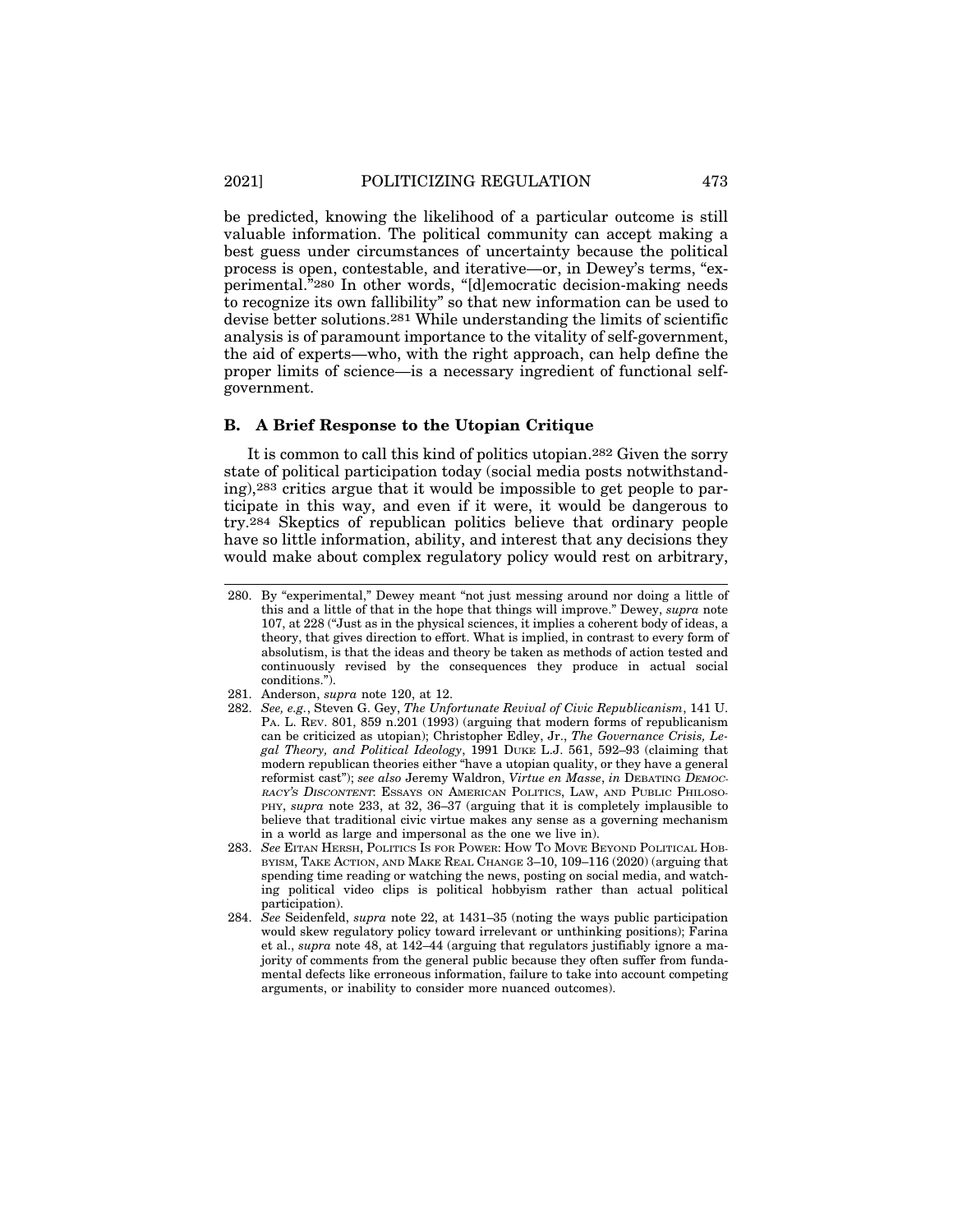be predicted, knowing the likelihood of a particular outcome is still valuable information. The political community can accept making a best guess under circumstances of uncertainty because the political process is open, contestable, and iterative—or, in Dewey's terms, "experimental."[280] In other words, "[d]emocratic decision-making needs to recognize its own fallibility" so that new information can be used to devise better solutions.[281] While understanding the limits of scientific analysis is of paramount importance to the vitality of self-government, the aid of experts—who, with the right approach, can help define the proper limits of science—is a necessary ingredient of functional self-government.

### B. A Brief Response to the Utopian Critique

It is common to call this kind of politics utopian.[282] Given the sorry state of political participation today (social media posts notwithstanding),[283] critics argue that it would be impossible to get people to participate in this way, and even if it were, it would be dangerous to try.[284] Skeptics of republican politics believe that ordinary people have so little information, ability, and interest that any decisions they would make about complex regulatory policy would rest on arbitrary,

---

280. By "experimental," Dewey meant "not just messing around nor doing a little of this and a little of that in the hope that things will improve." Dewey, *supra* note 107, at 228 ("Just as in the physical sciences, it implies a coherent body of ideas, a theory, that gives direction to effort. What is implied, in contrast to every form of absolutism, is that the ideas and theory be taken as methods of action tested and continuously revised by the consequences they produce in actual social conditions.").

281. Anderson, *supra* note 120, at 12.

282. *See, e.g.*, Steven G. Gey, *The Unfortunate Revival of Civic Republicanism*, 141 U. PA. L. REV. 801, 859 n.201 (1993) (arguing that modern forms of republicanism can be criticized as utopian); Christopher Edley, Jr., *The Governance Crisis, Legal Theory, and Political Ideology*, 1991 DUKE L.J. 561, 592–93 (claiming that modern republican theories either "have a utopian quality, or they have a general reformist cast"); *see also* Jeremy Waldron, *Virtue en Masse*, *in* DEBATING *DEMOCRACY'S DISCONTENT*: ESSAYS ON AMERICAN POLITICS, LAW, AND PUBLIC PHILOSOPHY, *supra* note 233, at 32, 36–37 (arguing that it is completely implausible to believe that traditional civic virtue makes any sense as a governing mechanism in a world as large and impersonal as the one we live in).

283. *See* EITAN HERSH, POLITICS IS FOR POWER: HOW TO MOVE BEYOND POLITICAL HOBBYISM, TAKE ACTION, AND MAKE REAL CHANGE 3–10, 109–116 (2020) (arguing that spending time reading or watching the news, posting on social media, and watching political video clips is political hobbyism rather than actual political participation).

284. *See* Seidenfeld, *supra* note 22, at 1431–35 (noting the ways public participation would skew regulatory policy toward irrelevant or unthinking positions); Farina et al., *supra* note 48, at 142–44 (arguing that regulators justifiably ignore a majority of comments from the general public because they often suffer from fundamental defects like erroneous information, failure to take into account competing arguments, or inability to consider more nuanced outcomes).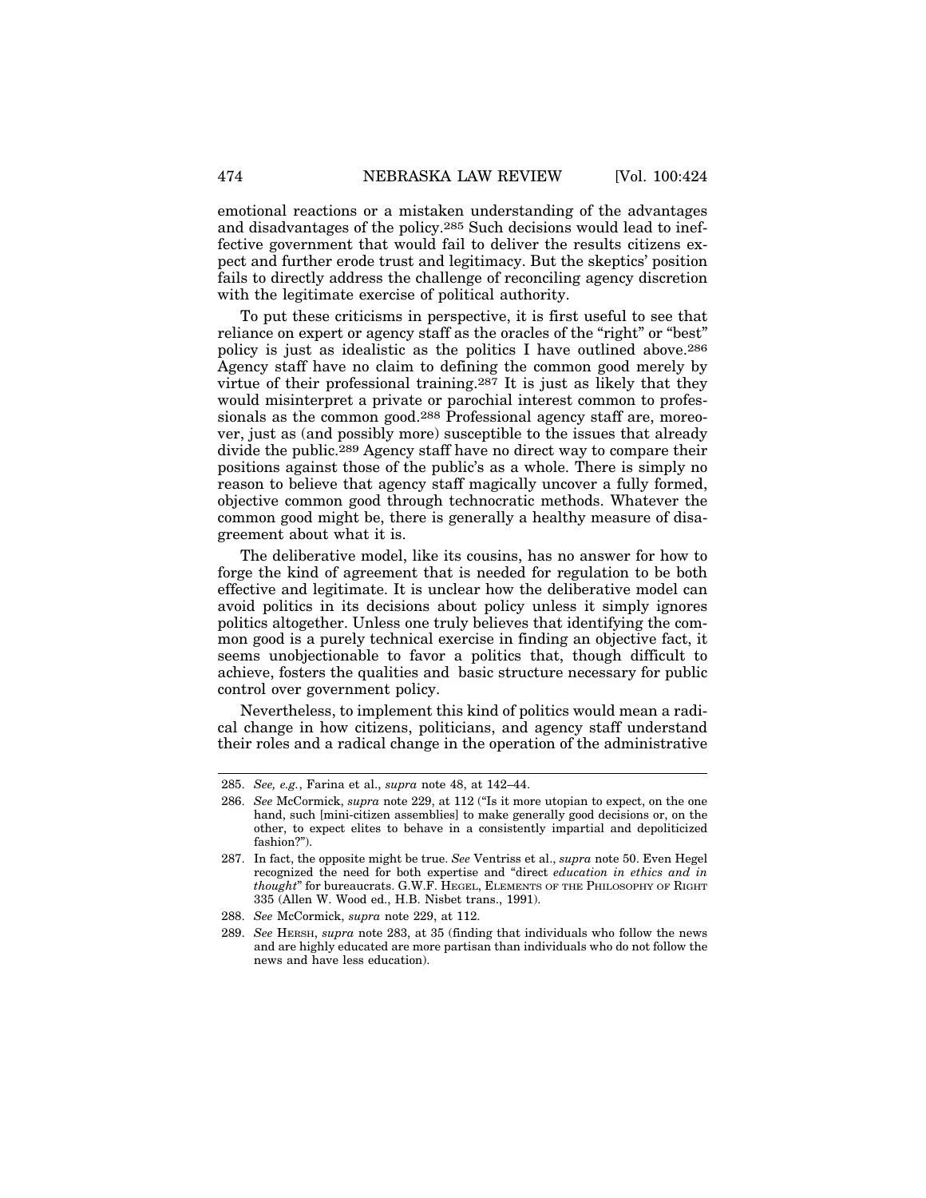emotional reactions or a mistaken understanding of the advantages and disadvantages of the policy.[285] Such decisions would lead to ineffective government that would fail to deliver the results citizens expect and further erode trust and legitimacy. But the skeptics' position fails to directly address the challenge of reconciling agency discretion with the legitimate exercise of political authority.

To put these criticisms in perspective, it is first useful to see that reliance on expert or agency staff as the oracles of the "right" or "best" policy is just as idealistic as the politics I have outlined above.[286] Agency staff have no claim to defining the common good merely by virtue of their professional training.[287] It is just as likely that they would misinterpret a private or parochial interest common to professionals as the common good.[288] Professional agency staff are, moreover, just as (and possibly more) susceptible to the issues that already divide the public.[289] Agency staff have no direct way to compare their positions against those of the public's as a whole. There is simply no reason to believe that agency staff magically uncover a fully formed, objective common good through technocratic methods. Whatever the common good might be, there is generally a healthy measure of disagreement about what it is.

The deliberative model, like its cousins, has no answer for how to forge the kind of agreement that is needed for regulation to be both effective and legitimate. It is unclear how the deliberative model can avoid politics in its decisions about policy unless it simply ignores politics altogether. Unless one truly believes that identifying the common good is a purely technical exercise in finding an objective fact, it seems unobjectionable to favor a politics that, though difficult to achieve, fosters the qualities and basic structure necessary for public control over government policy.

Nevertheless, to implement this kind of politics would mean a radical change in how citizens, politicians, and agency staff understand their roles and a radical change in the operation of the administrative

---

285. *See, e.g.*, Farina et al., *supra* note 48, at 142–44.

286. *See* McCormick, *supra* note 229, at 112 ("Is it more utopian to expect, on the one hand, such [mini-citizen assemblies] to make generally good decisions or, on the other, to expect elites to behave in a consistently impartial and depoliticized fashion?").

287. In fact, the opposite might be true. *See* Ventriss et al., *supra* note 50. Even Hegel recognized the need for both expertise and "direct *education in ethics and in thought*" for bureaucrats. G.W.F. HEGEL, ELEMENTS OF THE PHILOSOPHY OF RIGHT 335 (Allen W. Wood ed., H.B. Nisbet trans., 1991).

288. *See* McCormick, *supra* note 229, at 112.

289. *See* HERSH, *supra* note 283, at 35 (finding that individuals who follow the news and are highly educated are more partisan than individuals who do not follow the news and have less education).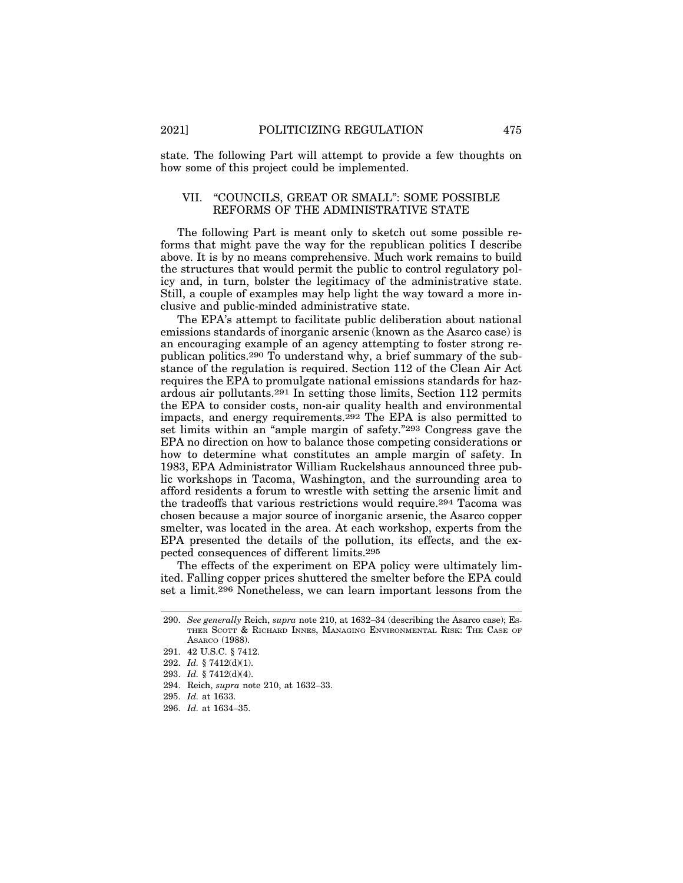state. The following Part will attempt to provide a few thoughts on how some of this project could be implemented.

## VII. "COUNCILS, GREAT OR SMALL": SOME POSSIBLE REFORMS OF THE ADMINISTRATIVE STATE

The following Part is meant only to sketch out some possible reforms that might pave the way for the republican politics I describe above. It is by no means comprehensive. Much work remains to build the structures that would permit the public to control regulatory policy and, in turn, bolster the legitimacy of the administrative state. Still, a couple of examples may help light the way toward a more inclusive and public-minded administrative state.

The EPA's attempt to facilitate public deliberation about national emissions standards of inorganic arsenic (known as the Asarco case) is an encouraging example of an agency attempting to foster strong republican politics.[290] To understand why, a brief summary of the substance of the regulation is required. Section 112 of the Clean Air Act requires the EPA to promulgate national emissions standards for hazardous air pollutants.[291] In setting those limits, Section 112 permits the EPA to consider costs, non-air quality health and environmental impacts, and energy requirements.[292] The EPA is also permitted to set limits within an "ample margin of safety."[293] Congress gave the EPA no direction on how to balance those competing considerations or how to determine what constitutes an ample margin of safety. In 1983, EPA Administrator William Ruckelshaus announced three public workshops in Tacoma, Washington, and the surrounding area to afford residents a forum to wrestle with setting the arsenic limit and the tradeoffs that various restrictions would require.[294] Tacoma was chosen because a major source of inorganic arsenic, the Asarco copper smelter, was located in the area. At each workshop, experts from the EPA presented the details of the pollution, its effects, and the expected consequences of different limits.[295]

The effects of the experiment on EPA policy were ultimately limited. Falling copper prices shuttered the smelter before the EPA could set a limit.[296] Nonetheless, we can learn important lessons from the

---

290. *See generally* Reich, *supra* note 210, at 1632–34 (describing the Asarco case); ESTHER SCOTT & RICHARD INNES, MANAGING ENVIRONMENTAL RISK: THE CASE OF ASARCO (1988).

291. 42 U.S.C. § 7412.

292. *Id.* § 7412(d)(1).

293. *Id.* § 7412(d)(4).

294. Reich, *supra* note 210, at 1632–33.

295. *Id.* at 1633.

296. *Id.* at 1634–35.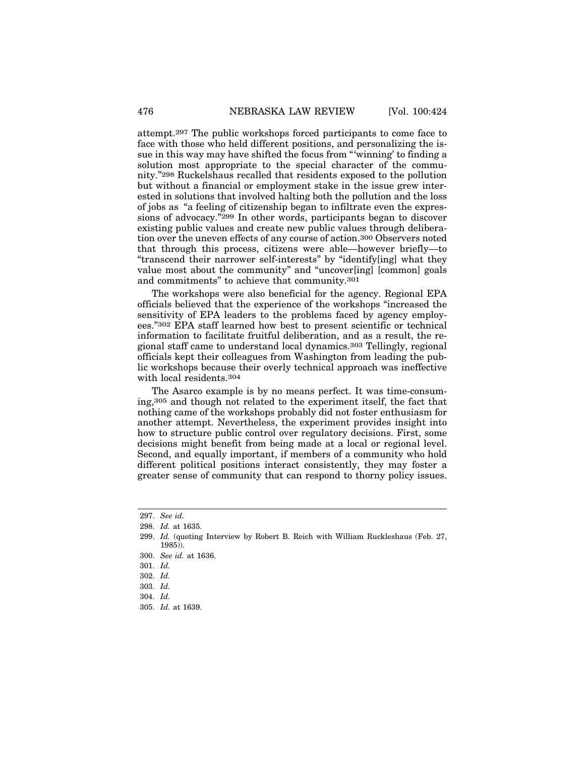attempt.[297] The public workshops forced participants to come face to face with those who held different positions, and personalizing the issue in this way may have shifted the focus from "'winning' to finding a solution most appropriate to the special character of the community."[298] Ruckelshaus recalled that residents exposed to the pollution but without a financial or employment stake in the issue grew interested in solutions that involved halting both the pollution and the loss of jobs as "a feeling of citizenship began to infiltrate even the expressions of advocacy."[299] In other words, participants began to discover existing public values and create new public values through deliberation over the uneven effects of any course of action.[300] Observers noted that through this process, citizens were able—however briefly—to "transcend their narrower self-interests" by "identify[ing] what they value most about the community" and "uncover[ing] [common] goals and commitments" to achieve that community.[301]

The workshops were also beneficial for the agency. Regional EPA officials believed that the experience of the workshops "increased the sensitivity of EPA leaders to the problems faced by agency employees."[302] EPA staff learned how best to present scientific or technical information to facilitate fruitful deliberation, and as a result, the regional staff came to understand local dynamics.[303] Tellingly, regional officials kept their colleagues from Washington from leading the public workshops because their overly technical approach was ineffective with local residents.[304]

The Asarco example is by no means perfect. It was time-consuming,[305] and though not related to the experiment itself, the fact that nothing came of the workshops probably did not foster enthusiasm for another attempt. Nevertheless, the experiment provides insight into how to structure public control over regulatory decisions. First, some decisions might benefit from being made at a local or regional level. Second, and equally important, if members of a community who hold different political positions interact consistently, they may foster a greater sense of community that can respond to thorny policy issues.

---

297. *See id.*

298. *Id.* at 1635.

299. *Id.* (quoting Interview by Robert B. Reich with William Ruckleshaus (Feb. 27, 1985)).

300. *See id.* at 1636.

301. *Id.*

302. *Id.*

303. *Id.*

304. *Id.*

305. *Id.* at 1639.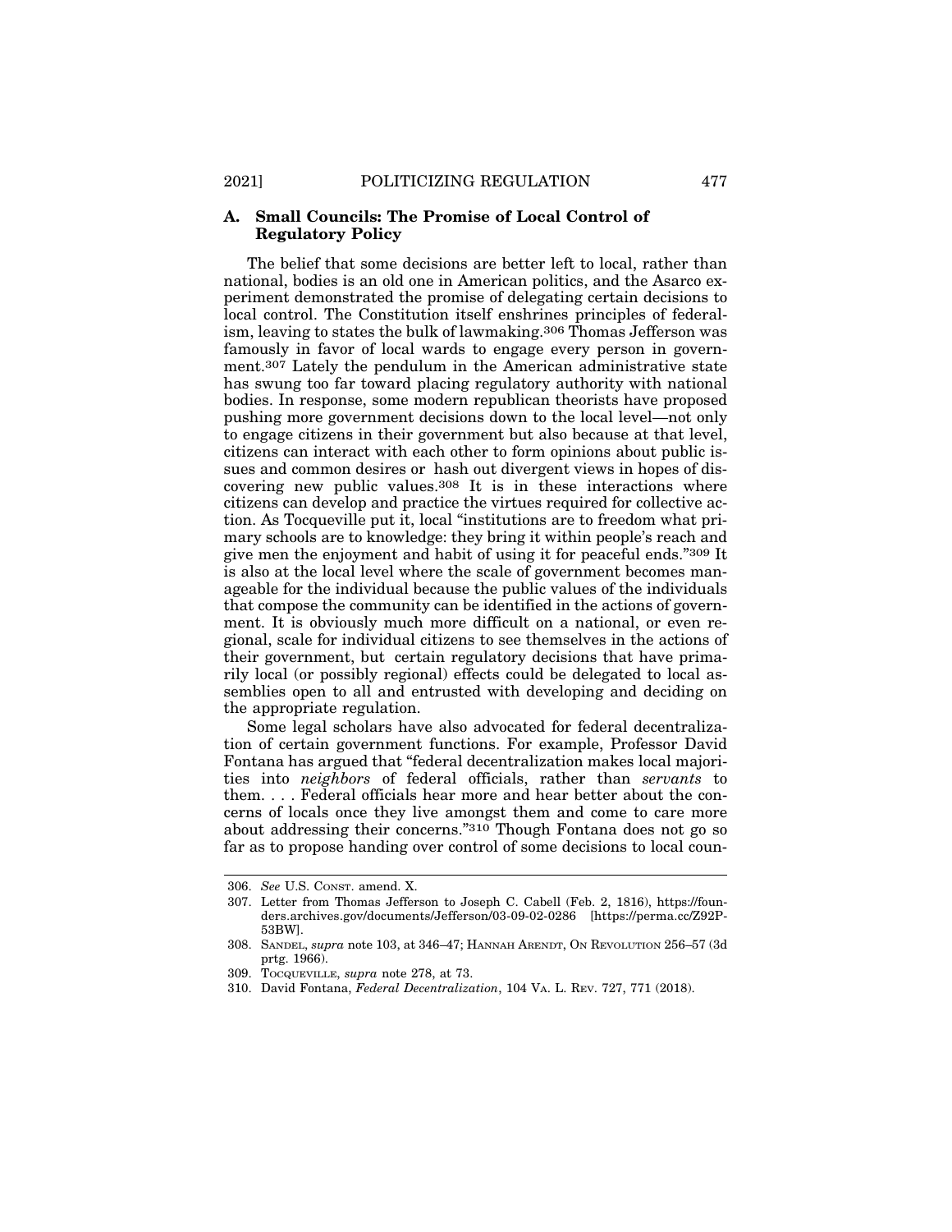### A. Small Councils: The Promise of Local Control of Regulatory Policy

The belief that some decisions are better left to local, rather than national, bodies is an old one in American politics, and the Asarco experiment demonstrated the promise of delegating certain decisions to local control. The Constitution itself enshrines principles of federalism, leaving to states the bulk of lawmaking.[306] Thomas Jefferson was famously in favor of local wards to engage every person in government.[307] Lately the pendulum in the American administrative state has swung too far toward placing regulatory authority with national bodies. In response, some modern republican theorists have proposed pushing more government decisions down to the local level—not only to engage citizens in their government but also because at that level, citizens can interact with each other to form opinions about public issues and common desires or hash out divergent views in hopes of discovering new public values.[308] It is in these interactions where citizens can develop and practice the virtues required for collective action. As Tocqueville put it, local "institutions are to freedom what primary schools are to knowledge: they bring it within people's reach and give men the enjoyment and habit of using it for peaceful ends."[309] It is also at the local level where the scale of government becomes manageable for the individual because the public values of the individuals that compose the community can be identified in the actions of government. It is obviously much more difficult on a national, or even regional, scale for individual citizens to see themselves in the actions of their government, but certain regulatory decisions that have primarily local (or possibly regional) effects could be delegated to local assemblies open to all and entrusted with developing and deciding on the appropriate regulation.

Some legal scholars have also advocated for federal decentralization of certain government functions. For example, Professor David Fontana has argued that "federal decentralization makes local majorities into *neighbors* of federal officials, rather than *servants* to them. . . . Federal officials hear more and hear better about the concerns of locals once they live amongst them and come to care more about addressing their concerns."[310] Though Fontana does not go so far as to propose handing over control of some decisions to local coun-

---

306. *See* U.S. CONST. amend. X.

307. Letter from Thomas Jefferson to Joseph C. Cabell (Feb. 2, 1816), https://founders.archives.gov/documents/Jefferson/03-09-02-0286 [https://perma.cc/Z92P-53BW].

308. SANDEL, *supra* note 103, at 346–47; HANNAH ARENDT, ON REVOLUTION 256–57 (3d prtg. 1966).

309. TOCQUEVILLE, *supra* note 278, at 73.

310. David Fontana, *Federal Decentralization*, 104 VA. L. REV. 727, 771 (2018).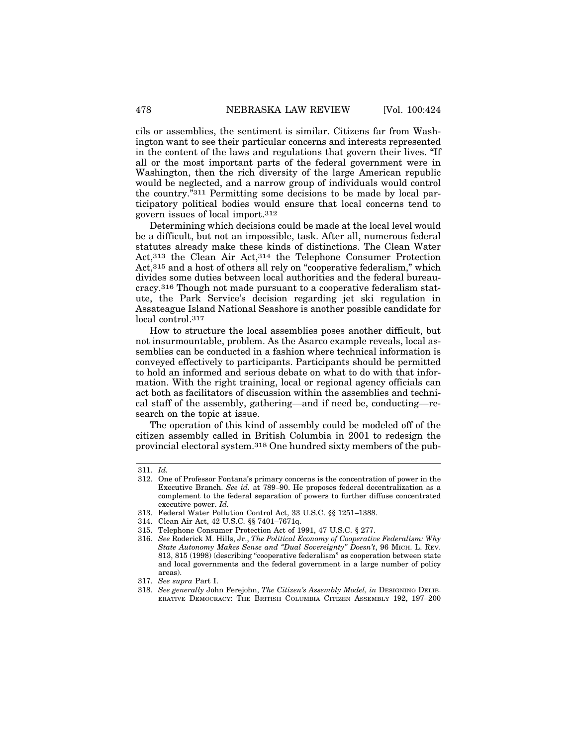cils or assemblies, the sentiment is similar. Citizens far from Washington want to see their particular concerns and interests represented in the content of the laws and regulations that govern their lives. "If all or the most important parts of the federal government were in Washington, then the rich diversity of the large American republic would be neglected, and a narrow group of individuals would control the country."[311] Permitting some decisions to be made by local participatory political bodies would ensure that local concerns tend to govern issues of local import.[312]

Determining which decisions could be made at the local level would be a difficult, but not an impossible, task. After all, numerous federal statutes already make these kinds of distinctions. The Clean Water Act,[313] the Clean Air Act,[314] the Telephone Consumer Protection Act,[315] and a host of others all rely on "cooperative federalism," which divides some duties between local authorities and the federal bureaucracy.[316] Though not made pursuant to a cooperative federalism statute, the Park Service's decision regarding jet ski regulation in Assateague Island National Seashore is another possible candidate for local control.[317]

How to structure the local assemblies poses another difficult, but not insurmountable, problem. As the Asarco example reveals, local assemblies can be conducted in a fashion where technical information is conveyed effectively to participants. Participants should be permitted to hold an informed and serious debate on what to do with that information. With the right training, local or regional agency officials can act both as facilitators of discussion within the assemblies and technical staff of the assembly, gathering—and if need be, conducting—research on the topic at issue.

The operation of this kind of assembly could be modeled off of the citizen assembly called in British Columbia in 2001 to redesign the provincial electoral system.[318] One hundred sixty members of the pub-

---

311. *Id.*

312. One of Professor Fontana's primary concerns is the concentration of power in the Executive Branch. *See id.* at 789–90. He proposes federal decentralization as a complement to the federal separation of powers to further diffuse concentrated executive power. *Id.*

313. Federal Water Pollution Control Act, 33 U.S.C. §§ 1251–1388.

314. Clean Air Act, 42 U.S.C. §§ 7401–7671q.

315. Telephone Consumer Protection Act of 1991, 47 U.S.C. § 277.

316. *See* Roderick M. Hills, Jr., *The Political Economy of Cooperative Federalism: Why State Autonomy Makes Sense and "Dual Sovereignty" Doesn't*, 96 MICH. L. REV. 813, 815 (1998) (describing "cooperative federalism" as cooperation between state and local governments and the federal government in a large number of policy areas).

317. *See supra* Part I.

318. *See generally* John Ferejohn, *The Citizen's Assembly Model*, *in* DESIGNING DELIBERATIVE DEMOCRACY: THE BRITISH COLUMBIA CITIZEN ASSEMBLY 192, 197–200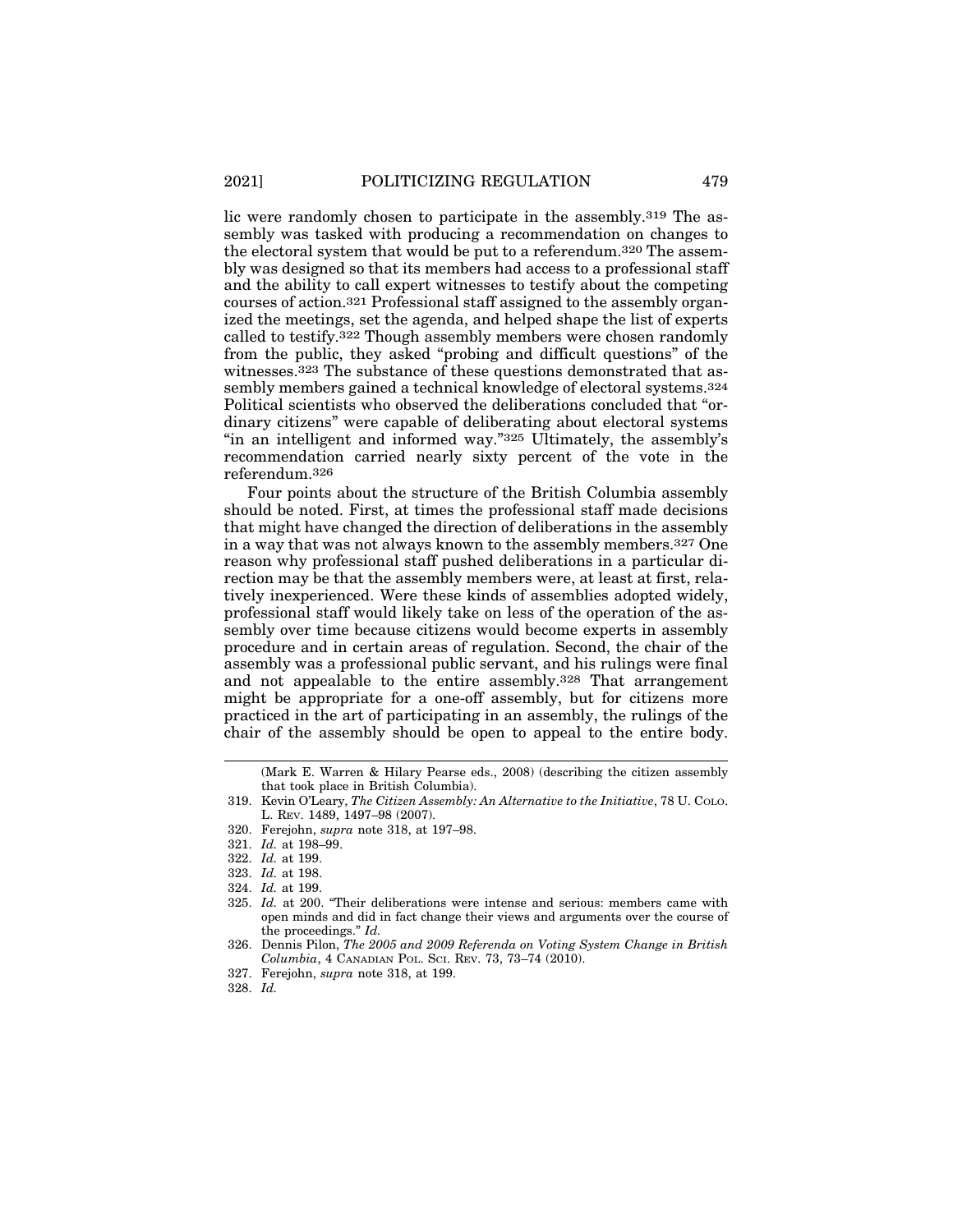lic were randomly chosen to participate in the assembly.[319] The assembly was tasked with producing a recommendation on changes to the electoral system that would be put to a referendum.[320] The assembly was designed so that its members had access to a professional staff and the ability to call expert witnesses to testify about the competing courses of action.[321] Professional staff assigned to the assembly organized the meetings, set the agenda, and helped shape the list of experts called to testify.[322] Though assembly members were chosen randomly from the public, they asked "probing and difficult questions" of the witnesses.[323] The substance of these questions demonstrated that assembly members gained a technical knowledge of electoral systems.[324] Political scientists who observed the deliberations concluded that "ordinary citizens" were capable of deliberating about electoral systems "in an intelligent and informed way."[325] Ultimately, the assembly's recommendation carried nearly sixty percent of the vote in the referendum.[326]

Four points about the structure of the British Columbia assembly should be noted. First, at times the professional staff made decisions that might have changed the direction of deliberations in the assembly in a way that was not always known to the assembly members.[327] One reason why professional staff pushed deliberations in a particular direction may be that the assembly members were, at least at first, relatively inexperienced. Were these kinds of assemblies adopted widely, professional staff would likely take on less of the operation of the assembly over time because citizens would become experts in assembly procedure and in certain areas of regulation. Second, the chair of the assembly was a professional public servant, and his rulings were final and not appealable to the entire assembly.[328] That arrangement might be appropriate for a one-off assembly, but for citizens more practiced in the art of participating in an assembly, the rulings of the chair of the assembly should be open to appeal to the entire body.

---

(Mark E. Warren & Hilary Pearse eds., 2008) (describing the citizen assembly that took place in British Columbia).

319. Kevin O'Leary, *The Citizen Assembly: An Alternative to the Initiative*, 78 U. COLO. L. REV. 1489, 1497–98 (2007).

320. Ferejohn, *supra* note 318, at 197–98.

321. *Id.* at 198–99.

322. *Id.* at 199.

323. *Id.* at 198.

324. *Id.* at 199.

325. *Id.* at 200. "Their deliberations were intense and serious: members came with open minds and did in fact change their views and arguments over the course of the proceedings." *Id.*

326. Dennis Pilon, *The 2005 and 2009 Referenda on Voting System Change in British Columbia*, 4 CANADIAN POL. SCI. REV. 73, 73–74 (2010).

327. Ferejohn, *supra* note 318, at 199.

328. *Id.*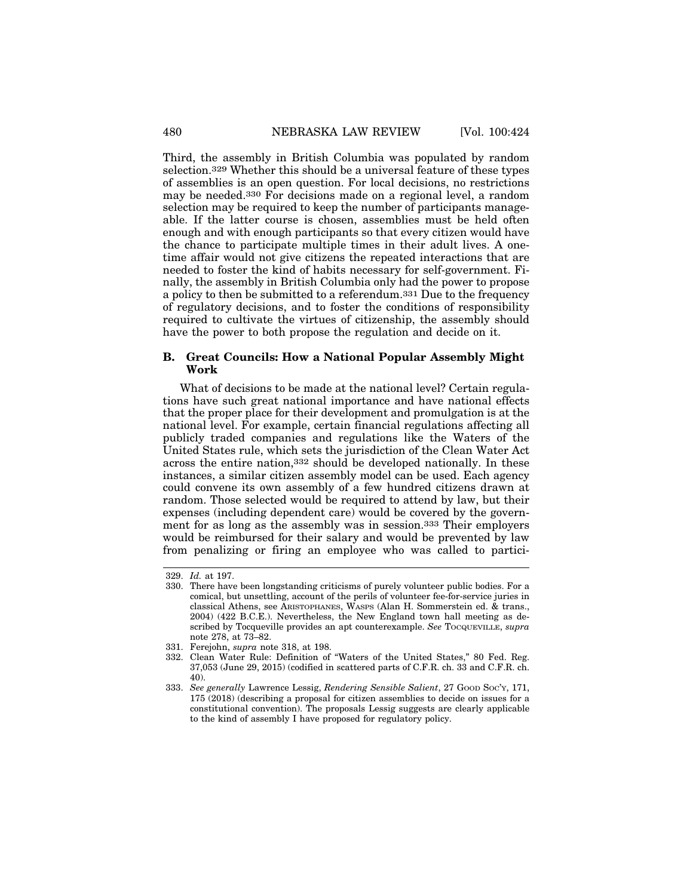Third, the assembly in British Columbia was populated by random selection.[329] Whether this should be a universal feature of these types of assemblies is an open question. For local decisions, no restrictions may be needed.[330] For decisions made on a regional level, a random selection may be required to keep the number of participants manageable. If the latter course is chosen, assemblies must be held often enough and with enough participants so that every citizen would have the chance to participate multiple times in their adult lives. A one-time affair would not give citizens the repeated interactions that are needed to foster the kind of habits necessary for self-government. Finally, the assembly in British Columbia only had the power to propose a policy to then be submitted to a referendum.[331] Due to the frequency of regulatory decisions, and to foster the conditions of responsibility required to cultivate the virtues of citizenship, the assembly should have the power to both propose the regulation and decide on it.

### B. Great Councils: How a National Popular Assembly Might Work

What of decisions to be made at the national level? Certain regulations have such great national importance and have national effects that the proper place for their development and promulgation is at the national level. For example, certain financial regulations affecting all publicly traded companies and regulations like the Waters of the United States rule, which sets the jurisdiction of the Clean Water Act across the entire nation,[332] should be developed nationally. In these instances, a similar citizen assembly model can be used. Each agency could convene its own assembly of a few hundred citizens drawn at random. Those selected would be required to attend by law, but their expenses (including dependent care) would be covered by the government for as long as the assembly was in session.[333] Their employers would be reimbursed for their salary and would be prevented by law from penalizing or firing an employee who was called to partici-

---

329. *Id.* at 197.

330. There have been longstanding criticisms of purely volunteer public bodies. For a comical, but unsettling, account of the perils of volunteer fee-for-service juries in classical Athens, see ARISTOPHANES, WASPS (Alan H. Sommerstein ed. & trans., 2004) (422 B.C.E.). Nevertheless, the New England town hall meeting as described by Tocqueville provides an apt counterexample. *See* TOCQUEVILLE, *supra* note 278, at 73–82.

331. Ferejohn, *supra* note 318, at 198.

332. Clean Water Rule: Definition of "Waters of the United States," 80 Fed. Reg. 37,053 (June 29, 2015) (codified in scattered parts of C.F.R. ch. 33 and C.F.R. ch. 40).

333. *See generally* Lawrence Lessig, *Rendering Sensible Salient*, 27 GOOD SOC'Y, 171, 175 (2018) (describing a proposal for citizen assemblies to decide on issues for a constitutional convention). The proposals Lessig suggests are clearly applicable to the kind of assembly I have proposed for regulatory policy.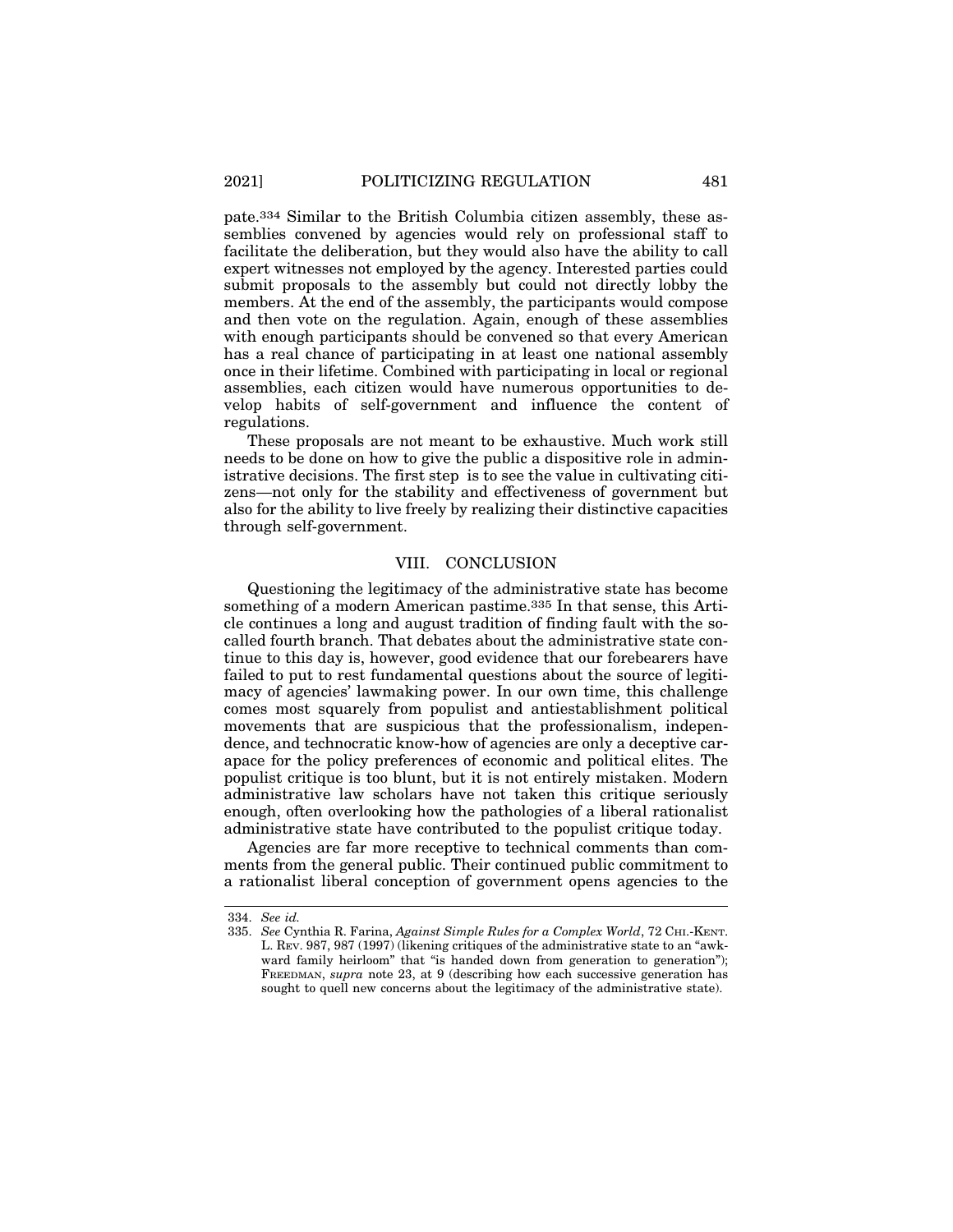pate.[334] Similar to the British Columbia citizen assembly, these assemblies convened by agencies would rely on professional staff to facilitate the deliberation, but they would also have the ability to call expert witnesses not employed by the agency. Interested parties could submit proposals to the assembly but could not directly lobby the members. At the end of the assembly, the participants would compose and then vote on the regulation. Again, enough of these assemblies with enough participants should be convened so that every American has a real chance of participating in at least one national assembly once in their lifetime. Combined with participating in local or regional assemblies, each citizen would have numerous opportunities to develop habits of self-government and influence the content of regulations.

These proposals are not meant to be exhaustive. Much work still needs to be done on how to give the public a dispositive role in administrative decisions. The first step is to see the value in cultivating citizens—not only for the stability and effectiveness of government but also for the ability to live freely by realizing their distinctive capacities through self-government.

## VIII. CONCLUSION

Questioning the legitimacy of the administrative state has become something of a modern American pastime.[335] In that sense, this Article continues a long and august tradition of finding fault with the so-called fourth branch. That debates about the administrative state continue to this day is, however, good evidence that our forebearers have failed to put to rest fundamental questions about the source of legitimacy of agencies' lawmaking power. In our own time, this challenge comes most squarely from populist and antiestablishment political movements that are suspicious that the professionalism, independence, and technocratic know-how of agencies are only a deceptive carapace for the policy preferences of economic and political elites. The populist critique is too blunt, but it is not entirely mistaken. Modern administrative law scholars have not taken this critique seriously enough, often overlooking how the pathologies of a liberal rationalist administrative state have contributed to the populist critique today.

Agencies are far more receptive to technical comments than comments from the general public. Their continued public commitment to a rationalist liberal conception of government opens agencies to the

---

334. *See id.*

335. *See* Cynthia R. Farina, *Against Simple Rules for a Complex World*, 72 CHI.-KENT. L. REV. 987, 987 (1997) (likening critiques of the administrative state to an "awkward family heirloom" that "is handed down from generation to generation"); FREEDMAN, *supra* note 23, at 9 (describing how each successive generation has sought to quell new concerns about the legitimacy of the administrative state).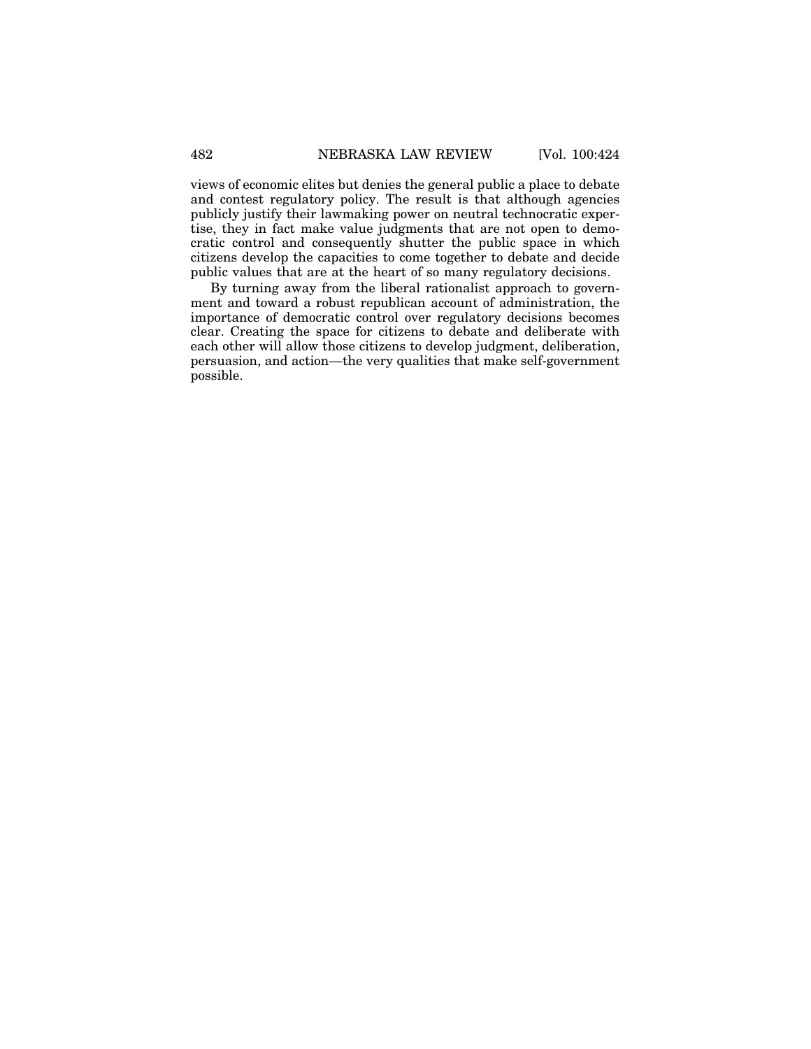views of economic elites but denies the general public a place to debate and contest regulatory policy. The result is that although agencies publicly justify their lawmaking power on neutral technocratic expertise, they in fact make value judgments that are not open to democratic control and consequently shutter the public space in which citizens develop the capacities to come together to debate and decide public values that are at the heart of so many regulatory decisions.

By turning away from the liberal rationalist approach to government and toward a robust republican account of administration, the importance of democratic control over regulatory decisions becomes clear. Creating the space for citizens to debate and deliberate with each other will allow those citizens to develop judgment, deliberation, persuasion, and action—the very qualities that make self-government possible.